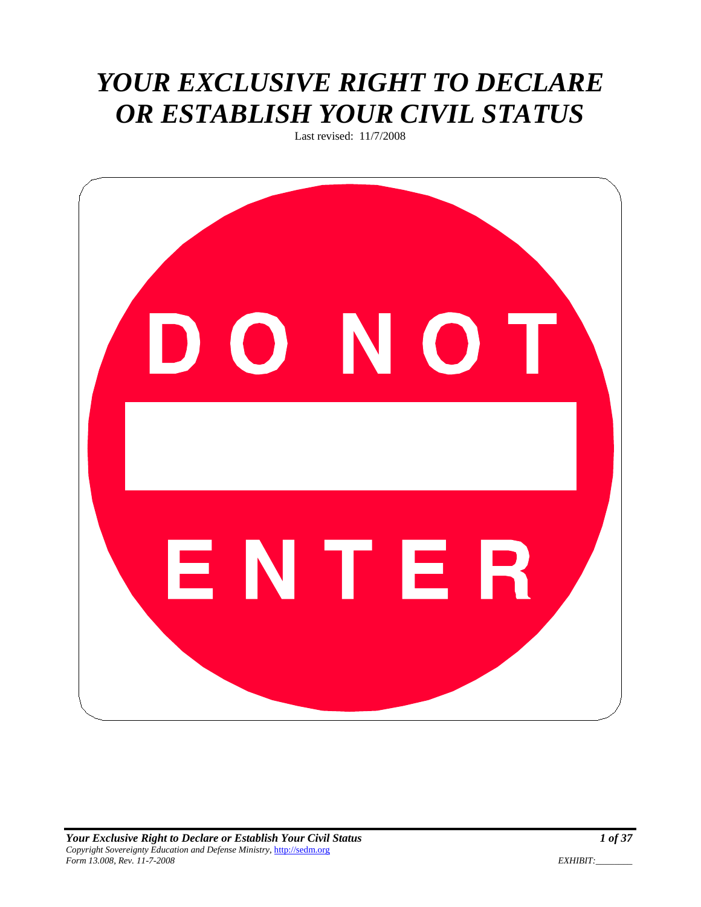# *YOUR EXCLUSIVE RIGHT TO DECLARE OR ESTABLISH YOUR CIVIL STATUS*

Last revised: 11/7/2008

DO NOT

ENTER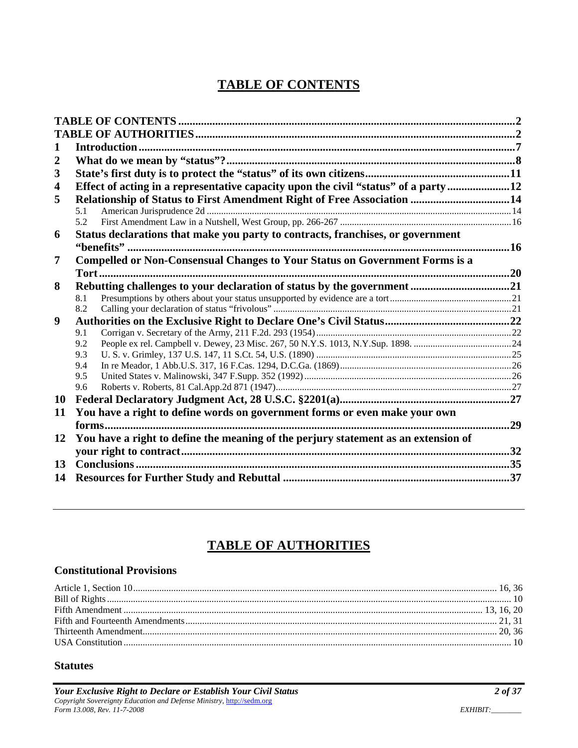# TABLE OF CONTENTS

**TABLE OF CONTENTS** .......... **2**
**TABLE OF AUTHORITIES** .......... **2**

**1 Introduction** .......... **7**
**2 What do we mean by "status"?** .......... **8**
**3 State's first duty is to protect the "status" of its own citizens** .......... **11**
**4 Effect of acting in a representative capacity upon the civil "status" of a party** .......... **12**
**5 Relationship of Status to First Amendment Right of Free Association** .......... **14**
- 5.1 American Jurisprudence 2d .......... 14
- 5.2 First Amendment Law in a Nutshell, West Group, pp. 266-267 .......... 16

**6 Status declarations that make you party to contracts, franchises, or government "benefits"** .......... **16**
**7 Compelled or Non-Consensual Changes to Your Status on Government Forms is a Tort** .......... **20**
**8 Rebutting challenges to your declaration of status by the government** .......... **21**
- 8.1 Presumptions by others about your status unsupported by evidence are a tort .......... 21
- 8.2 Calling your declaration of status "frivolous" .......... 21

**9 Authorities on the Exclusive Right to Declare One's Civil Status** .......... **22**
- 9.1 Corrigan v. Secretary of the Army, 211 F.2d. 293 (1954) .......... 22
- 9.2 People ex rel. Campbell v. Dewey, 23 Misc. 267, 50 N.Y.S. 1013, N.Y.Sup. 1898. .......... 24
- 9.3 U. S. v. Grimley, 137 U.S. 147, 11 S.Ct. 54, U.S. (1890) .......... 25
- 9.4 In re Meador, 1 Abb.U.S. 317, 16 F.Cas. 1294, D.C.Ga. (1869) .......... 26
- 9.5 United States v. Malinowski, 347 F.Supp. 352 (1992) .......... 26
- 9.6 Roberts v. Roberts, 81 Cal.App.2d 871 (1947) .......... 27

**10 Federal Declaratory Judgment Act, 28 U.S.C. §2201(a)** .......... **27**
**11 You have a right to define words on government forms or even make your own forms** .......... **29**
**12 You have a right to define the meaning of the perjury statement as an extension of your right to contract** .......... **32**
**13 Conclusions** .......... **35**
**14 Resources for Further Study and Rebuttal** .......... **37**

---

# TABLE OF AUTHORITIES

### Constitutional Provisions

Article 1, Section 10 .......... 16, 36
Bill of Rights .......... 10
Fifth Amendment .......... 13, 16, 20
Fifth and Fourteenth Amendments .......... 21, 31
Thirteenth Amendment .......... 20, 36
USA Constitution .......... 10

### Statutes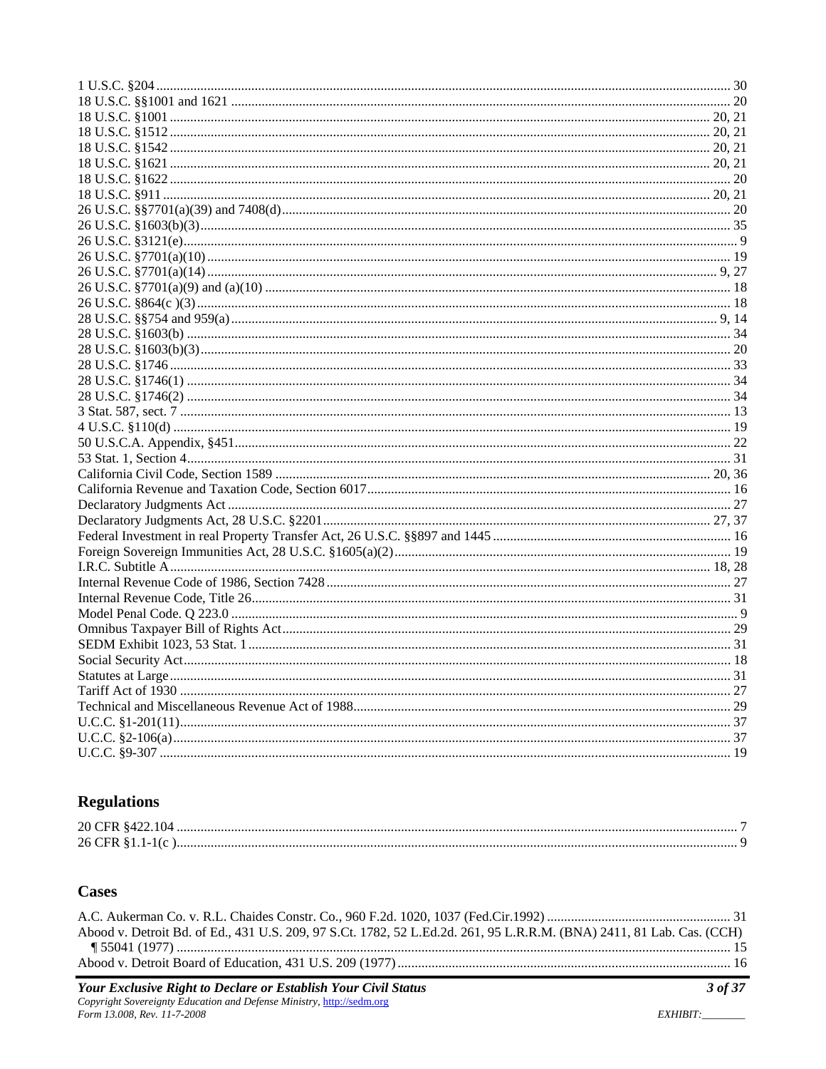1 U.S.C. §204 ........................................................................................................................................... 30
18 U.S.C. §§1001 and 1621 ...................................................................................................................... 20
18 U.S.C. §1001 ................................................................................................................................ 20, 21
18 U.S.C. §1512 ................................................................................................................................ 20, 21
18 U.S.C. §1542 ................................................................................................................................ 20, 21
18 U.S.C. §1621 ................................................................................................................................ 20, 21
18 U.S.C. §1622 ........................................................................................................................................ 20
18 U.S.C. §911 .................................................................................................................................. 20, 21
26 U.S.C. §§7701(a)(39) and 7408(d) ....................................................................................................... 20
26 U.S.C. §1603(b)(3) ............................................................................................................................... 35
26 U.S.C. §3121(e) ...................................................................................................................................... 9
26 U.S.C. §7701(a)(10) .............................................................................................................................. 19
26 U.S.C. §7701(a)(14) ........................................................................................................................ 9, 27
26 U.S.C. §7701(a)(9) and (a)(10) ............................................................................................................ 18
26 U.S.C. §864(c )(3) ................................................................................................................................ 18
28 U.S.C. §§754 and 959(a) ................................................................................................................ 9, 14
28 U.S.C. §1603(b) .................................................................................................................................... 34
28 U.S.C. §1603(b)(3) ............................................................................................................................... 20
28 U.S.C. §1746 ........................................................................................................................................ 33
28 U.S.C. §1746(1) .................................................................................................................................... 34
28 U.S.C. §1746(2) .................................................................................................................................... 34
3 Stat. 587, sect. 7 ...................................................................................................................................... 13
4 U.S.C. §110(d) ........................................................................................................................................ 19
50 U.S.C.A. Appendix, §451 ..................................................................................................................... 22
53 Stat. 1, Section 4 .................................................................................................................................... 31
California Civil Code, Section 1589 .................................................................................................... 20, 36
California Revenue and Taxation Code, Section 6017 ............................................................................... 16
Declaratory Judgments Act ........................................................................................................................ 27
Declaratory Judgments Act, 28 U.S.C. §2201 ...................................................................................... 27, 37
Federal Investment in real Property Transfer Act, 26 U.S.C. §§897 and 1445 .......................................... 16
Foreign Sovereign Immunities Act, 28 U.S.C. §1605(a)(2) ....................................................................... 19
I.R.C. Subtitle A ................................................................................................................................... 18, 28
Internal Revenue Code of 1986, Section 7428 ........................................................................................... 27
Internal Revenue Code, Title 26 ................................................................................................................. 31
Model Penal Code. Q 223.0 ......................................................................................................................... 9
Omnibus Taxpayer Bill of Rights Act ........................................................................................................ 29
SEDM Exhibit 1023, 53 Stat. 1 .................................................................................................................. 31
Social Security Act ...................................................................................................................................... 18
Statutes at Large ......................................................................................................................................... 31
Tariff Act of 1930 ....................................................................................................................................... 27
Technical and Miscellaneous Revenue Act of 1988 ................................................................................... 29
U.C.C. §1-201(11) ...................................................................................................................................... 37
U.C.C. §2-106(a) ........................................................................................................................................ 37
U.C.C. §9-307 ............................................................................................................................................ 19

## Regulations

20 CFR §422.104 .......................................................................................................................................... 7
26 CFR §1.1-1(c ) ......................................................................................................................................... 9

## Cases

A.C. Aukerman Co. v. R.L. Chaides Constr. Co., 960 F.2d. 1020, 1037 (Fed.Cir.1992) ............................ 31
Abood v. Detroit Bd. of Ed., 431 U.S. 209, 97 S.Ct. 1782, 52 L.Ed.2d. 261, 95 L.R.R.M. (BNA) 2411, 81 Lab. Cas. (CCH) ¶ 55041 (1977) ................................................................................................................................ 15
Abood v. Detroit Board of Education, 431 U.S. 209 (1977) ...................................................................... 16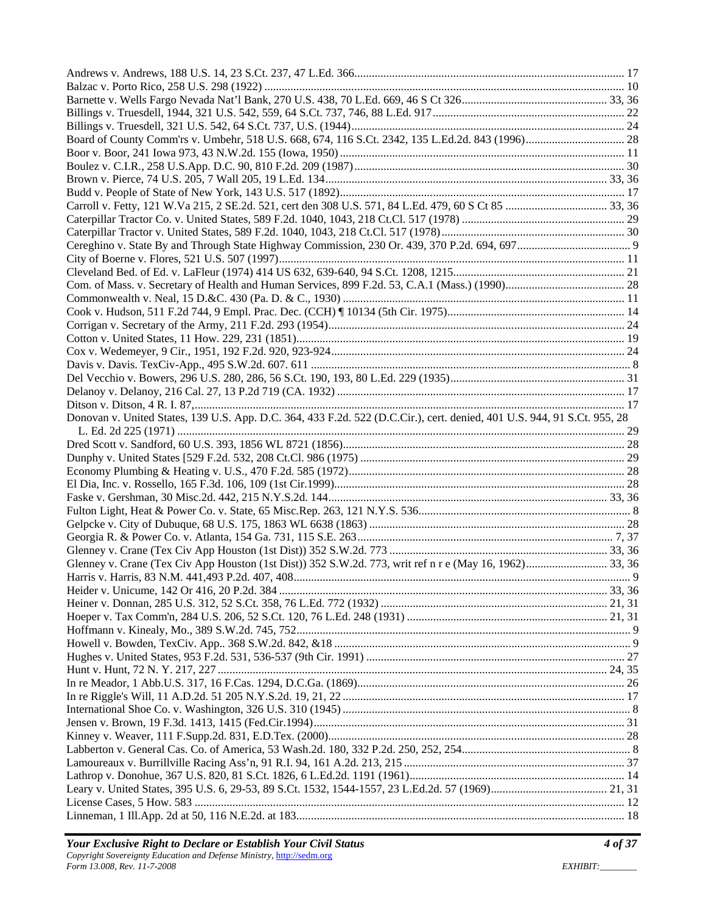Andrews v. Andrews, 188 U.S. 14, 23 S.Ct. 237, 47 L.Ed. 366............................................................................................. 17
Balzac v. Porto Rico, 258 U.S. 298 (1922) ............................................................................................................................ 10
Barnette v. Wells Fargo Nevada Nat'l Bank, 270 U.S. 438, 70 L.Ed. 669, 46 S Ct 326.................................................. 33, 36
Billings v. Truesdell, 1944, 321 U.S. 542, 559, 64 S.Ct. 737, 746, 88 L.Ed. 917.................................................................. 22
Billings v. Truesdell, 321 U.S. 542, 64 S.Ct. 737, U.S. (1944)............................................................................................. 24
Board of County Comm'rs v. Umbehr, 518 U.S. 668, 674, 116 S.Ct. 2342, 135 L.Ed.2d. 843 (1996).................................. 28
Boor v. Boor, 241 Iowa 973, 43 N.W.2d. 155 (Iowa, 1950) ................................................................................................. 11
Boulez v. C.I.R., 258 U.S.App. D.C. 90, 810 F.2d. 209 (1987)............................................................................................ 30
Brown v. Pierce, 74 U.S. 205, 7 Wall 205, 19 L.Ed. 134.................................................................................................. 33, 36
Budd v. People of State of New York, 143 U.S. 517 (1892)................................................................................................. 17
Carroll v. Fetty, 121 W.Va 215, 2 SE.2d. 521, cert den 308 U.S. 571, 84 L.Ed. 479, 60 S Ct 85 .................................. 33, 36
Caterpillar Tractor Co. v. United States, 589 F.2d. 1040, 1043, 218 Ct.Cl. 517 (1978) ....................................................... 29
Caterpillar Tractor v. United States, 589 F.2d. 1040, 1043, 218 Ct.Cl. 517 (1978).............................................................. 30
Cereghino v. State By and Through State Highway Commission, 230 Or. 439, 370 P.2d. 694, 697....................................... 9
City of Boerne v. Flores, 521 U.S. 507 (1997)...................................................................................................................... 11
Cleveland Bed. of Ed. v. LaFleur (1974) 414 US 632, 639-640, 94 S.Ct. 1208, 1215........................................................... 21
Com. of Mass. v. Secretary of Health and Human Services, 899 F.2d. 53, C.A.1 (Mass.) (1990).......................................... 28
Commonwealth v. Neal, 15 D.&C. 430 (Pa. D. & C., 1930) ................................................................................................ 11
Cook v. Hudson, 511 F.2d 744, 9 Empl. Prac. Dec. (CCH) ¶ 10134 (5th Cir. 1975)............................................................. 14
Corrigan v. Secretary of the Army, 211 F.2d. 293 (1954)..................................................................................................... 24
Cotton v. United States, 11 How. 229, 231 (1851)................................................................................................................ 19
Cox v. Wedemeyer, 9 Cir., 1951, 192 F.2d. 920, 923-924.................................................................................................... 24
Davis v. Davis. TexCiv-App., 495 S.W.2d. 607. 611 ............................................................................................................. 8
Del Vecchio v. Bowers, 296 U.S. 280, 286, 56 S.Ct. 190, 193, 80 L.Ed. 229 (1935)............................................................ 31
Delanoy v. Delanoy, 216 Cal. 27, 13 P.2d 719 (CA. 1932) .................................................................................................. 17
Ditson v. Ditson, 4 R. I. 87,................................................................................................................................................... 17
Donovan v. United States, 139 U.S. App. D.C. 364, 433 F.2d. 522 (D.C.Cir.), cert. denied, 401 U.S. 944, 91 S.Ct. 955, 28 L. Ed. 2d 225 (1971) ........................................................................................................................................................ 29
Dred Scott v. Sandford, 60 U.S. 393, 1856 WL 8721 (1856)................................................................................................ 28
Dunphy v. United States [529 F.2d. 532, 208 Ct.Cl. 986 (1975) .......................................................................................... 29
Economy Plumbing & Heating v. U.S., 470 F.2d. 585 (1972).............................................................................................. 28
El Dia, Inc. v. Rossello, 165 F.3d. 106, 109 (1st Cir.1999)................................................................................................... 28
Faske v. Gershman, 30 Misc.2d. 442, 215 N.Y.S.2d. 144................................................................................................ 33, 36
Fulton Light, Heat & Power Co. v. State, 65 Misc.Rep. 263, 121 N.Y.S. 536........................................................................ 8
Gelpcke v. City of Dubuque, 68 U.S. 175, 1863 WL 6638 (1863) ....................................................................................... 28
Georgia R. & Power Co. v. Atlanta, 154 Ga. 731, 115 S.E. 263........................................................................................ 7, 37
Glenney v. Crane (Tex Civ App Houston (1st Dist)) 352 S.W.2d. 773 ............................................................................ 33, 36
Glenney v. Crane (Tex Civ App Houston (1st Dist)) 352 S.W.2d. 773, writ ref n r e (May 16, 1962)............................ 33, 36
Harris v. Harris, 83 N.M. 441,493 P.2d. 407, 408................................................................................................................... 9
Heider v. Unicume, 142 Or 416, 20 P.2d. 384 ................................................................................................................ 33, 36
Heiner v. Donnan, 285 U.S. 312, 52 S.Ct. 358, 76 L.Ed. 772 (1932) .............................................................................. 21, 31
Hoeper v. Tax Comm'n, 284 U.S. 206, 52 S.Ct. 120, 76 L.Ed. 248 (1931) ..................................................................... 21, 31
Hoffmann v. Kinealy, Mo., 389 S.W.2d. 745, 752.................................................................................................................. 9
Howell v. Bowden, TexCiv. App.. 368 S.W.2d. 842, &18 ...................................................................................................... 9
Hughes v. United States, 953 F.2d. 531, 536-537 (9th Cir. 1991) ......................................................................................... 27
Hunt v. Hunt, 72 N. Y. 217, 227 ..................................................................................................................................... 24, 35
In re Meador, 1 Abb.U.S. 317, 16 F.Cas. 1294, D.C.Ga. (1869)........................................................................................... 26
In re Riggle's Will, 11 A.D.2d. 51 205 N.Y.S.2d. 19, 21, 22 ................................................................................................. 17
International Shoe Co. v. Washington, 326 U.S. 310 (1945) .................................................................................................. 8
Jensen v. Brown, 19 F.3d. 1413, 1415 (Fed.Cir.1994).......................................................................................................... 31
Kinney v. Weaver, 111 F.Supp.2d. 831, E.D.Tex. (2000)..................................................................................................... 28
Labberton v. General Cas. Co. of America, 53 Wash.2d. 180, 332 P.2d. 250, 252, 254.......................................................... 8
Lamoureaux v. Burrillville Racing Ass'n, 91 R.I. 94, 161 A.2d. 213, 215 ............................................................................ 37
Lathrop v. Donohue, 367 U.S. 820, 81 S.Ct. 1826, 6 L.Ed.2d. 1191 (1961).......................................................................... 14
Leary v. United States, 395 U.S. 6, 29-53, 89 S.Ct. 1532, 1544-1557, 23 L.Ed.2d. 57 (1969)........................................ 21, 31
License Cases, 5 How. 583 .................................................................................................................................................. 12
Linneman, 1 Ill.App. 2d at 50, 116 N.E.2d. at 183................................................................................................................ 18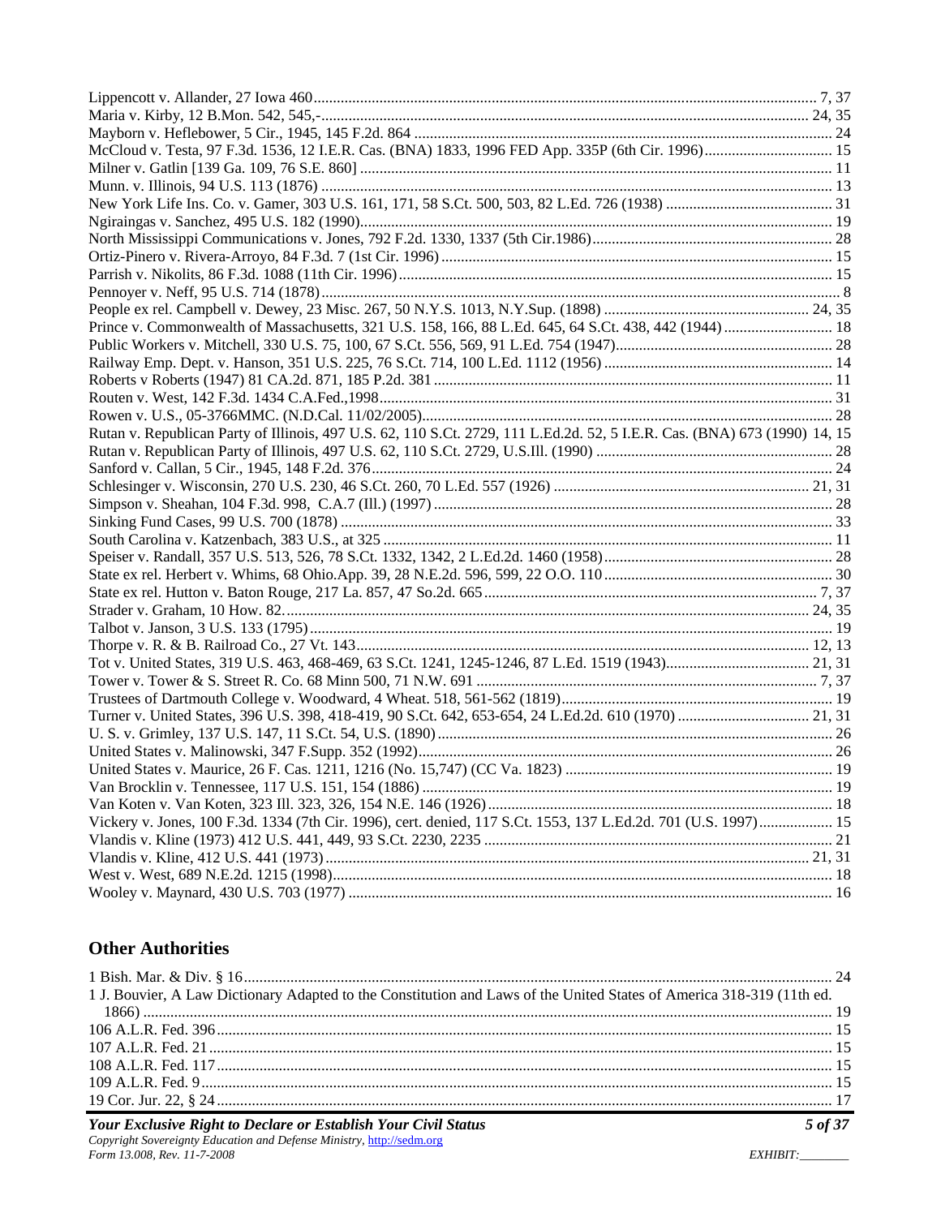Lippencott v. Allander, 27 Iowa 460 ..... 7, 37
Maria v. Kirby, 12 B.Mon. 542, 545,- ..... 24, 35
Mayborn v. Heflebower, 5 Cir., 1945, 145 F.2d. 864 ..... 24
McCloud v. Testa, 97 F.3d. 1536, 12 I.E.R. Cas. (BNA) 1833, 1996 FED App. 335P (6th Cir. 1996) ..... 15
Milner v. Gatlin [139 Ga. 109, 76 S.E. 860] ..... 11
Munn. v. Illinois, 94 U.S. 113 (1876) ..... 13
New York Life Ins. Co. v. Gamer, 303 U.S. 161, 171, 58 S.Ct. 500, 503, 82 L.Ed. 726 (1938) ..... 31
Ngiraingas v. Sanchez, 495 U.S. 182 (1990) ..... 19
North Mississippi Communications v. Jones, 792 F.2d. 1330, 1337 (5th Cir.1986) ..... 28
Ortiz-Pinero v. Rivera-Arroyo, 84 F.3d. 7 (1st Cir. 1996) ..... 15
Parrish v. Nikolits, 86 F.3d. 1088 (11th Cir. 1996) ..... 15
Pennoyer v. Neff, 95 U.S. 714 (1878) ..... 8
People ex rel. Campbell v. Dewey, 23 Misc. 267, 50 N.Y.S. 1013, N.Y.Sup. (1898) ..... 24, 35
Prince v. Commonwealth of Massachusetts, 321 U.S. 158, 166, 88 L.Ed. 645, 64 S.Ct. 438, 442 (1944) ..... 18
Public Workers v. Mitchell, 330 U.S. 75, 100, 67 S.Ct. 556, 569, 91 L.Ed. 754 (1947) ..... 28
Railway Emp. Dept. v. Hanson, 351 U.S. 225, 76 S.Ct. 714, 100 L.Ed. 1112 (1956) ..... 14
Roberts v Roberts (1947) 81 CA.2d. 871, 185 P.2d. 381 ..... 11
Routen v. West, 142 F.3d. 1434 C.A.Fed.,1998 ..... 31
Rowen v. U.S., 05-3766MMC. (N.D.Cal. 11/02/2005) ..... 28
Rutan v. Republican Party of Illinois, 497 U.S. 62, 110 S.Ct. 2729, 111 L.Ed.2d. 52, 5 I.E.R. Cas. (BNA) 673 (1990) 14, 15
Rutan v. Republican Party of Illinois, 497 U.S. 62, 110 S.Ct. 2729, U.S.Ill. (1990) ..... 28
Sanford v. Callan, 5 Cir., 1945, 148 F.2d. 376 ..... 24
Schlesinger v. Wisconsin, 270 U.S. 230, 46 S.Ct. 260, 70 L.Ed. 557 (1926) ..... 21, 31
Simpson v. Sheahan, 104 F.3d. 998, C.A.7 (Ill.) (1997) ..... 28
Sinking Fund Cases, 99 U.S. 700 (1878) ..... 33
South Carolina v. Katzenbach, 383 U.S., at 325 ..... 11
Speiser v. Randall, 357 U.S. 513, 526, 78 S.Ct. 1332, 1342, 2 L.Ed.2d. 1460 (1958) ..... 28
State ex rel. Herbert v. Whims, 68 Ohio.App. 39, 28 N.E.2d. 596, 599, 22 O.O. 110 ..... 30
State ex rel. Hutton v. Baton Rouge, 217 La. 857, 47 So.2d. 665 ..... 7, 37
Strader v. Graham, 10 How. 82. ..... 24, 35
Talbot v. Janson, 3 U.S. 133 (1795) ..... 19
Thorpe v. R. & B. Railroad Co., 27 Vt. 143 ..... 12, 13
Tot v. United States, 319 U.S. 463, 468-469, 63 S.Ct. 1241, 1245-1246, 87 L.Ed. 1519 (1943) ..... 21, 31
Tower v. Tower & S. Street R. Co. 68 Minn 500, 71 N.W. 691 ..... 7, 37
Trustees of Dartmouth College v. Woodward, 4 Wheat. 518, 561-562 (1819) ..... 19
Turner v. United States, 396 U.S. 398, 418-419, 90 S.Ct. 642, 653-654, 24 L.Ed.2d. 610 (1970) ..... 21, 31
U. S. v. Grimley, 137 U.S. 147, 11 S.Ct. 54, U.S. (1890) ..... 26
United States v. Malinowski, 347 F.Supp. 352 (1992) ..... 26
United States v. Maurice, 26 F. Cas. 1211, 1216 (No. 15,747) (CC Va. 1823) ..... 19
Van Brocklin v. Tennessee, 117 U.S. 151, 154 (1886) ..... 19
Van Koten v. Van Koten, 323 Ill. 323, 326, 154 N.E. 146 (1926) ..... 18
Vickery v. Jones, 100 F.3d. 1334 (7th Cir. 1996), cert. denied, 117 S.Ct. 1553, 137 L.Ed.2d. 701 (U.S. 1997) ..... 15
Vlandis v. Kline (1973) 412 U.S. 441, 449, 93 S.Ct. 2230, 2235 ..... 21
Vlandis v. Kline, 412 U.S. 441 (1973) ..... 21, 31
West v. West, 689 N.E.2d. 1215 (1998) ..... 18
Wooley v. Maynard, 430 U.S. 703 (1977) ..... 16

## Other Authorities

1 Bish. Mar. & Div. § 16 ..... 24
1 J. Bouvier, A Law Dictionary Adapted to the Constitution and Laws of the United States of America 318-319 (11th ed. 1866) ..... 19
106 A.L.R. Fed. 396 ..... 15
107 A.L.R. Fed. 21 ..... 15
108 A.L.R. Fed. 117 ..... 15
109 A.L.R. Fed. 9 ..... 15
19 Cor. Jur. 22, § 24 ..... 17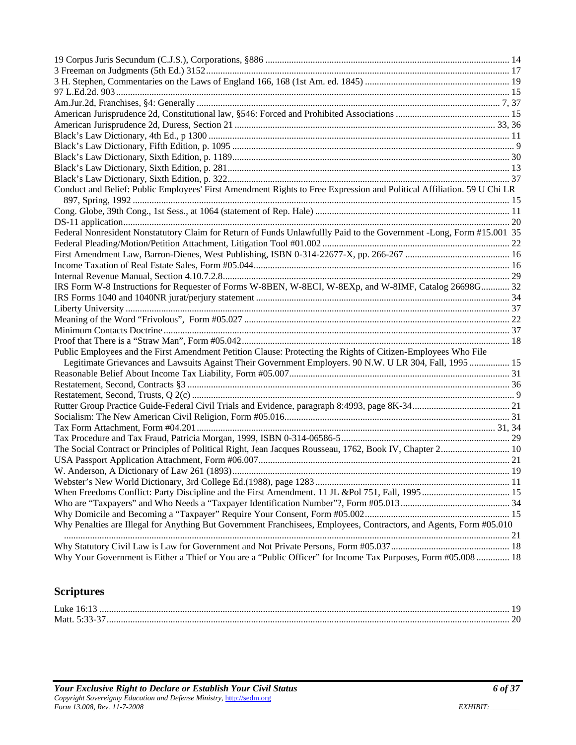19 Corpus Juris Secundum (C.J.S.), Corporations, §886 .......... 14
3 Freeman on Judgments (5th Ed.) 3152 .......... 17
3 H. Stephen, Commentaries on the Laws of England 166, 168 (1st Am. ed. 1845) .......... 19
97 L.Ed.2d. 903 .......... 15
Am.Jur.2d, Franchises, §4: Generally .......... 7, 37
American Jurisprudence 2d, Constitutional law, §546: Forced and Prohibited Associations .......... 15
American Jurisprudence 2d, Duress, Section 21 .......... 33, 36
Black's Law Dictionary, 4th Ed., p 1300 .......... 11
Black's Law Dictionary, Fifth Edition, p. 1095 .......... 9
Black's Law Dictionary, Sixth Edition, p. 1189 .......... 30
Black's Law Dictionary, Sixth Edition, p. 281 .......... 13
Black's Law Dictionary, Sixth Edition, p. 322 .......... 37
Conduct and Belief: Public Employees' First Amendment Rights to Free Expression and Political Affiliation. 59 U Chi LR 897, Spring, 1992 .......... 15
Cong. Globe, 39th Cong., 1st Sess., at 1064 (statement of Rep. Hale) .......... 11
DS-11 application .......... 20
Federal Nonresident Nonstatutory Claim for Return of Funds Unlawfullly Paid to the Government -Long, Form #15.001 35
Federal Pleading/Motion/Petition Attachment, Litigation Tool #01.002 .......... 22
First Amendment Law, Barron-Dienes, West Publishing, ISBN 0-314-22677-X, pp. 266-267 .......... 16
Income Taxation of Real Estate Sales, Form #05.044 .......... 16
Internal Revenue Manual, Section 4.10.7.2.8 .......... 29
IRS Form W-8 Instructions for Requester of Forms W-8BEN, W-8ECI, W-8EXp, and W-8IMF, Catalog 26698G .......... 32
IRS Forms 1040 and 1040NR jurat/perjury statement .......... 34
Liberty University .......... 37
Meaning of the Word "Frivolous", Form #05.027 .......... 22
Minimum Contacts Doctrine .......... 37
Proof that There is a "Straw Man", Form #05.042 .......... 18
Public Employees and the First Amendment Petition Clause: Protecting the Rights of Citizen-Employees Who File Legitimate Grievances and Lawsuits Against Their Government Employers. 90 N.W. U LR 304, Fall, 1995 .......... 15
Reasonable Belief About Income Tax Liability, Form #05.007 .......... 31
Restatement, Second, Contracts §3 .......... 36
Restatement, Second, Trusts, Q 2(c) .......... 9
Rutter Group Practice Guide-Federal Civil Trials and Evidence, paragraph 8:4993, page 8K-34 .......... 21
Socialism: The New American Civil Religion, Form #05.016 .......... 31
Tax Form Attachment, Form #04.201 .......... 31, 34
Tax Procedure and Tax Fraud, Patricia Morgan, 1999, ISBN 0-314-06586-5 .......... 29
The Social Contract or Principles of Political Right, Jean Jacques Rousseau, 1762, Book IV, Chapter 2 .......... 10
USA Passport Application Attachment, Form #06.007 .......... 21
W. Anderson, A Dictionary of Law 261 (1893) .......... 19
Webster's New World Dictionary, 3rd College Ed.(1988), page 1283 .......... 11
When Freedoms Conflict: Party Discipline and the First Amendment. 11 JL &Pol 751, Fall, 1995 .......... 15
Who are "Taxpayers" and Who Needs a "Taxpayer Identification Number"?, Form #05.013 .......... 34
Why Domicile and Becoming a "Taxpayer" Require Your Consent, Form #05.002 .......... 15
Why Penalties are Illegal for Anything But Government Franchisees, Employees, Contractors, and Agents, Form #05.010 .......... 21
Why Statutory Civil Law is Law for Government and Not Private Persons, Form #05.037 .......... 18
Why Your Government is Either a Thief or You are a "Public Officer" for Income Tax Purposes, Form #05.008 .......... 18

## Scriptures

Luke 16:13 .......... 19
Matt. 5:33-37 .......... 20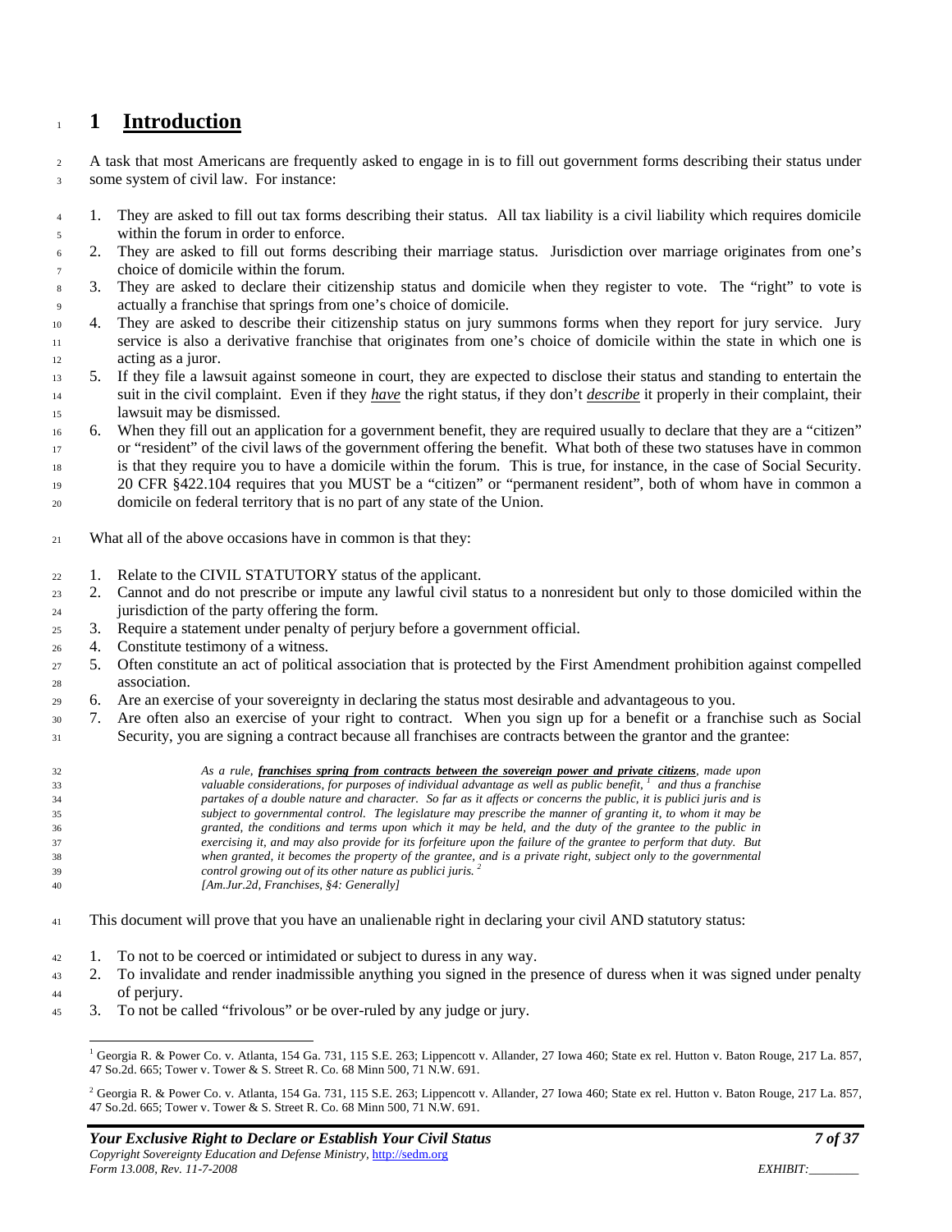# 1 Introduction

A task that most Americans are frequently asked to engage in is to fill out government forms describing their status under some system of civil law. For instance:

1. They are asked to fill out tax forms describing their status. All tax liability is a civil liability which requires domicile within the forum in order to enforce.
2. They are asked to fill out forms describing their marriage status. Jurisdiction over marriage originates from one's choice of domicile within the forum.
3. They are asked to declare their citizenship status and domicile when they register to vote. The "right" to vote is actually a franchise that springs from one's choice of domicile.
4. They are asked to describe their citizenship status on jury summons forms when they report for jury service. Jury service is also a derivative franchise that originates from one's choice of domicile within the state in which one is acting as a juror.
5. If they file a lawsuit against someone in court, they are expected to disclose their status and standing to entertain the suit in the civil complaint. Even if they ***have*** the right status, if they don't ***describe*** it properly in their complaint, their lawsuit may be dismissed.
6. When they fill out an application for a government benefit, they are required usually to declare that they are a "citizen" or "resident" of the civil laws of the government offering the benefit. What both of these two statuses have in common is that they require you to have a domicile within the forum. This is true, for instance, in the case of Social Security. 20 CFR §422.104 requires that you MUST be a "citizen" or "permanent resident", both of whom have in common a domicile on federal territory that is no part of any state of the Union.

What all of the above occasions have in common is that they:

1. Relate to the CIVIL STATUTORY status of the applicant.
2. Cannot and do not prescribe or impute any lawful civil status to a nonresident but only to those domiciled within the jurisdiction of the party offering the form.
3. Require a statement under penalty of perjury before a government official.
4. Constitute testimony of a witness.
5. Often constitute an act of political association that is protected by the First Amendment prohibition against compelled association.
6. Are an exercise of your sovereignty in declaring the status most desirable and advantageous to you.
7. Are often also an exercise of your right to contract. When you sign up for a benefit or a franchise such as Social Security, you are signing a contract because all franchises are contracts between the grantor and the grantee:

> *As a rule, **franchises spring from contracts between the sovereign power and private citizens**, made upon valuable considerations, for purposes of individual advantage as well as public benefit,*[1] *and thus a franchise partakes of a double nature and character. So far as it affects or concerns the public, it is publici juris and is subject to governmental control. The legislature may prescribe the manner of granting it, to whom it may be granted, the conditions and terms upon which it may be held, and the duty of the grantee to the public in exercising it, and may also provide for its forfeiture upon the failure of the grantee to perform that duty. But when granted, it becomes the property of the grantee, and is a private right, subject only to the governmental control growing out of its other nature as publici juris.*[2]
> *[Am.Jur.2d, Franchises, §4: Generally]*

This document will prove that you have an unalienable right in declaring your civil AND statutory status:

1. To not to be coerced or intimidated or subject to duress in any way.
2. To invalidate and render inadmissible anything you signed in the presence of duress when it was signed under penalty of perjury.
3. To not be called "frivolous" or be over-ruled by any judge or jury.

---

[1] Georgia R. & Power Co. v. Atlanta, 154 Ga. 731, 115 S.E. 263; Lippencott v. Allander, 27 Iowa 460; State ex rel. Hutton v. Baton Rouge, 217 La. 857, 47 So.2d. 665; Tower v. Tower & S. Street R. Co. 68 Minn 500, 71 N.W. 691.

[2] Georgia R. & Power Co. v. Atlanta, 154 Ga. 731, 115 S.E. 263; Lippencott v. Allander, 27 Iowa 460; State ex rel. Hutton v. Baton Rouge, 217 La. 857, 47 So.2d. 665; Tower v. Tower & S. Street R. Co. 68 Minn 500, 71 N.W. 691.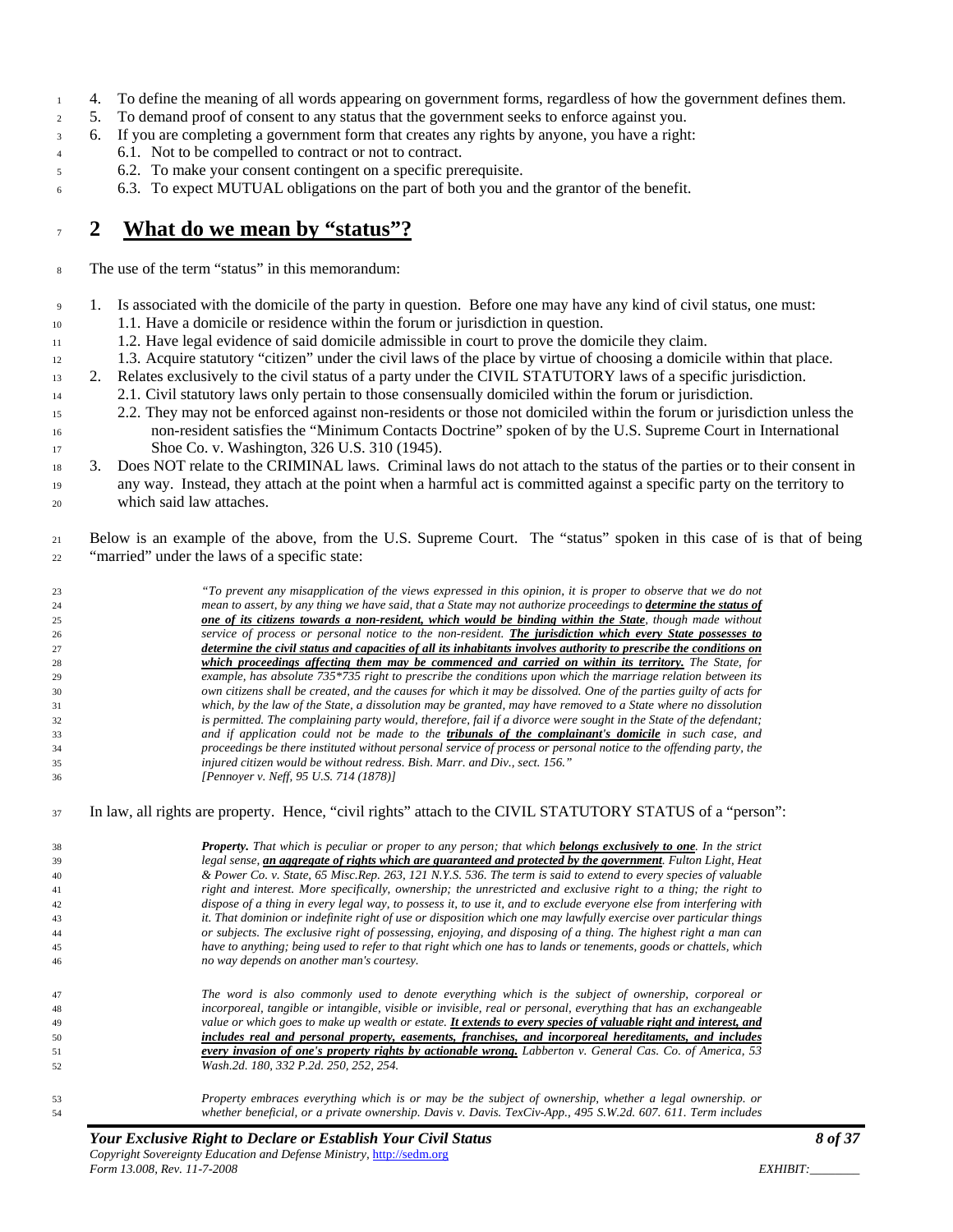4. To define the meaning of all words appearing on government forms, regardless of how the government defines them.
5. To demand proof of consent to any status that the government seeks to enforce against you.
6. If you are completing a government form that creates any rights by anyone, you have a right:
   6.1. Not to be compelled to contract or not to contract.
   6.2. To make your consent contingent on a specific prerequisite.
   6.3. To expect MUTUAL obligations on the part of both you and the grantor of the benefit.

## 2 What do we mean by "status"?

The use of the term "status" in this memorandum:

1. Is associated with the domicile of the party in question. Before one may have any kind of civil status, one must:
   1.1. Have a domicile or residence within the forum or jurisdiction in question.
   1.2. Have legal evidence of said domicile admissible in court to prove the domicile they claim.
   1.3. Acquire statutory "citizen" under the civil laws of the place by virtue of choosing a domicile within that place.
2. Relates exclusively to the civil status of a party under the CIVIL STATUTORY laws of a specific jurisdiction.
   2.1. Civil statutory laws only pertain to those consensually domiciled within the forum or jurisdiction.
   2.2. They may not be enforced against non-residents or those not domiciled within the forum or jurisdiction unless the non-resident satisfies the "Minimum Contacts Doctrine" spoken of by the U.S. Supreme Court in International Shoe Co. v. Washington, 326 U.S. 310 (1945).
3. Does NOT relate to the CRIMINAL laws. Criminal laws do not attach to the status of the parties or to their consent in any way. Instead, they attach at the point when a harmful act is committed against a specific party on the territory to which said law attaches.

Below is an example of the above, from the U.S. Supreme Court. The "status" spoken in this case of is that of being "married" under the laws of a specific state:

> *"To prevent any misapplication of the views expressed in this opinion, it is proper to observe that we do not mean to assert, by any thing we have said, that a State may not authorize proceedings to **determine the status of one of its citizens towards a non-resident, which would be binding within the State**, though made without service of process or personal notice to the non-resident. **The jurisdiction which every State possesses to determine the civil status and capacities of all its inhabitants involves authority to prescribe the conditions on which proceedings affecting them may be commenced and carried on within its territory.** The State, for example, has absolute 735\*735 right to prescribe the conditions upon which the marriage relation between its own citizens shall be created, and the causes for which it may be dissolved. One of the parties guilty of acts for which, by the law of the State, a dissolution may be granted, may have removed to a State where no dissolution is permitted. The complaining party would, therefore, fail if a divorce were sought in the State of the defendant; and if application could not be made to the **tribunals of the complainant's domicile** in such case, and proceedings be there instituted without personal service of process or personal notice to the offending party, the injured citizen would be without redress. Bish. Marr. and Div., sect. 156."*
> *[Pennoyer v. Neff, 95 U.S. 714 (1878)]*

In law, all rights are property. Hence, "civil rights" attach to the CIVIL STATUTORY STATUS of a "person":

> ***Property.*** *That which is peculiar or proper to any person; that which **belongs exclusively to one**. In the strict legal sense, **an aggregate of rights which are guaranteed and protected by the government**. Fulton Light, Heat & Power Co. v. State, 65 Misc.Rep. 263, 121 N.Y.S. 536. The term is said to extend to every species of valuable right and interest. More specifically, ownership; the unrestricted and exclusive right to a thing; the right to dispose of a thing in every legal way, to possess it, to use it, and to exclude everyone else from interfering with it. That dominion or indefinite right of use or disposition which one may lawfully exercise over particular things or subjects. The exclusive right of possessing, enjoying, and disposing of a thing. The highest right a man can have to anything; being used to refer to that right which one has to lands or tenements, goods or chattels, which no way depends on another man's courtesy.*
>
> *The word is also commonly used to denote everything which is the subject of ownership, corporeal or incorporeal, tangible or intangible, visible or invisible, real or personal, everything that has an exchangeable value or which goes to make up wealth or estate. **It extends to every species of valuable right and interest, and includes real and personal property, easements, franchises, and incorporeal hereditaments, and includes every invasion of one's property rights by actionable wrong.** Labberton v. General Cas. Co. of America, 53 Wash.2d. 180, 332 P.2d. 250, 252, 254.*
>
> *Property embraces everything which is or may be the subject of ownership, whether a legal ownership. or whether beneficial, or a private ownership. Davis v. Davis. TexCiv-App., 495 S.W.2d. 607. 611. Term includes*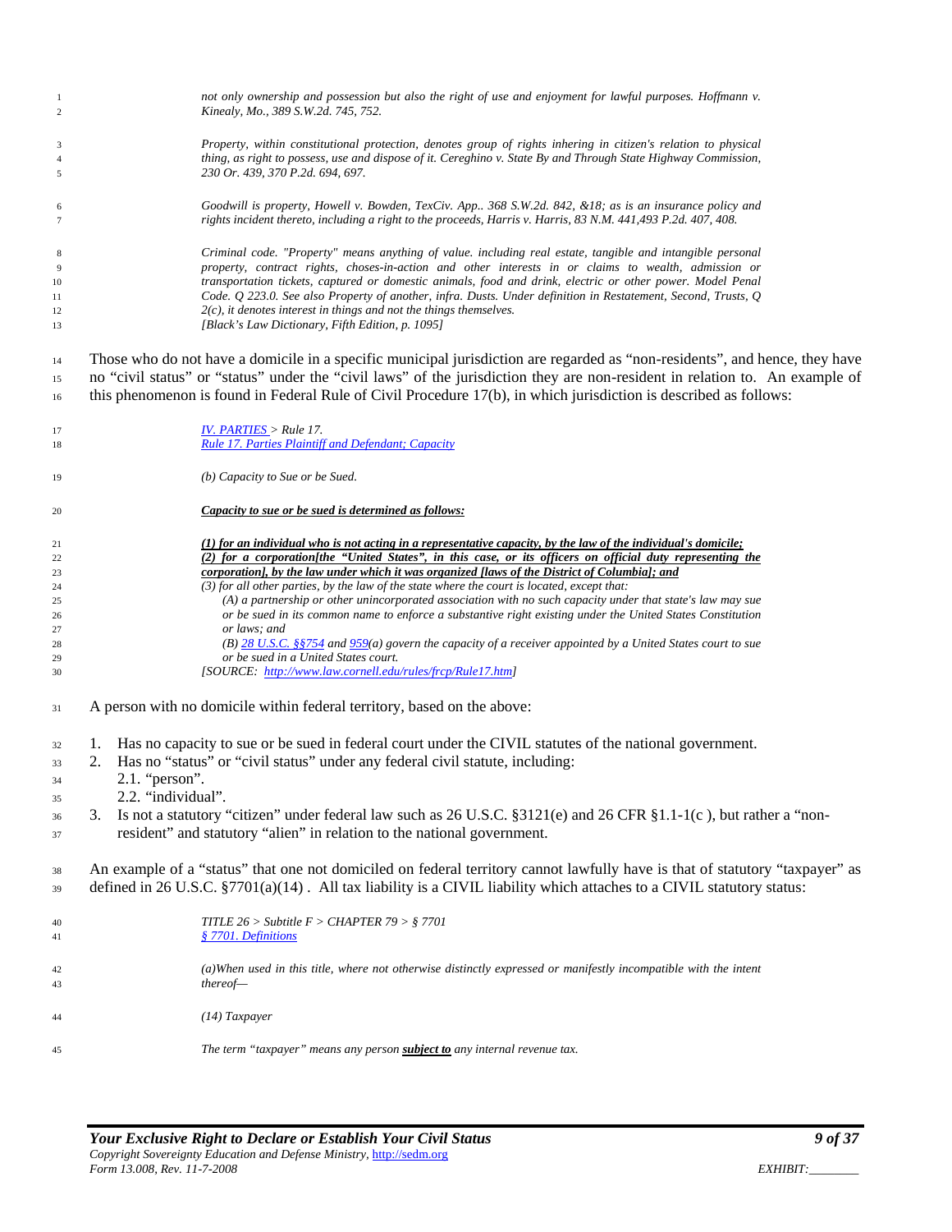*not only ownership and possession but also the right of use and enjoyment for lawful purposes. Hoffmann v. Kinealy, Mo., 389 S.W.2d. 745, 752.*

*Property, within constitutional protection, denotes group of rights inhering in citizen's relation to physical thing, as right to possess, use and dispose of it. Cereghino v. State By and Through State Highway Commission, 230 Or. 439, 370 P.2d. 694, 697.*

*Goodwill is property, Howell v. Bowden, TexCiv. App.. 368 S.W.2d. 842, &18; as is an insurance policy and rights incident thereto, including a right to the proceeds, Harris v. Harris, 83 N.M. 441,493 P.2d. 407, 408.*

*Criminal code. "Property" means anything of value. including real estate, tangible and intangible personal property, contract rights, choses-in-action and other interests in or claims to wealth, admission or transportation tickets, captured or domestic animals, food and drink, electric or other power. Model Penal Code. Q 223.0. See also Property of another, infra. Dusts. Under definition in Restatement, Second, Trusts, Q 2(c), it denotes interest in things and not the things themselves.*
*[Black's Law Dictionary, Fifth Edition, p. 1095]*

Those who do not have a domicile in a specific municipal jurisdiction are regarded as "non-residents", and hence, they have no "civil status" or "status" under the "civil laws" of the jurisdiction they are non-resident in relation to. An example of this phenomenon is found in Federal Rule of Civil Procedure 17(b), in which jurisdiction is described as follows:

> *IV. PARTIES > Rule 17.*
> *Rule 17. Parties Plaintiff and Defendant; Capacity*
>
> *(b) Capacity to Sue or be Sued.*
>
> ***Capacity to sue or be sued is determined as follows:***
>
> ***(1) for an individual who is not acting in a representative capacity, by the law of the individual's domicile;***
> ***(2) for a corporation[the "United States", in this case, or its officers on official duty representing the corporation], by the law under which it was organized [laws of the District of Columbia]; and***
> *(3) for all other parties, by the law of the state where the court is located, except that:*
> *(A) a partnership or other unincorporated association with no such capacity under that state's law may sue or be sued in its common name to enforce a substantive right existing under the United States Constitution or laws; and*
> *(B) 28 U.S.C. §§754 and 959(a) govern the capacity of a receiver appointed by a United States court to sue or be sued in a United States court.*
> *[SOURCE: http://www.law.cornell.edu/rules/frcp/Rule17.htm]*

A person with no domicile within federal territory, based on the above:

1. Has no capacity to sue or be sued in federal court under the CIVIL statutes of the national government.
2. Has no "status" or "civil status" under any federal civil statute, including:
   2.1. "person".
   2.2. "individual".
3. Is not a statutory "citizen" under federal law such as 26 U.S.C. §3121(e) and 26 CFR §1.1-1(c ), but rather a "non-resident" and statutory "alien" in relation to the national government.

An example of a "status" that one not domiciled on federal territory cannot lawfully have is that of statutory "taxpayer" as defined in 26 U.S.C. §7701(a)(14) . All tax liability is a CIVIL liability which attaches to a CIVIL statutory status:

> *TITLE 26 > Subtitle F > CHAPTER 79 > § 7701*
> *§ 7701. Definitions*
>
> *(a)When used in this title, where not otherwise distinctly expressed or manifestly incompatible with the intent thereof—*
>
> *(14) Taxpayer*
>
> *The term "taxpayer" means any person **subject to** any internal revenue tax.*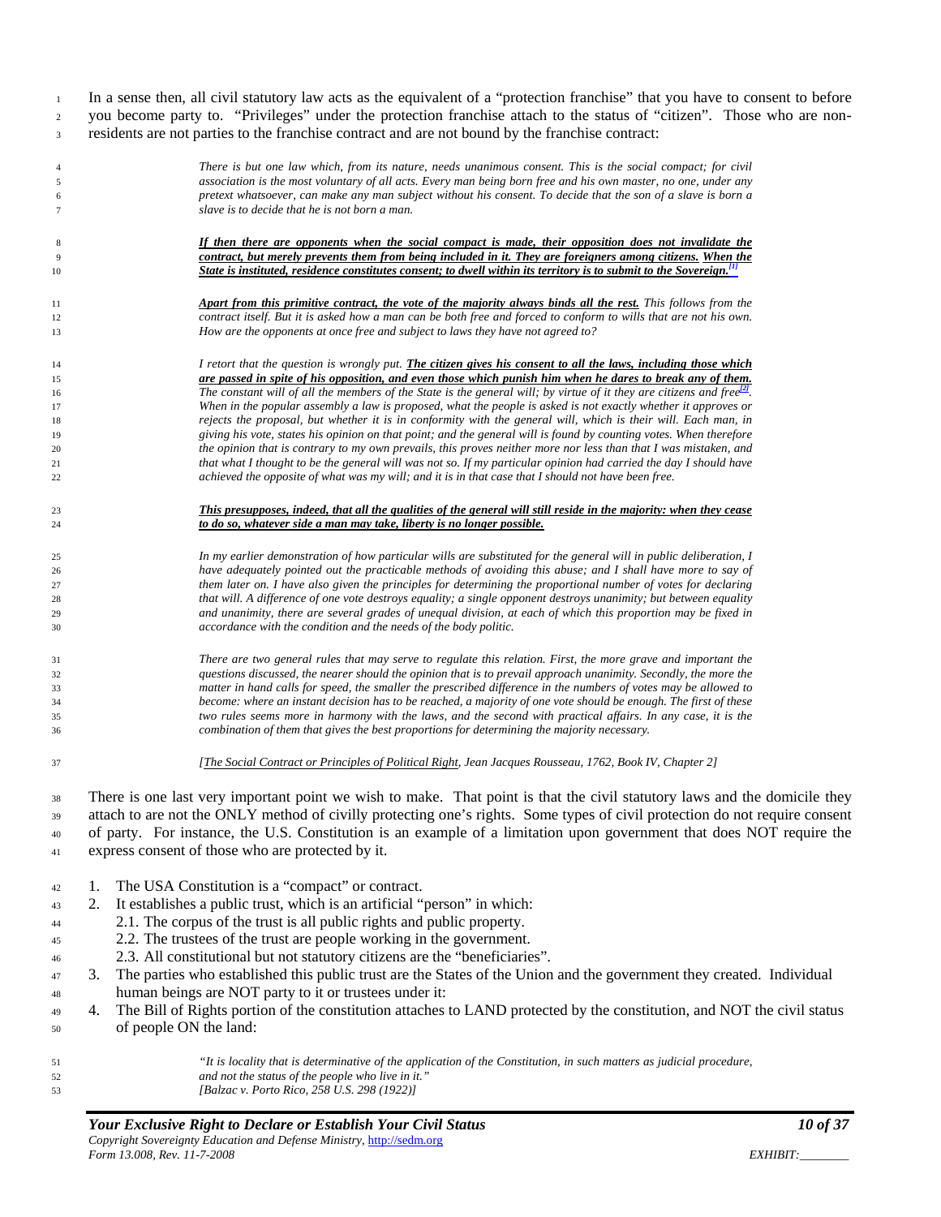In a sense then, all civil statutory law acts as the equivalent of a "protection franchise" that you have to consent to before you become party to. "Privileges" under the protection franchise attach to the status of "citizen". Those who are non-residents are not parties to the franchise contract and are not bound by the franchise contract:

> *There is but one law which, from its nature, needs unanimous consent. This is the social compact; for civil association is the most voluntary of all acts. Every man being born free and his own master, no one, under any pretext whatsoever, can make any man subject without his consent. To decide that the son of a slave is born a slave is to decide that he is not born a man.*
>
> ***If then there are opponents when the social compact is made, their opposition does not invalidate the contract, but merely prevents them from being included in it. They are foreigners among citizens. When the State is instituted, residence constitutes consent; to dwell within its territory is to submit to the Sovereign.***[1]
>
> ***Apart from this primitive contract, the vote of the majority always binds all the rest.*** *This follows from the contract itself. But it is asked how a man can be both free and forced to conform to wills that are not his own. How are the opponents at once free and subject to laws they have not agreed to?*
>
> *I retort that the question is wrongly put.* ***The citizen gives his consent to all the laws, including those which are passed in spite of his opposition, and even those which punish him when he dares to break any of them.*** *The constant will of all the members of the State is the general will; by virtue of it they are citizens and free*[2]*. When in the popular assembly a law is proposed, what the people is asked is not exactly whether it approves or rejects the proposal, but whether it is in conformity with the general will, which is their will. Each man, in giving his vote, states his opinion on that point; and the general will is found by counting votes. When therefore the opinion that is contrary to my own prevails, this proves neither more nor less than that I was mistaken, and that what I thought to be the general will was not so. If my particular opinion had carried the day I should have achieved the opposite of what was my will; and it is in that case that I should not have been free.*
>
> ***This presupposes, indeed, that all the qualities of the general will still reside in the majority: when they cease to do so, whatever side a man may take, liberty is no longer possible.***
>
> *In my earlier demonstration of how particular wills are substituted for the general will in public deliberation, I have adequately pointed out the practicable methods of avoiding this abuse; and I shall have more to say of them later on. I have also given the principles for determining the proportional number of votes for declaring that will. A difference of one vote destroys equality; a single opponent destroys unanimity; but between equality and unanimity, there are several grades of unequal division, at each of which this proportion may be fixed in accordance with the condition and the needs of the body politic.*
>
> *There are two general rules that may serve to regulate this relation. First, the more grave and important the questions discussed, the nearer should the opinion that is to prevail approach unanimity. Secondly, the more the matter in hand calls for speed, the smaller the prescribed difference in the numbers of votes may be allowed to become: where an instant decision has to be reached, a majority of one vote should be enough. The first of these two rules seems more in harmony with the laws, and the second with practical affairs. In any case, it is the combination of them that gives the best proportions for determining the majority necessary.*
>
> *[The Social Contract or Principles of Political Right, Jean Jacques Rousseau, 1762, Book IV, Chapter 2]*

There is one last very important point we wish to make. That point is that the civil statutory laws and the domicile they attach to are not the ONLY method of civilly protecting one's rights. Some types of civil protection do not require consent of party. For instance, the U.S. Constitution is an example of a limitation upon government that does NOT require the express consent of those who are protected by it.

1. The USA Constitution is a "compact" or contract.
2. It establishes a public trust, which is an artificial "person" in which:
   2.1. The corpus of the trust is all public rights and public property.
   2.2. The trustees of the trust are people working in the government.
   2.3. All constitutional but not statutory citizens are the "beneficiaries".
3. The parties who established this public trust are the States of the Union and the government they created. Individual human beings are NOT party to it or trustees under it:
4. The Bill of Rights portion of the constitution attaches to LAND protected by the constitution, and NOT the civil status of people ON the land:

> *"It is locality that is determinative of the application of the Constitution, in such matters as judicial procedure, and not the status of the people who live in it."*
> *[Balzac v. Porto Rico, 258 U.S. 298 (1922)]*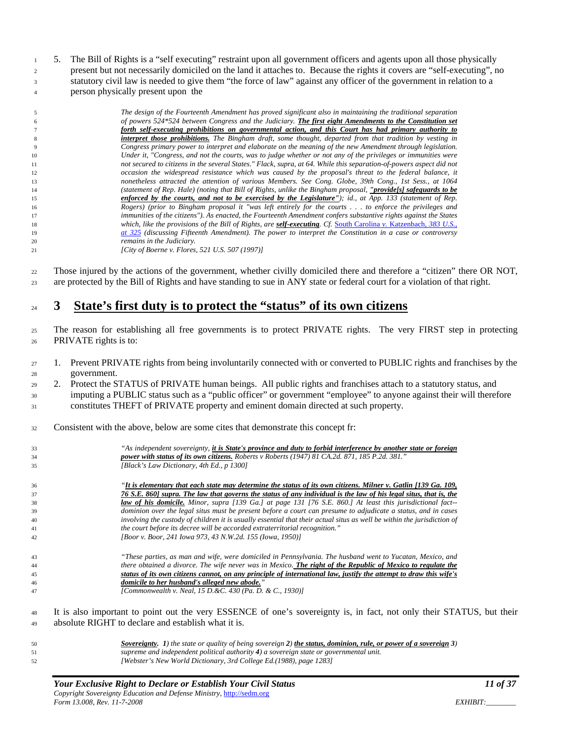5. The Bill of Rights is a "self executing" restraint upon all government officers and agents upon all those physically present but not necessarily domiciled on the land it attaches to. Because the rights it covers are "self-executing", no statutory civil law is needed to give them "the force of law" against any officer of the government in relation to a person physically present upon the

> *The design of the Fourteenth Amendment has proved significant also in maintaining the traditional separation of powers 524*524 between Congress and the Judiciary. **The first eight Amendments to the Constitution set forth self-executing prohibitions on governmental action, and this Court has had primary authority to interpret those prohibitions.** The Bingham draft, some thought, departed from that tradition by vesting in Congress primary power to interpret and elaborate on the meaning of the new Amendment through legislation. Under it, "Congress, and not the courts, was to judge whether or not any of the privileges or immunities were not secured to citizens in the several States." Flack, supra, at 64. While this separation-of-powers aspect did not occasion the widespread resistance which was caused by the proposal's threat to the federal balance, it nonetheless attracted the attention of various Members. See Cong. Globe, 39th Cong., 1st Sess., at 1064 (statement of Rep. Hale) (noting that Bill of Rights, unlike the Bingham proposal, **"provide[s] safeguards to be enforced by the courts, and not to be exercised by the Legislature"**); id., at App. 133 (statement of Rep. Rogers) (prior to Bingham proposal it "was left entirely for the courts . . . to enforce the privileges and immunities of the citizens"). As enacted, the Fourteenth Amendment confers substantive rights against the States which, like the provisions of the Bill of Rights, are **self-executing**. Cf. South Carolina v. Katzenbach, 383 U.S., at 325 (discussing Fifteenth Amendment). The power to interpret the Constitution in a case or controversy remains in the Judiciary.*
> *[City of Boerne v. Flores, 521 U.S. 507 (1997)]*

Those injured by the actions of the government, whether civilly domiciled there and therefore a "citizen" there OR NOT, are protected by the Bill of Rights and have standing to sue in ANY state or federal court for a violation of that right.

# 3 State's first duty is to protect the "status" of its own citizens

The reason for establishing all free governments is to protect PRIVATE rights. The very FIRST step in protecting PRIVATE rights is to:

1. Prevent PRIVATE rights from being involuntarily connected with or converted to PUBLIC rights and franchises by the government.
2. Protect the STATUS of PRIVATE human beings. All public rights and franchises attach to a statutory status, and imputing a PUBLIC status such as a "public officer" or government "employee" to anyone against their will therefore constitutes THEFT of PRIVATE property and eminent domain directed at such property.

Consistent with the above, below are some cites that demonstrate this concept fr:

> *"As independent sovereignty, **it is State's province and duty to forbid interference by another state or foreign power with status of its own citizens.** Roberts v Roberts (1947) 81 CA.2d. 871, 185 P.2d. 381."*
> *[Black's Law Dictionary, 4th Ed., p 1300]*

> *"**It is elementary that each state may determine the status of its own citizens. Milner v. Gatlin [139 Ga. 109, 76 S.E. 860] supra. The law that governs the status of any individual is the law of his legal situs, that is, the law of his domicile.** Minor, supra [139 Ga.] at page 131 [76 S.E. 860.] At least this jurisdictional fact--dominion over the legal situs must be present before a court can presume to adjudicate a status, and in cases involving the custody of children it is usually essential that their actual situs as well be within the jurisdiction of the court before its decree will be accorded extraterritorial recognition."*
> *[Boor v. Boor, 241 Iowa 973, 43 N.W.2d. 155 (Iowa, 1950)]*

> *"These parties, as man and wife, were domiciled in Pennsylvania. The husband went to Yucatan, Mexico, and there obtained a divorce. The wife never was in Mexico. **The right of the Republic of Mexico to regulate the status of its own citizens cannot, on any principle of international law, justify the attempt to draw this wife's domicile to her husband's alleged new abode.**"*
> *[Commonwealth v. Neal, 15 D.&C. 430 (Pa. D. & C., 1930)]*

It is also important to point out the very ESSENCE of one's sovereignty is, in fact, not only their STATUS, but their absolute RIGHT to declare and establish what it is.

> ***Sovereignty.** **1**) the state or quality of being sovereign **2**) **the status, dominion, rule, or power of a sovereign** **3**) supreme and independent political authority **4**) a sovereign state or governmental unit.*
> *[Webster's New World Dictionary, 3rd College Ed.(1988), page 1283]*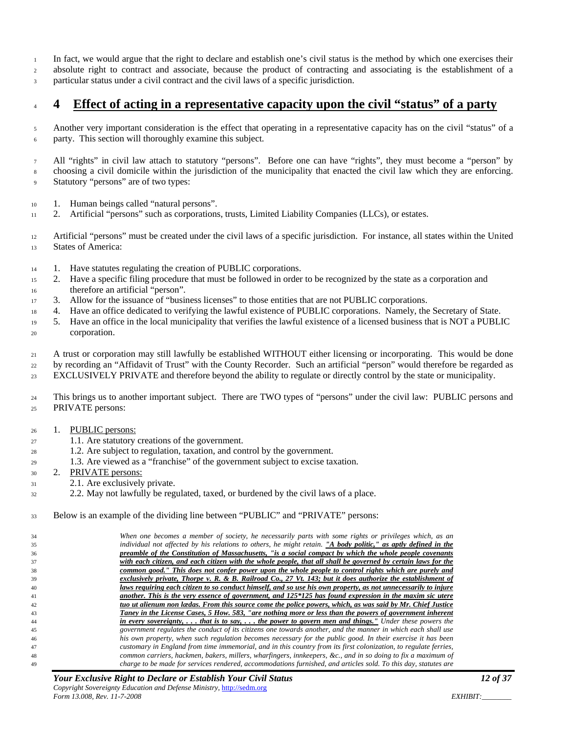In fact, we would argue that the right to declare and establish one's civil status is the method by which one exercises their absolute right to contract and associate, because the product of contracting and associating is the establishment of a particular status under a civil contract and the civil laws of a specific jurisdiction.

# 4 Effect of acting in a representative capacity upon the civil "status" of a party

Another very important consideration is the effect that operating in a representative capacity has on the civil "status" of a party. This section will thoroughly examine this subject.

All "rights" in civil law attach to statutory "persons". Before one can have "rights", they must become a "person" by choosing a civil domicile within the jurisdiction of the municipality that enacted the civil law which they are enforcing. Statutory "persons" are of two types:

1. Human beings called "natural persons".
2. Artificial "persons" such as corporations, trusts, Limited Liability Companies (LLCs), or estates.

Artificial "persons" must be created under the civil laws of a specific jurisdiction. For instance, all states within the United States of America:

1. Have statutes regulating the creation of PUBLIC corporations.
2. Have a specific filing procedure that must be followed in order to be recognized by the state as a corporation and therefore an artificial "person".
3. Allow for the issuance of "business licenses" to those entities that are not PUBLIC corporations.
4. Have an office dedicated to verifying the lawful existence of PUBLIC corporations. Namely, the Secretary of State.
5. Have an office in the local municipality that verifies the lawful existence of a licensed business that is NOT a PUBLIC corporation.

A trust or corporation may still lawfully be established WITHOUT either licensing or incorporating. This would be done by recording an "Affidavit of Trust" with the County Recorder. Such an artificial "person" would therefore be regarded as EXCLUSIVELY PRIVATE and therefore beyond the ability to regulate or directly control by the state or municipality.

This brings us to another important subject. There are TWO types of "persons" under the civil law: PUBLIC persons and PRIVATE persons:

1. PUBLIC persons:
   1.1. Are statutory creations of the government.
   1.2. Are subject to regulation, taxation, and control by the government.
   1.3. Are viewed as a "franchise" of the government subject to excise taxation.
2. PRIVATE persons:
   2.1. Are exclusively private.
   2.2. May not lawfully be regulated, taxed, or burdened by the civil laws of a place.

Below is an example of the dividing line between "PUBLIC" and "PRIVATE" persons:

> *When one becomes a member of society, he necessarily parts with some rights or privileges which, as an individual not affected by his relations to others, he might retain.* ***"A body politic," as aptly defined in the preamble of the Constitution of Massachusetts, "is a social compact by which the whole people covenants with each citizen, and each citizen with the whole people, that all shall be governed by certain laws for the common good." This does not confer power upon the whole people to control rights which are purely and exclusively private, Thorpe v. R. & B. Railroad Co., 27 Vt. 143; but it does authorize the establishment of laws requiring each citizen to so conduct himself, and so use his own property, as not unnecessarily to injure another. This is the very essence of government, and 125*125 has found expression in the maxim sic utere tuo ut alienum non lædas. From this source come the police powers, which, as was said by Mr. Chief Justice Taney in the License Cases, 5 How. 583, "are nothing more or less than the powers of government inherent in every sovereignty, . . . that is to say, . . . the power to govern men and things."*** *Under these powers the government regulates the conduct of its citizens one towards another, and the manner in which each shall use his own property, when such regulation becomes necessary for the public good. In their exercise it has been customary in England from time immemorial, and in this country from its first colonization, to regulate ferries, common carriers, hackmen, bakers, millers, wharfingers, innkeepers, &c., and in so doing to fix a maximum of charge to be made for services rendered, accommodations furnished, and articles sold. To this day, statutes are*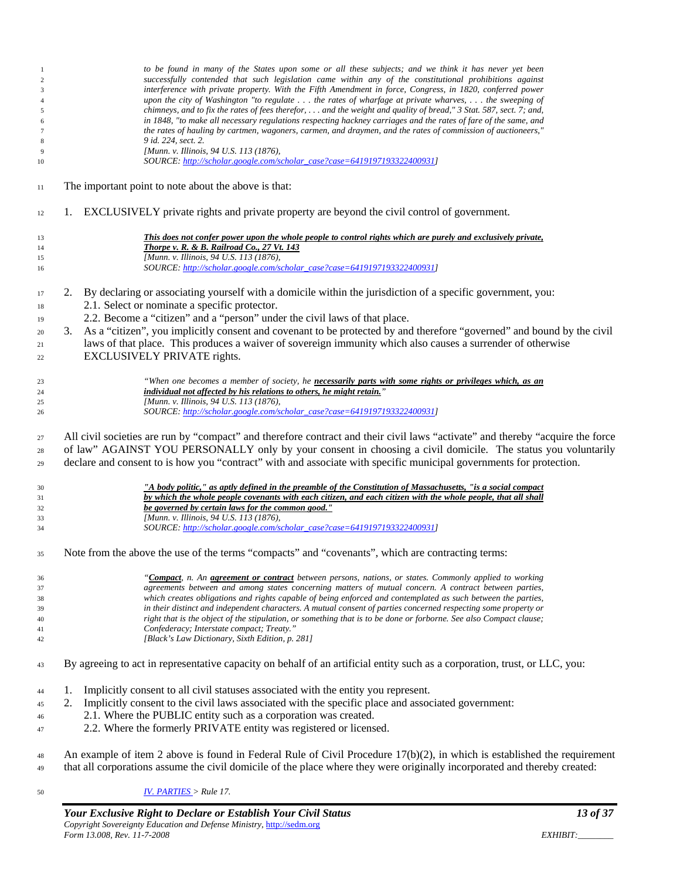> *to be found in many of the States upon some or all these subjects; and we think it has never yet been successfully contended that such legislation came within any of the constitutional prohibitions against interference with private property. With the Fifth Amendment in force, Congress, in 1820, conferred power upon the city of Washington "to regulate . . . the rates of wharfage at private wharves, . . . the sweeping of chimneys, and to fix the rates of fees therefor, . . . and the weight and quality of bread," 3 Stat. 587, sect. 7; and, in 1848, "to make all necessary regulations respecting hackney carriages and the rates of fare of the same, and the rates of hauling by cartmen, wagoners, carmen, and draymen, and the rates of commission of auctioneers," 9 id. 224, sect. 2.*
> *[Munn. v. Illinois, 94 U.S. 113 (1876),*
> *SOURCE: http://scholar.google.com/scholar_case?case=6419197193322400931]*

The important point to note about the above is that:

1. EXCLUSIVELY private rights and private property are beyond the civil control of government.

> ***<u>This does not confer power upon the whole people to control rights which are purely and exclusively private, Thorpe v. R. & B. Railroad Co., 27 Vt. 143</u>***
> *[Munn. v. Illinois, 94 U.S. 113 (1876),*
> *SOURCE: http://scholar.google.com/scholar_case?case=6419197193322400931]*

2. By declaring or associating yourself with a domicile within the jurisdiction of a specific government, you:
   2.1. Select or nominate a specific protector.
   2.2. Become a "citizen" and a "person" under the civil laws of that place.
3. As a "citizen", you implicitly consent and covenant to be protected by and therefore "governed" and bound by the civil laws of that place. This produces a waiver of sovereign immunity which also causes a surrender of otherwise EXCLUSIVELY PRIVATE rights.

> *"When one becomes a member of society, he **<u>necessarily parts with some rights or privileges which, as an individual not affected by his relations to others, he might retain.</u>**"*
> *[Munn. v. Illinois, 94 U.S. 113 (1876),*
> *SOURCE: http://scholar.google.com/scholar_case?case=6419197193322400931]*

All civil societies are run by "compact" and therefore contract and their civil laws "activate" and thereby "acquire the force of law" AGAINST YOU PERSONALLY only by your consent in choosing a civil domicile. The status you voluntarily declare and consent to is how you "contract" with and associate with specific municipal governments for protection.

> ***<u>"A body politic," as aptly defined in the preamble of the Constitution of Massachusetts, "is a social compact by which the whole people covenants with each citizen, and each citizen with the whole people, that all shall be governed by certain laws for the common good."</u>***
> *[Munn. v. Illinois, 94 U.S. 113 (1876),*
> *SOURCE: http://scholar.google.com/scholar_case?case=6419197193322400931]*

Note from the above the use of the terms "compacts" and "covenants", which are contracting terms:

> *"**<u>Compact</u>**, n. An **<u>agreement or contract</u>** between persons, nations, or states. Commonly applied to working agreements between and among states concerning matters of mutual concern. A contract between parties, which creates obligations and rights capable of being enforced and contemplated as such between the parties, in their distinct and independent characters. A mutual consent of parties concerned respecting some property or right that is the object of the stipulation, or something that is to be done or forborne. See also Compact clause; Confederacy; Interstate compact; Treaty."*
> *[Black's Law Dictionary, Sixth Edition, p. 281]*

By agreeing to act in representative capacity on behalf of an artificial entity such as a corporation, trust, or LLC, you:

1. Implicitly consent to all civil statuses associated with the entity you represent.
2. Implicitly consent to the civil laws associated with the specific place and associated government:
   2.1. Where the PUBLIC entity such as a corporation was created.
   2.2. Where the formerly PRIVATE entity was registered or licensed.

An example of item 2 above is found in Federal Rule of Civil Procedure 17(b)(2), in which is established the requirement that all corporations assume the civil domicile of the place where they were originally incorporated and thereby created:

> *IV. PARTIES > Rule 17.*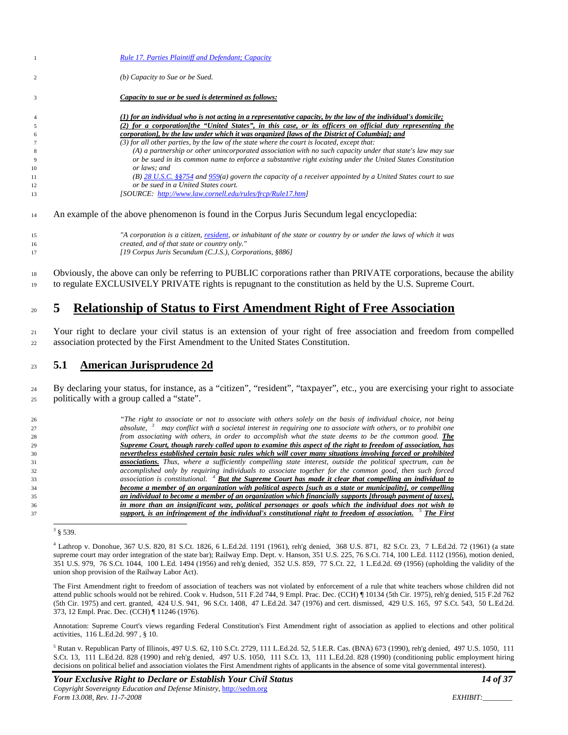*[Rule 17. Parties Plaintiff and Defendant; Capacity](#)*

*(b) Capacity to Sue or be Sued.*

***Capacity to sue or be sued is determined as follows:***

***(1) for an individual who is not acting in a representative capacity, by the law of the individual's domicile;***
***(2) for a corporation[the "United States", in this case, or its officers on official duty representing the corporation], by the law under which it was organized [laws of the District of Columbia]; and***
*(3) for all other parties, by the law of the state where the court is located, except that:*
*(A) a partnership or other unincorporated association with no such capacity under that state's law may sue or be sued in its common name to enforce a substantive right existing under the United States Constitution or laws; and*
*(B) 28 U.S.C. §§754 and 959(a) govern the capacity of a receiver appointed by a United States court to sue or be sued in a United States court.*
*[SOURCE: http://www.law.cornell.edu/rules/frcp/Rule17.htm]*

An example of the above phenomenon is found in the Corpus Juris Secundum legal encyclopedia:

*"A corporation is a citizen, resident, or inhabitant of the state or country by or under the laws of which it was created, and of that state or country only."*
*[19 Corpus Juris Secundum (C.J.S.), Corporations, §886]*

Obviously, the above can only be referring to PUBLIC corporations rather than PRIVATE corporations, because the ability to regulate EXCLUSIVELY PRIVATE rights is repugnant to the constitution as held by the U.S. Supreme Court.

# 5 Relationship of Status to First Amendment Right of Free Association

Your right to declare your civil status is an extension of your right of free association and freedom from compelled association protected by the First Amendment to the United States Constitution.

## 5.1 American Jurisprudence 2d

By declaring your status, for instance, as a "citizen", "resident", "taxpayer", etc., you are exercising your right to associate politically with a group called a "state".

*"The right to associate or not to associate with others solely on the basis of individual choice, not being absolute, [3] may conflict with a societal interest in requiring one to associate with others, or to prohibit one from associating with others, in order to accomplish what the state deems to be the common good.* ***The Supreme Court, though rarely called upon to examine this aspect of the right to freedom of association, has nevertheless established certain basic rules which will cover many situations involving forced or prohibited associations.*** *Thus, where a sufficiently compelling state interest, outside the political spectrum, can be accomplished only by requiring individuals to associate together for the common good, then such forced association is constitutional. [4]* ***But the Supreme Court has made it clear that compelling an individual to become a member of an organization with political aspects [such as a state or municipality], or compelling an individual to become a member of an organization which financially supports [through payment of taxes], in more than an insignificant way, political personages or goals which the individual does not wish to support, is an infringement of the individual's constitutional right to freedom of association.*** *[5]* ***The First***

---

[3] § 539.

[4] Lathrop v. Donohue, 367 U.S. 820, 81 S.Ct. 1826, 6 L.Ed.2d. 1191 (1961), reh'g denied, 368 U.S. 871, 82 S.Ct. 23, 7 L.Ed.2d. 72 (1961) (a state supreme court may order integration of the state bar); Railway Emp. Dept. v. Hanson, 351 U.S. 225, 76 S.Ct. 714, 100 L.Ed. 1112 (1956), motion denied, 351 U.S. 979, 76 S.Ct. 1044, 100 L.Ed. 1494 (1956) and reh'g denied, 352 U.S. 859, 77 S.Ct. 22, 1 L.Ed.2d. 69 (1956) (upholding the validity of the union shop provision of the Railway Labor Act).

The First Amendment right to freedom of association of teachers was not violated by enforcement of a rule that white teachers whose children did not attend public schools would not be rehired. Cook v. Hudson, 511 F.2d 744, 9 Empl. Prac. Dec. (CCH) ¶ 10134 (5th Cir. 1975), reh'g denied, 515 F.2d 762 (5th Cir. 1975) and cert. granted, 424 U.S. 941, 96 S.Ct. 1408, 47 L.Ed.2d. 347 (1976) and cert. dismissed, 429 U.S. 165, 97 S.Ct. 543, 50 L.Ed.2d. 373, 12 Empl. Prac. Dec. (CCH) ¶ 11246 (1976).

Annotation: Supreme Court's views regarding Federal Constitution's First Amendment right of association as applied to elections and other political activities, 116 L.Ed.2d. 997 , § 10.

[5] Rutan v. Republican Party of Illinois, 497 U.S. 62, 110 S.Ct. 2729, 111 L.Ed.2d. 52, 5 I.E.R. Cas. (BNA) 673 (1990), reh'g denied, 497 U.S. 1050, 111 S.Ct. 13, 111 L.Ed.2d. 828 (1990) and reh'g denied, 497 U.S. 1050, 111 S.Ct. 13, 111 L.Ed.2d. 828 (1990) (conditioning public employment hiring decisions on political belief and association violates the First Amendment rights of applicants in the absence of some vital governmental interest).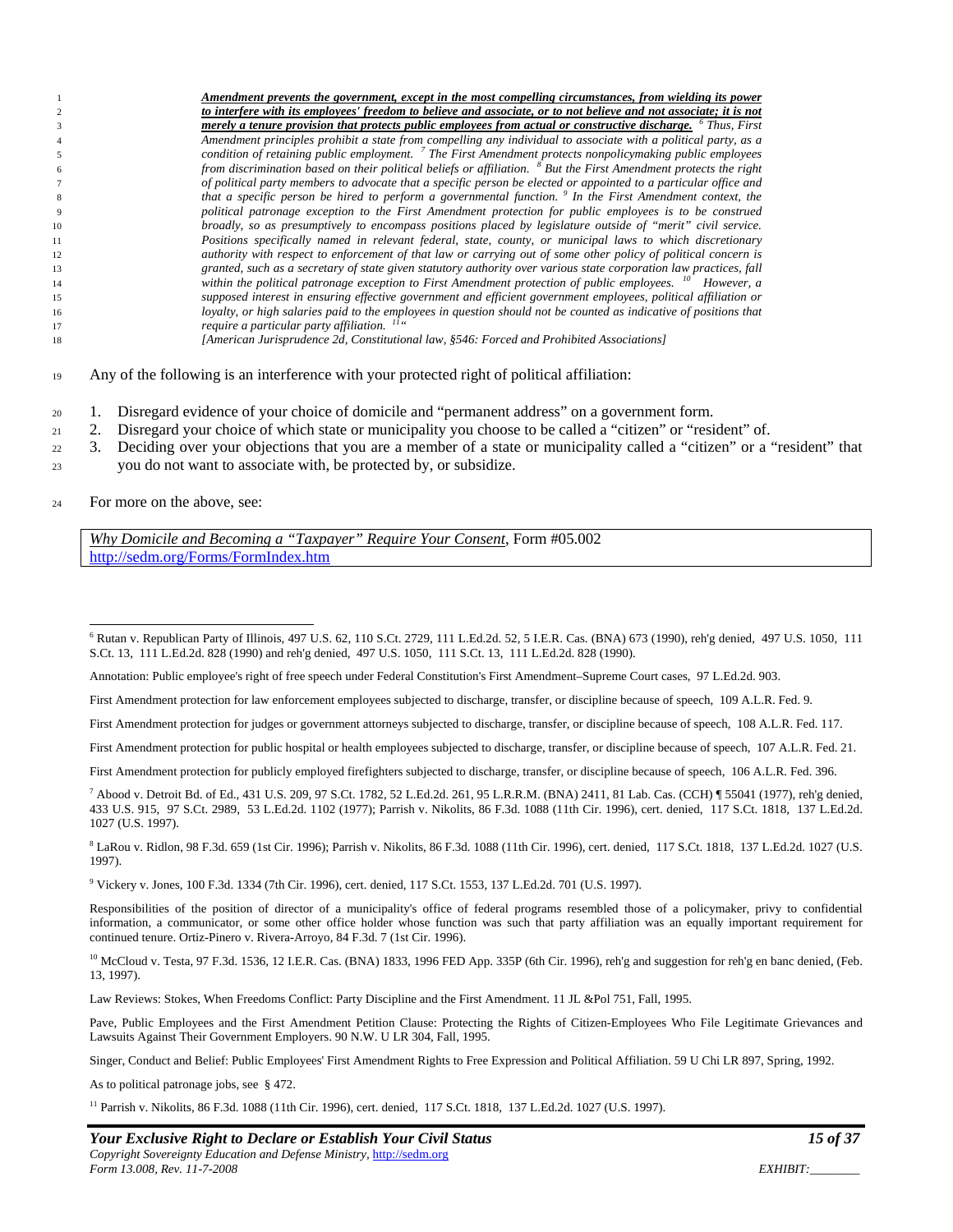> ***Amendment prevents the government, except in the most compelling circumstances, from wielding its power to interfere with its employees' freedom to believe and associate, or to not believe and not associate; it is not merely a tenure provision that protects public employees from actual or constructive discharge.*** *[6] Thus, First Amendment principles prohibit a state from compelling any individual to associate with a political party, as a condition of retaining public employment. [7] The First Amendment protects nonpolicymaking public employees from discrimination based on their political beliefs or affiliation. [8] But the First Amendment protects the right of political party members to advocate that a specific person be elected or appointed to a particular office and that a specific person be hired to perform a governmental function. [9] In the First Amendment context, the political patronage exception to the First Amendment protection for public employees is to be construed broadly, so as presumptively to encompass positions placed by legislature outside of "merit" civil service. Positions specifically named in relevant federal, state, county, or municipal laws to which discretionary authority with respect to enforcement of that law or carrying out of some other policy of political concern is granted, such as a secretary of state given statutory authority over various state corporation law practices, fall within the political patronage exception to First Amendment protection of public employees. [10] However, a supposed interest in ensuring effective government and efficient government employees, political affiliation or loyalty, or high salaries paid to the employees in question should not be counted as indicative of positions that require a particular party affiliation. [11]"*
> *[American Jurisprudence 2d, Constitutional law, §546: Forced and Prohibited Associations]*

Any of the following is an interference with your protected right of political affiliation:

1. Disregard evidence of your choice of domicile and "permanent address" on a government form.
2. Disregard your choice of which state or municipality you choose to be called a "citizen" or "resident" of.
3. Deciding over your objections that you are a member of a state or municipality called a "citizen" or a "resident" that you do not want to associate with, be protected by, or subsidize.

For more on the above, see:

| *Why Domicile and Becoming a "Taxpayer" Require Your Consent*, Form #05.002 http://sedm.org/Forms/FormIndex.htm |
|---|

---

[6] Rutan v. Republican Party of Illinois, 497 U.S. 62, 110 S.Ct. 2729, 111 L.Ed.2d. 52, 5 I.E.R. Cas. (BNA) 673 (1990), reh'g denied, 497 U.S. 1050, 111 S.Ct. 13, 111 L.Ed.2d. 828 (1990) and reh'g denied, 497 U.S. 1050, 111 S.Ct. 13, 111 L.Ed.2d. 828 (1990).

Annotation: Public employee's right of free speech under Federal Constitution's First Amendment–Supreme Court cases, 97 L.Ed.2d. 903.

First Amendment protection for law enforcement employees subjected to discharge, transfer, or discipline because of speech, 109 A.L.R. Fed. 9.

First Amendment protection for judges or government attorneys subjected to discharge, transfer, or discipline because of speech, 108 A.L.R. Fed. 117.

First Amendment protection for public hospital or health employees subjected to discharge, transfer, or discipline because of speech, 107 A.L.R. Fed. 21.

First Amendment protection for publicly employed firefighters subjected to discharge, transfer, or discipline because of speech, 106 A.L.R. Fed. 396.

[7] Abood v. Detroit Bd. of Ed., 431 U.S. 209, 97 S.Ct. 1782, 52 L.Ed.2d. 261, 95 L.R.R.M. (BNA) 2411, 81 Lab. Cas. (CCH) ¶ 55041 (1977), reh'g denied, 433 U.S. 915, 97 S.Ct. 2989, 53 L.Ed.2d. 1102 (1977); Parrish v. Nikolits, 86 F.3d. 1088 (11th Cir. 1996), cert. denied, 117 S.Ct. 1818, 137 L.Ed.2d. 1027 (U.S. 1997).

[8] LaRou v. Ridlon, 98 F.3d. 659 (1st Cir. 1996); Parrish v. Nikolits, 86 F.3d. 1088 (11th Cir. 1996), cert. denied, 117 S.Ct. 1818, 137 L.Ed.2d. 1027 (U.S. 1997).

[9] Vickery v. Jones, 100 F.3d. 1334 (7th Cir. 1996), cert. denied, 117 S.Ct. 1553, 137 L.Ed.2d. 701 (U.S. 1997).

Responsibilities of the position of director of a municipality's office of federal programs resembled those of a policymaker, privy to confidential information, a communicator, or some other office holder whose function was such that party affiliation was an equally important requirement for continued tenure. Ortiz-Pinero v. Rivera-Arroyo, 84 F.3d. 7 (1st Cir. 1996).

[10] McCloud v. Testa, 97 F.3d. 1536, 12 I.E.R. Cas. (BNA) 1833, 1996 FED App. 335P (6th Cir. 1996), reh'g and suggestion for reh'g en banc denied, (Feb. 13, 1997).

Law Reviews: Stokes, When Freedoms Conflict: Party Discipline and the First Amendment. 11 JL &Pol 751, Fall, 1995.

Pave, Public Employees and the First Amendment Petition Clause: Protecting the Rights of Citizen-Employees Who File Legitimate Grievances and Lawsuits Against Their Government Employers. 90 N.W. U LR 304, Fall, 1995.

Singer, Conduct and Belief: Public Employees' First Amendment Rights to Free Expression and Political Affiliation. 59 U Chi LR 897, Spring, 1992.

As to political patronage jobs, see § 472.

[11] Parrish v. Nikolits, 86 F.3d. 1088 (11th Cir. 1996), cert. denied, 117 S.Ct. 1818, 137 L.Ed.2d. 1027 (U.S. 1997).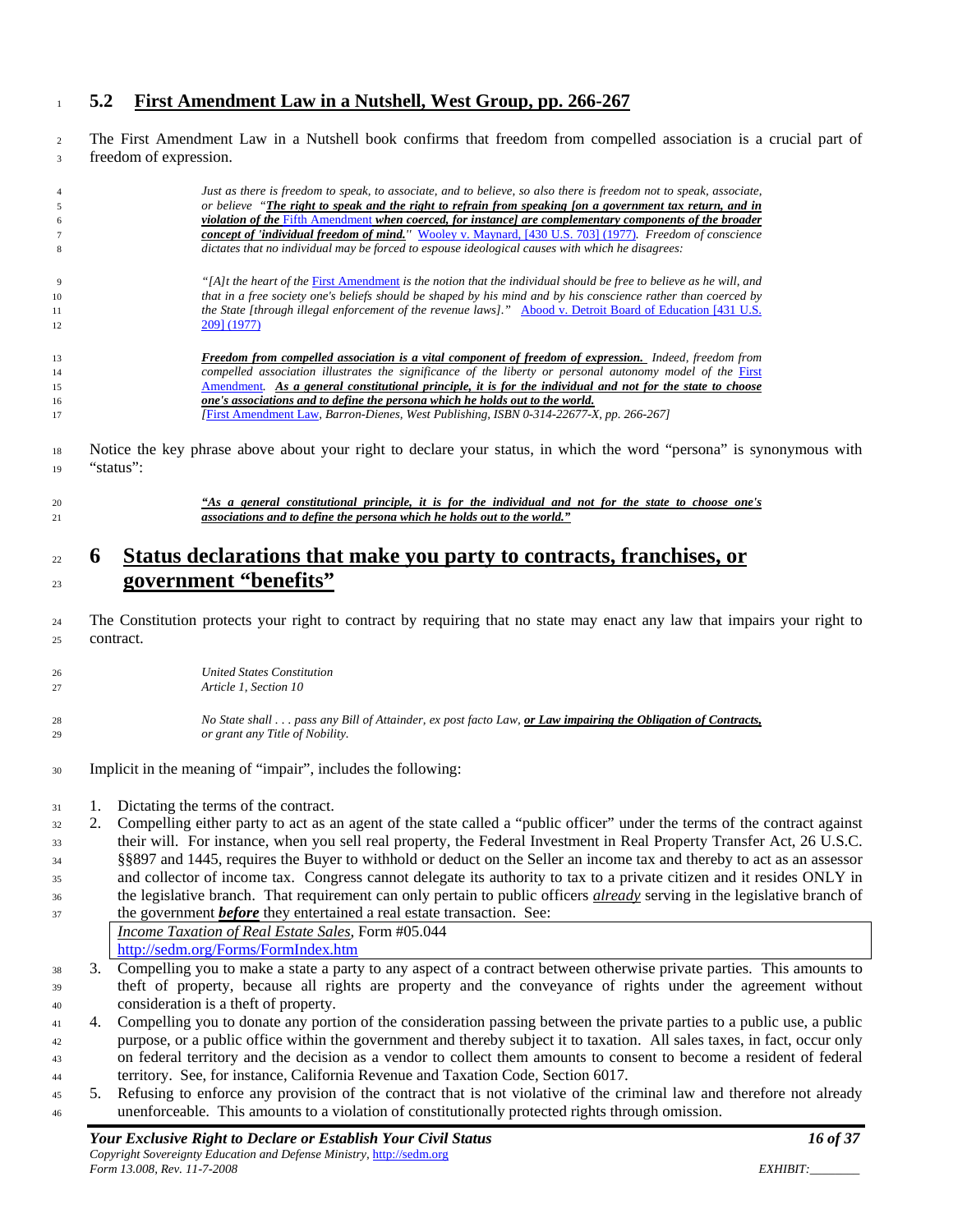## 5.2 First Amendment Law in a Nutshell, West Group, pp. 266-267

The First Amendment Law in a Nutshell book confirms that freedom from compelled association is a crucial part of freedom of expression.

> *Just as there is freedom to speak, to associate, and to believe, so also there is freedom not to speak, associate, or believe "**The right to speak and the right to refrain from speaking [on a government tax return, and in violation of the** Fifth Amendment **when coerced, for instance] are complementary components of the broader concept of 'individual freedom of mind.'**"* Wooley v. Maynard, [430 U.S. 703] (1977)*. Freedom of conscience dictates that no individual may be forced to espouse ideological causes with which he disagrees:*
>
> *"[A]t the heart of the* First Amendment *is the notion that the individual should be free to believe as he will, and that in a free society one's beliefs should be shaped by his mind and by his conscience rather than coerced by the State [through illegal enforcement of the revenue laws]."* Abood v. Detroit Board of Education [431 U.S. 209] (1977)
>
> ***Freedom from compelled association is a vital component of freedom of expression.*** *Indeed, freedom from compelled association illustrates the significance of the liberty or personal autonomy model of the* First Amendment*.* ***As a general constitutional principle, it is for the individual and not for the state to choose one's associations and to define the persona which he holds out to the world.***
> *[*First Amendment Law*, Barron-Dienes, West Publishing, ISBN 0-314-22677-X, pp. 266-267]*

Notice the key phrase above about your right to declare your status, in which the word "persona" is synonymous with "status":

> ***"As a general constitutional principle, it is for the individual and not for the state to choose one's associations and to define the persona which he holds out to the world."***

# 6 Status declarations that make you party to contracts, franchises, or government "benefits"

The Constitution protects your right to contract by requiring that no state may enact any law that impairs your right to contract.

> *United States Constitution*
> *Article 1, Section 10*
>
> *No State shall . . . pass any Bill of Attainder, ex post facto Law,* ***or Law impairing the Obligation of Contracts,*** *or grant any Title of Nobility.*

Implicit in the meaning of "impair", includes the following:

1. Dictating the terms of the contract.
2. Compelling either party to act as an agent of the state called a "public officer" under the terms of the contract against their will. For instance, when you sell real property, the Federal Investment in Real Property Transfer Act, 26 U.S.C. §§897 and 1445, requires the Buyer to withhold or deduct on the Seller an income tax and thereby to act as an assessor and collector of income tax. Congress cannot delegate its authority to tax to a private citizen and it resides ONLY in the legislative branch. That requirement can only pertain to public officers *already* serving in the legislative branch of the government ***before*** they entertained a real estate transaction. See:

   | *Income Taxation of Real Estate Sales*, Form #05.044<br>http://sedm.org/Forms/FormIndex.htm |
   |---|

3. Compelling you to make a state a party to any aspect of a contract between otherwise private parties. This amounts to theft of property, because all rights are property and the conveyance of rights under the agreement without consideration is a theft of property.
4. Compelling you to donate any portion of the consideration passing between the private parties to a public use, a public purpose, or a public office within the government and thereby subject it to taxation. All sales taxes, in fact, occur only on federal territory and the decision as a vendor to collect them amounts to consent to become a resident of federal territory. See, for instance, California Revenue and Taxation Code, Section 6017.
5. Refusing to enforce any provision of the contract that is not violative of the criminal law and therefore not already unenforceable. This amounts to a violation of constitutionally protected rights through omission.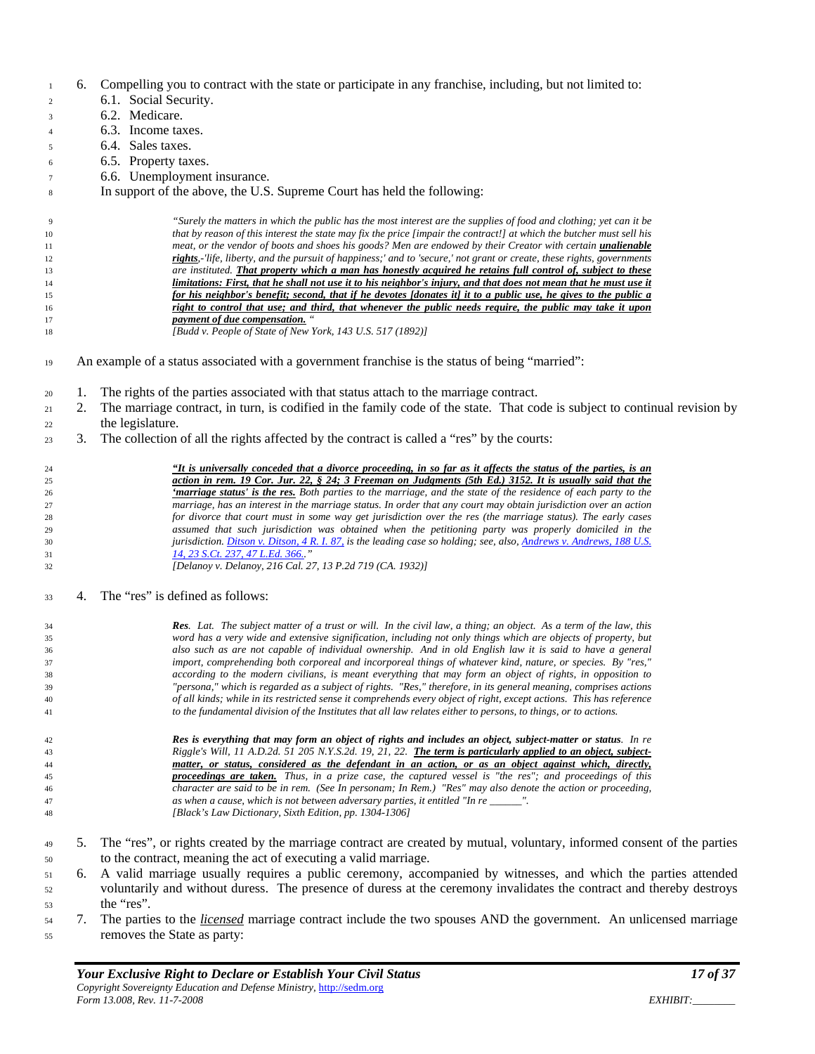6. Compelling you to contract with the state or participate in any franchise, including, but not limited to:
   6.1. Social Security.
   6.2. Medicare.
   6.3. Income taxes.
   6.4. Sales taxes.
   6.5. Property taxes.
   6.6. Unemployment insurance.

   In support of the above, the U.S. Supreme Court has held the following:

> *"Surely the matters in which the public has the most interest are the supplies of food and clothing; yet can it be that by reason of this interest the state may fix the price [impair the contract!] at which the butcher must sell his meat, or the vendor of boots and shoes his goods? Men are endowed by their Creator with certain* ***unalienable rights****,-'life, liberty, and the pursuit of happiness;' and to 'secure,' not grant or create, these rights, governments are instituted.* ***That property which a man has honestly acquired he retains full control of, subject to these limitations: First, that he shall not use it to his neighbor's injury, and that does not mean that he must use it for his neighbor's benefit; second, that if he devotes [donates it] it to a public use, he gives to the public a right to control that use; and third, that whenever the public needs require, the public may take it upon payment of due compensation.*** *"*
> *[Budd v. People of State of New York, 143 U.S. 517 (1892)]*

An example of a status associated with a government franchise is the status of being "married":

1. The rights of the parties associated with that status attach to the marriage contract.
2. The marriage contract, in turn, is codified in the family code of the state. That code is subject to continual revision by the legislature.
3. The collection of all the rights affected by the contract is called a "res" by the courts:

> ***"It is universally conceded that a divorce proceeding, in so far as it affects the status of the parties, is an action in rem. 19 Cor. Jur. 22, § 24; 3 Freeman on Judgments (5th Ed.) 3152. It is usually said that the 'marriage status' is the res.*** *Both parties to the marriage, and the state of the residence of each party to the marriage, has an interest in the marriage status. In order that any court may obtain jurisdiction over an action for divorce that court must in some way get jurisdiction over the res (the marriage status). The early cases assumed that such jurisdiction was obtained when the petitioning party was properly domiciled in the jurisdiction. Ditson v. Ditson, 4 R. I. 87, is the leading case so holding; see, also, Andrews v. Andrews, 188 U.S. 14, 23 S.Ct. 237, 47 L.Ed. 366.."*
> *[Delanoy v. Delanoy, 216 Cal. 27, 13 P.2d 719 (CA. 1932)]*

4. The "res" is defined as follows:

> ***Res****. Lat. The subject matter of a trust or will. In the civil law, a thing; an object. As a term of the law, this word has a very wide and extensive signification, including not only things which are objects of property, but also such as are not capable of individual ownership. And in old English law it is said to have a general import, comprehending both corporeal and incorporeal things of whatever kind, nature, or species. By "res," according to the modern civilians, is meant everything that may form an object of rights, in opposition to "persona," which is regarded as a subject of rights. "Res," therefore, in its general meaning, comprises actions of all kinds; while in its restricted sense it comprehends every object of right, except actions. This has reference to the fundamental division of the Institutes that all law relates either to persons, to things, or to actions.*
>
> ***Res is everything that may form an object of rights and includes an object, subject-matter or status****. In re Riggle's Will, 11 A.D.2d. 51 205 N.Y.S.2d. 19, 21, 22.* ***The term is particularly applied to an object, subject-matter, or status, considered as the defendant in an action, or as an object against which, directly, proceedings are taken.*** *Thus, in a prize case, the captured vessel is "the res"; and proceedings of this character are said to be in rem. (See In personam; In Rem.) "Res" may also denote the action or proceeding, as when a cause, which is not between adversary parties, it entitled "In re ______".*
> *[Black's Law Dictionary, Sixth Edition, pp. 1304-1306]*

5. The "res", or rights created by the marriage contract are created by mutual, voluntary, informed consent of the parties to the contract, meaning the act of executing a valid marriage.
6. A valid marriage usually requires a public ceremony, accompanied by witnesses, and which the parties attended voluntarily and without duress. The presence of duress at the ceremony invalidates the contract and thereby destroys the "res".
7. The parties to the *licensed* marriage contract include the two spouses AND the government. An unlicensed marriage removes the State as party: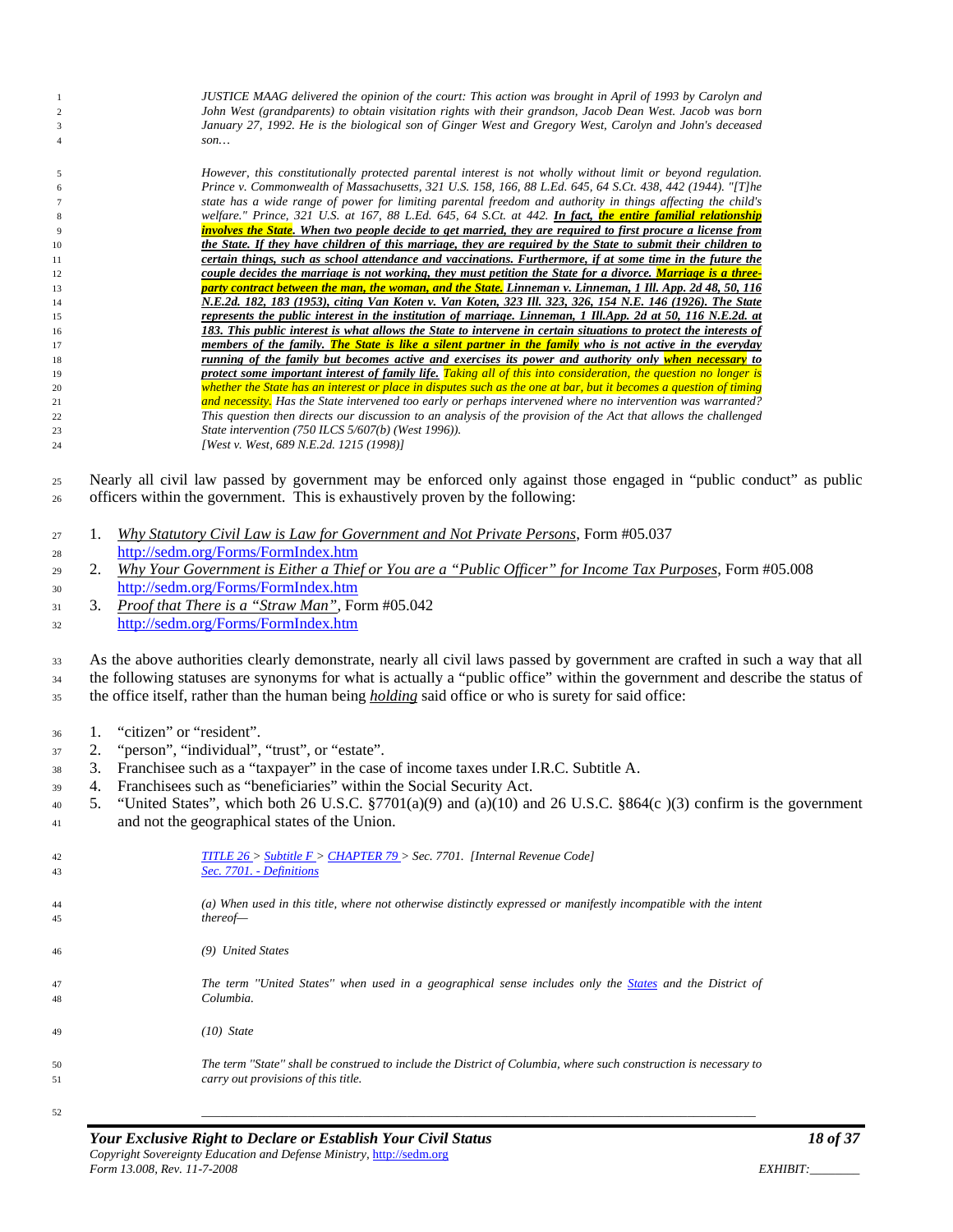> *JUSTICE MAAG delivered the opinion of the court: This action was brought in April of 1993 by Carolyn and John West (grandparents) to obtain visitation rights with their grandson, Jacob Dean West. Jacob was born January 27, 1992. He is the biological son of Ginger West and Gregory West, Carolyn and John's deceased son…*
>
> *However, this constitutionally protected parental interest is not wholly without limit or beyond regulation. Prince v. Commonwealth of Massachusetts, 321 U.S. 158, 166, 88 L.Ed. 645, 64 S.Ct. 438, 442 (1944). "[T]he state has a wide range of power for limiting parental freedom and authority in things affecting the child's welfare." Prince, 321 U.S. at 167, 88 L.Ed. 645, 64 S.Ct. at 442.* ***In fact, the entire familial relationship involves the State. When two people decide to get married, they are required to first procure a license from the State. If they have children of this marriage, they are required by the State to submit their children to certain things, such as school attendance and vaccinations. Furthermore, if at some time in the future the couple decides the marriage is not working, they must petition the State for a divorce. Marriage is a three-party contract between the man, the woman, and the State. Linneman v. Linneman, 1 Ill. App. 2d 48, 50, 116 N.E.2d. 182, 183 (1953), citing Van Koten v. Van Koten, 323 Ill. 323, 326, 154 N.E. 146 (1926). The State represents the public interest in the institution of marriage. Linneman, 1 Ill.App. 2d at 50, 116 N.E.2d. at 183. This public interest is what allows the State to intervene in certain situations to protect the interests of members of the family. The State is like a silent partner in the family who is not active in the everyday running of the family but becomes active and exercises its power and authority only when necessary to protect some important interest of family life.*** *Taking all of this into consideration, the question no longer is whether the State has an interest or place in disputes such as the one at bar, but it becomes a question of timing and necessity. Has the State intervened too early or perhaps intervened where no intervention was warranted? This question then directs our discussion to an analysis of the provision of the Act that allows the challenged State intervention (750 ILCS 5/607(b) (West 1996)).*
> *[West v. West, 689 N.E.2d. 1215 (1998)]*

Nearly all civil law passed by government may be enforced only against those engaged in "public conduct" as public officers within the government. This is exhaustively proven by the following:

1. *Why Statutory Civil Law is Law for Government and Not Private Persons*, Form #05.037
   http://sedm.org/Forms/FormIndex.htm
2. *Why Your Government is Either a Thief or You are a "Public Officer" for Income Tax Purposes*, Form #05.008
   http://sedm.org/Forms/FormIndex.htm
3. *Proof that There is a "Straw Man"*, Form #05.042
   http://sedm.org/Forms/FormIndex.htm

As the above authorities clearly demonstrate, nearly all civil laws passed by government are crafted in such a way that all the following statuses are synonyms for what is actually a "public office" within the government and describe the status of the office itself, rather than the human being ***holding*** said office or who is surety for said office:

1. "citizen" or "resident".
2. "person", "individual", "trust", or "estate".
3. Franchisee such as a "taxpayer" in the case of income taxes under I.R.C. Subtitle A.
4. Franchisees such as "beneficiaries" within the Social Security Act.
5. "United States", which both 26 U.S.C. §7701(a)(9) and (a)(10) and 26 U.S.C. §864(c )(3) confirm is the government and not the geographical states of the Union.

> *TITLE 26 > Subtitle F > CHAPTER 79 > Sec. 7701. [Internal Revenue Code]*
> *Sec. 7701. - Definitions*
>
> *(a) When used in this title, where not otherwise distinctly expressed or manifestly incompatible with the intent thereof—*
>
> *(9) United States*
>
> *The term "United States" when used in a geographical sense includes only the States and the District of Columbia.*
>
> *(10) State*
>
> *The term "State" shall be construed to include the District of Columbia, where such construction is necessary to carry out provisions of this title.*

---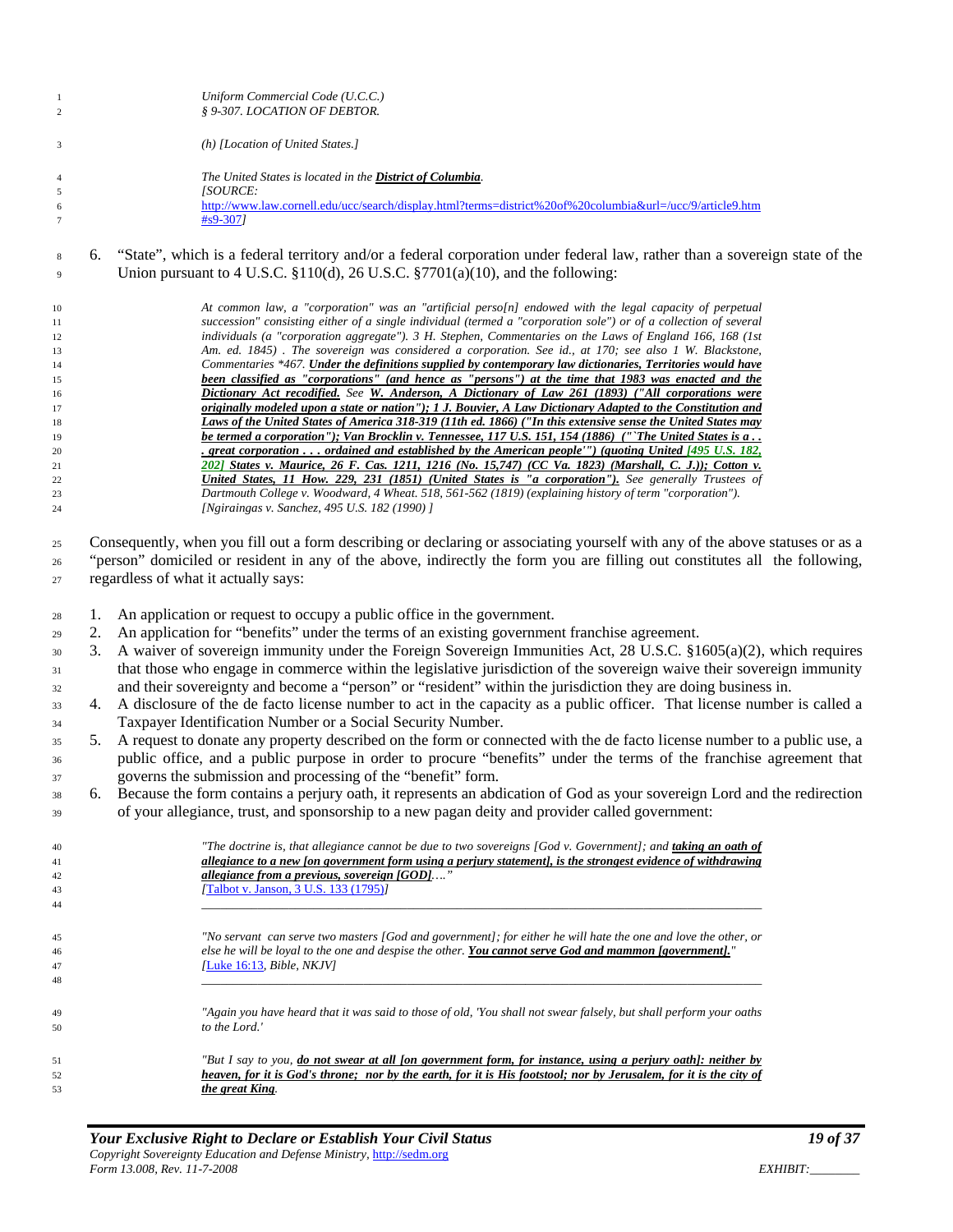*Uniform Commercial Code (U.C.C.)*
*§ 9-307. LOCATION OF DEBTOR.*

*(h) [Location of United States.]*

*The United States is located in the* ***District of Columbia****.*
*[SOURCE:*
*http://www.law.cornell.edu/ucc/search/display.html?terms=district%20of%20columbia&url=/ucc/9/article9.htm#s9-307]*

6. "State", which is a federal territory and/or a federal corporation under federal law, rather than a sovereign state of the Union pursuant to 4 U.S.C. §110(d), 26 U.S.C. §7701(a)(10), and the following:

> *At common law, a "corporation" was an "artificial perso[n] endowed with the legal capacity of perpetual succession" consisting either of a single individual (termed a "corporation sole") or of a collection of several individuals (a "corporation aggregate"). 3 H. Stephen, Commentaries on the Laws of England 166, 168 (1st Am. ed. 1845) . The sovereign was considered a corporation. See id., at 170; see also 1 W. Blackstone, Commentaries \*467.* ***Under the definitions supplied by contemporary law dictionaries, Territories would have been classified as "corporations" (and hence as "persons") at the time that 1983 was enacted and the Dictionary Act recodified.*** *See* ***W. Anderson, A Dictionary of Law 261 (1893) ("All corporations were originally modeled upon a state or nation"); 1 J. Bouvier, A Law Dictionary Adapted to the Constitution and Laws of the United States of America 318-319 (11th ed. 1866) ("In this extensive sense the United States may be termed a corporation"); Van Brocklin v. Tennessee, 117 U.S. 151, 154 (1886) ("`The United States is a . . . great corporation . . . ordained and established by the American people'") (quoting United [495 U.S. 182, 202] States v. Maurice, 26 F. Cas. 1211, 1216 (No. 15,747) (CC Va. 1823) (Marshall, C. J.)); Cotton v. United States, 11 How. 229, 231 (1851) (United States is "a corporation").*** *See generally Trustees of Dartmouth College v. Woodward, 4 Wheat. 518, 561-562 (1819) (explaining history of term "corporation").*
> *[Ngiraingas v. Sanchez, 495 U.S. 182 (1990) ]*

Consequently, when you fill out a form describing or declaring or associating yourself with any of the above statuses or as a "person" domiciled or resident in any of the above, indirectly the form you are filling out constitutes all the following, regardless of what it actually says:

1. An application or request to occupy a public office in the government.
2. An application for "benefits" under the terms of an existing government franchise agreement.
3. A waiver of sovereign immunity under the Foreign Sovereign Immunities Act, 28 U.S.C. §1605(a)(2), which requires that those who engage in commerce within the legislative jurisdiction of the sovereign waive their sovereign immunity and their sovereignty and become a "person" or "resident" within the jurisdiction they are doing business in.
4. A disclosure of the de facto license number to act in the capacity as a public officer. That license number is called a Taxpayer Identification Number or a Social Security Number.
5. A request to donate any property described on the form or connected with the de facto license number to a public use, a public office, and a public purpose in order to procure "benefits" under the terms of the franchise agreement that governs the submission and processing of the "benefit" form.
6. Because the form contains a perjury oath, it represents an abdication of God as your sovereign Lord and the redirection of your allegiance, trust, and sponsorship to a new pagan deity and provider called government:

> *"The doctrine is, that allegiance cannot be due to two sovereigns [God v. Government]; and* ***taking an oath of allegiance to a new [on government form using a perjury statement], is the strongest evidence of withdrawing allegiance from a previous, sovereign [GOD]****…."*
> *[Talbot v. Janson, 3 U.S. 133 (1795)]*

---

> *"No servant can serve two masters [God and government]; for either he will hate the one and love the other, or else he will be loyal to the one and despise the other.* ***You cannot serve God and mammon [government].****"*
> *[Luke 16:13, Bible, NKJV]*

---

> *"Again you have heard that it was said to those of old, 'You shall not swear falsely, but shall perform your oaths to the Lord.'*
>
> *"But I say to you,* ***do not swear at all [on government form, for instance, using a perjury oath]: neither by heaven, for it is God's throne; nor by the earth, for it is His footstool; nor by Jerusalem, for it is the city of the great King****.*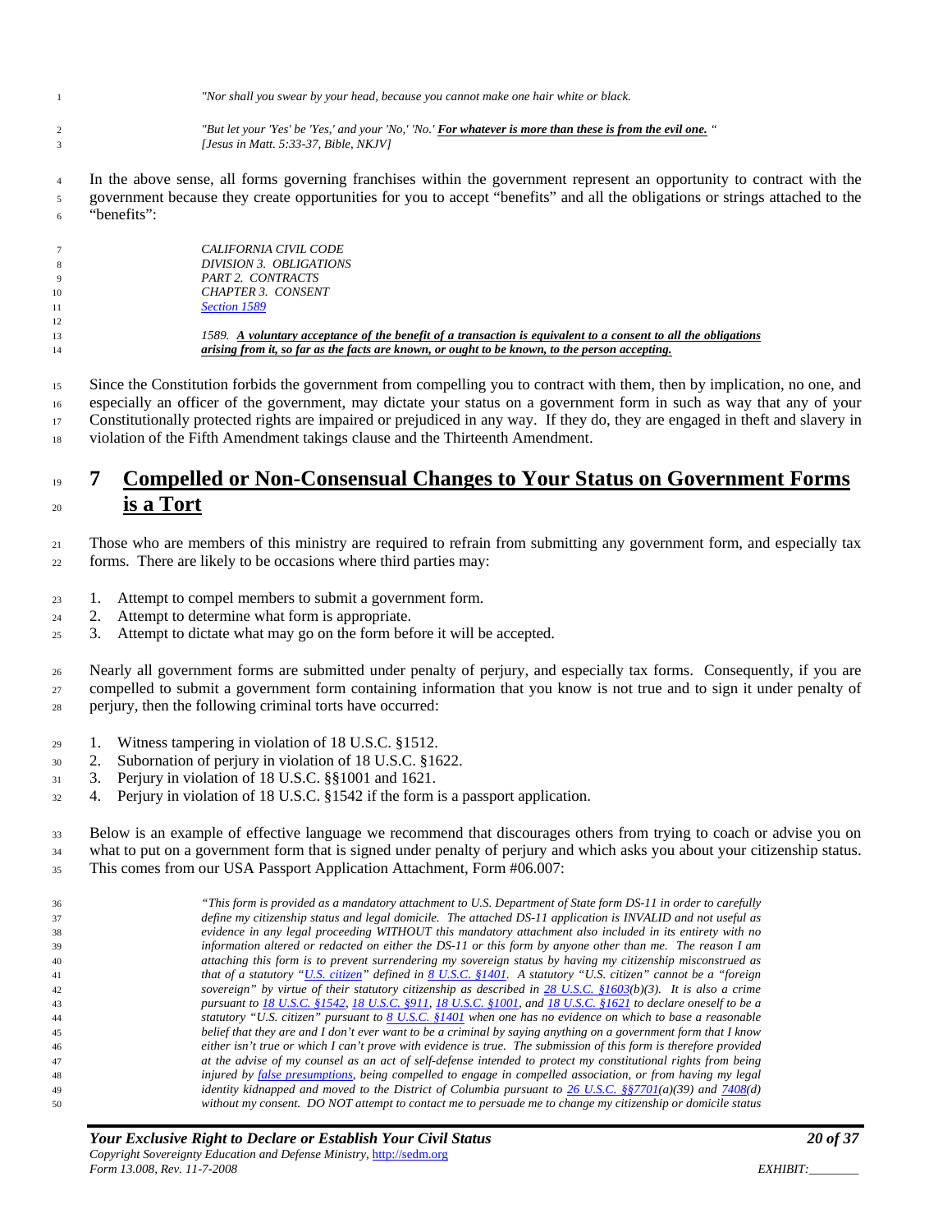*"Nor shall you swear by your head, because you cannot make one hair white or black.*

*"But let your 'Yes' be 'Yes,' and your 'No,' 'No.' **For whatever is more than these is from the evil one.** "*
*[Jesus in Matt. 5:33-37, Bible, NKJV]*

In the above sense, all forms governing franchises within the government represent an opportunity to contract with the government because they create opportunities for you to accept "benefits" and all the obligations or strings attached to the "benefits":

> *CALIFORNIA CIVIL CODE*
> *DIVISION 3. OBLIGATIONS*
> *PART 2. CONTRACTS*
> *CHAPTER 3. CONSENT*
> *Section 1589*
>
> *1589. **A voluntary acceptance of the benefit of a transaction is equivalent to a consent to all the obligations arising from it, so far as the facts are known, or ought to be known, to the person accepting.***

Since the Constitution forbids the government from compelling you to contract with them, then by implication, no one, and especially an officer of the government, may dictate your status on a government form in such as way that any of your Constitutionally protected rights are impaired or prejudiced in any way. If they do, they are engaged in theft and slavery in violation of the Fifth Amendment takings clause and the Thirteenth Amendment.

# 7 Compelled or Non-Consensual Changes to Your Status on Government Forms is a Tort

Those who are members of this ministry are required to refrain from submitting any government form, and especially tax forms. There are likely to be occasions where third parties may:

1. Attempt to compel members to submit a government form.
2. Attempt to determine what form is appropriate.
3. Attempt to dictate what may go on the form before it will be accepted.

Nearly all government forms are submitted under penalty of perjury, and especially tax forms. Consequently, if you are compelled to submit a government form containing information that you know is not true and to sign it under penalty of perjury, then the following criminal torts have occurred:

1. Witness tampering in violation of 18 U.S.C. §1512.
2. Subornation of perjury in violation of 18 U.S.C. §1622.
3. Perjury in violation of 18 U.S.C. §§1001 and 1621.
4. Perjury in violation of 18 U.S.C. §1542 if the form is a passport application.

Below is an example of effective language we recommend that discourages others from trying to coach or advise you on what to put on a government form that is signed under penalty of perjury and which asks you about your citizenship status. This comes from our USA Passport Application Attachment, Form #06.007:

> *"This form is provided as a mandatory attachment to U.S. Department of State form DS-11 in order to carefully define my citizenship status and legal domicile. The attached DS-11 application is INVALID and not useful as evidence in any legal proceeding WITHOUT this mandatory attachment also included in its entirety with no information altered or redacted on either the DS-11 or this form by anyone other than me. The reason I am attaching this form is to prevent surrendering my sovereign status by having my citizenship misconstrued as that of a statutory "U.S. citizen" defined in 8 U.S.C. §1401. A statutory "U.S. citizen" cannot be a "foreign sovereign" by virtue of their statutory citizenship as described in 28 U.S.C. §1603(b)(3). It is also a crime pursuant to 18 U.S.C. §1542, 18 U.S.C. §911, 18 U.S.C. §1001, and 18 U.S.C. §1621 to declare oneself to be a statutory "U.S. citizen" pursuant to 8 U.S.C. §1401 when one has no evidence on which to base a reasonable belief that they are and I don't ever want to be a criminal by saying anything on a government form that I know either isn't true or which I can't prove with evidence is true. The submission of this form is therefore provided at the advise of my counsel as an act of self-defense intended to protect my constitutional rights from being injured by false presumptions, being compelled to engage in compelled association, or from having my legal identity kidnapped and moved to the District of Columbia pursuant to 26 U.S.C. §§7701(a)(39) and 7408(d) without my consent. DO NOT attempt to contact me to persuade me to change my citizenship or domicile status*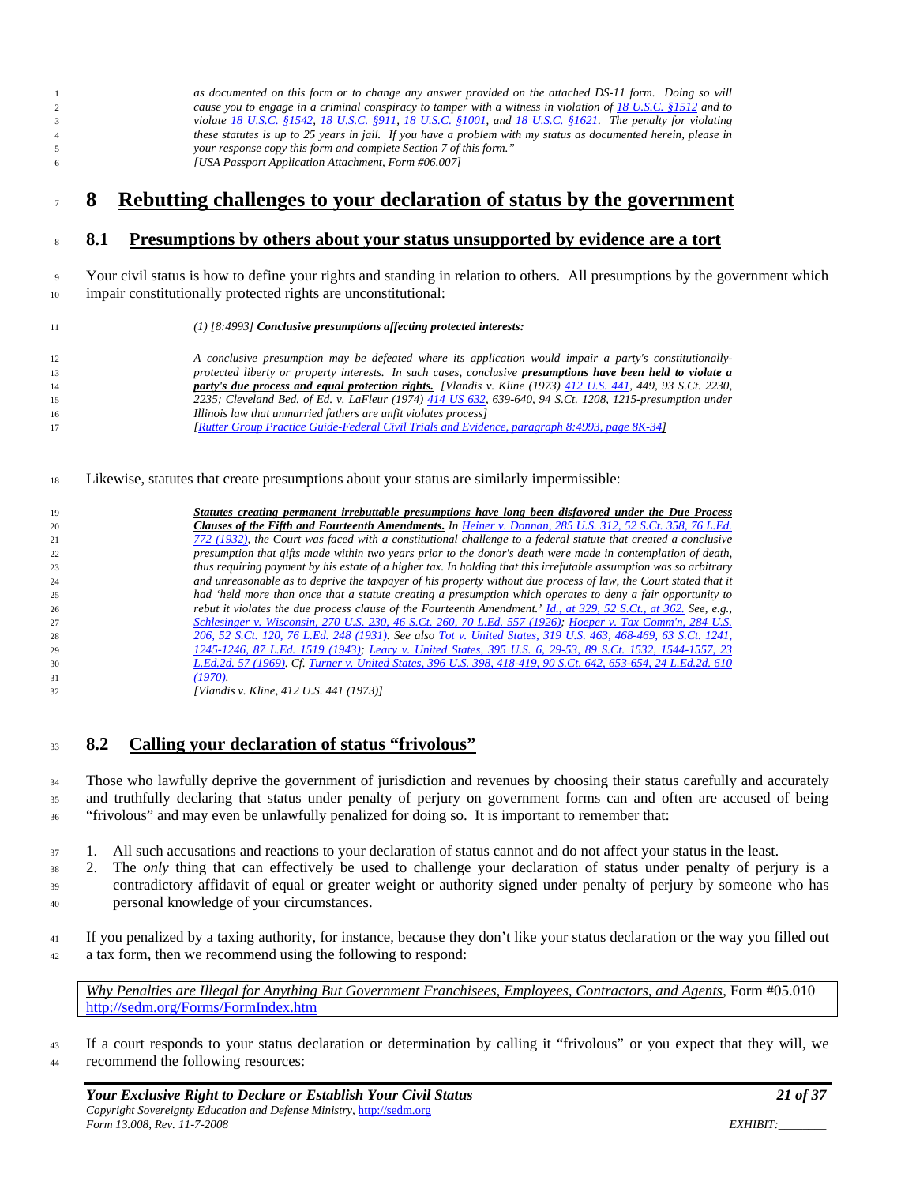> *as documented on this form or to change any answer provided on the attached DS-11 form. Doing so will cause you to engage in a criminal conspiracy to tamper with a witness in violation of 18 U.S.C. §1512 and to violate 18 U.S.C. §1542, 18 U.S.C. §911, 18 U.S.C. §1001, and 18 U.S.C. §1621. The penalty for violating these statutes is up to 25 years in jail. If you have a problem with my status as documented herein, please in your response copy this form and complete Section 7 of this form."*
> *[USA Passport Application Attachment, Form #06.007]*

# 8 Rebutting challenges to your declaration of status by the government

## 8.1 Presumptions by others about your status unsupported by evidence are a tort

Your civil status is how to define your rights and standing in relation to others. All presumptions by the government which impair constitutionally protected rights are unconstitutional:

> *(1) [8:4993]* ***Conclusive presumptions affecting protected interests:***
>
> *A conclusive presumption may be defeated where its application would impair a party's constitutionally-protected liberty or property interests. In such cases, conclusive* ***presumptions have been held to violate a party's due process and equal protection rights.*** *[Vlandis v. Kline (1973) 412 U.S. 441, 449, 93 S.Ct. 2230, 2235; Cleveland Bed. of Ed. v. LaFleur (1974) 414 US 632, 639-640, 94 S.Ct. 1208, 1215-presumption under Illinois law that unmarried fathers are unfit violates process]*
> *[Rutter Group Practice Guide-Federal Civil Trials and Evidence, paragraph 8:4993, page 8K-34]*

Likewise, statutes that create presumptions about your status are similarly impermissible:

> ***Statutes creating permanent irrebuttable presumptions have long been disfavored under the Due Process Clauses of the Fifth and Fourteenth Amendments.*** *In Heiner v. Donnan, 285 U.S. 312, 52 S.Ct. 358, 76 L.Ed. 772 (1932), the Court was faced with a constitutional challenge to a federal statute that created a conclusive presumption that gifts made within two years prior to the donor's death were made in contemplation of death, thus requiring payment by his estate of a higher tax. In holding that this irrefutable assumption was so arbitrary and unreasonable as to deprive the taxpayer of his property without due process of law, the Court stated that it had 'held more than once that a statute creating a presumption which operates to deny a fair opportunity to rebut it violates the due process clause of the Fourteenth Amendment.' Id., at 329, 52 S.Ct., at 362. See, e.g., Schlesinger v. Wisconsin, 270 U.S. 230, 46 S.Ct. 260, 70 L.Ed. 557 (1926); Hoeper v. Tax Comm'n, 284 U.S. 206, 52 S.Ct. 120, 76 L.Ed. 248 (1931). See also Tot v. United States, 319 U.S. 463, 468-469, 63 S.Ct. 1241, 1245-1246, 87 L.Ed. 1519 (1943); Leary v. United States, 395 U.S. 6, 29-53, 89 S.Ct. 1532, 1544-1557, 23 L.Ed.2d. 57 (1969). Cf. Turner v. United States, 396 U.S. 398, 418-419, 90 S.Ct. 642, 653-654, 24 L.Ed.2d. 610 (1970).*
> *[Vlandis v. Kline, 412 U.S. 441 (1973)]*

## 8.2 Calling your declaration of status "frivolous"

Those who lawfully deprive the government of jurisdiction and revenues by choosing their status carefully and accurately and truthfully declaring that status under penalty of perjury on government forms can and often are accused of being "frivolous" and may even be unlawfully penalized for doing so. It is important to remember that:

1. All such accusations and reactions to your declaration of status cannot and do not affect your status in the least.
2. The *only* thing that can effectively be used to challenge your declaration of status under penalty of perjury is a contradictory affidavit of equal or greater weight or authority signed under penalty of perjury by someone who has personal knowledge of your circumstances.

If you penalized by a taxing authority, for instance, because they don't like your status declaration or the way you filled out a tax form, then we recommend using the following to respond:

> *Why Penalties are Illegal for Anything But Government Franchisees, Employees, Contractors, and Agents*, Form #05.010
> http://sedm.org/Forms/FormIndex.htm

If a court responds to your status declaration or determination by calling it "frivolous" or you expect that they will, we recommend the following resources: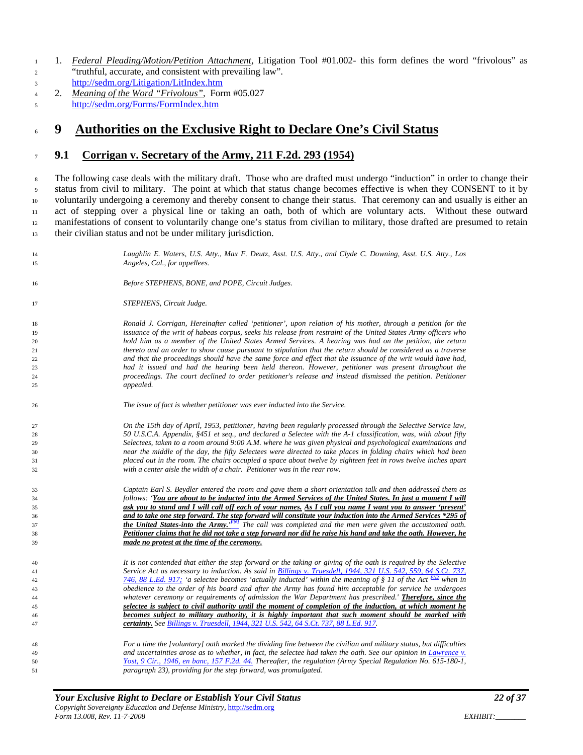1. *Federal Pleading/Motion/Petition Attachment*, Litigation Tool #01.002- this form defines the word "frivolous" as "truthful, accurate, and consistent with prevailing law". http://sedm.org/Litigation/LitIndex.htm
2. *Meaning of the Word "Frivolous"*, Form #05.027 http://sedm.org/Forms/FormIndex.htm

# 9 Authorities on the Exclusive Right to Declare One's Civil Status

## 9.1 Corrigan v. Secretary of the Army, 211 F.2d. 293 (1954)

The following case deals with the military draft. Those who are drafted must undergo "induction" in order to change their status from civil to military. The point at which that status change becomes effective is when they CONSENT to it by voluntarily undergoing a ceremony and thereby consent to change their status. That ceremony can and usually is either an act of stepping over a physical line or taking an oath, both of which are voluntary acts. Without these outward manifestations of consent to voluntarily change one's status from civilian to military, those drafted are presumed to retain their civilian status and not be under military jurisdiction.

> *Laughlin E. Waters, U.S. Atty., Max F. Deutz, Asst. U.S. Atty., and Clyde C. Downing, Asst. U.S. Atty., Los Angeles, Cal., for appellees.*
>
> *Before STEPHENS, BONE, and POPE, Circuit Judges.*
>
> *STEPHENS, Circuit Judge.*
>
> *Ronald J. Corrigan, Hereinafter called 'petitioner', upon relation of his mother, through a petition for the issuance of the writ of habeas corpus, seeks his release from restraint of the United States Army officers who hold him as a member of the United States Armed Services. A hearing was had on the petition, the return thereto and an order to show cause pursuant to stipulation that the return should be considered as a traverse and that the proceedings should have the same force and effect that the issuance of the writ would have had, had it issued and had the hearing been held thereon. However, petitioner was present throughout the proceedings. The court declined to order petitioner's release and instead dismissed the petition. Petitioner appealed.*
>
> *The issue of fact is whether petitioner was ever inducted into the Service.*
>
> *On the 15th day of April, 1953, petitioner, having been regularly processed through the Selective Service law, 50 U.S.C.A. Appendix, §451 et seq., and declared a Selectee with the A-1 classification, was, with about fifty Selectees, taken to a room around 9:00 A.M. where he was given physical and psychological examinations and near the middle of the day, the fifty Selectees were directed to take places in folding chairs which had been placed out in the room. The chairs occupied a space about twelve by eighteen feet in rows twelve inches apart with a center aisle the width of a chair. Petitioner was in the rear row.*
>
> *Captain Earl S. Beydler entered the room and gave them a short orientation talk and then addressed them as follows: '**<u>You are about to be inducted into the Armed Services of the United States. In just a moment I will ask you to stand and I will call off each of your names.</u>** **<u>As I call you name I want you to answer 'present' and to take one step forward. The step forward will constitute your induction into the Armed Services *295 of the United States-into the Army.</u>**'[FN1] The call was completed and the men were given the accustomed oath. **<u>Petitioner claims that he did not take a step forward nor did he raise his hand and take the oath. However, he made no protest at the time of the ceremony.</u>***
>
> *It is not contended that either the step forward or the taking or giving of the oath is required by the Selective Service Act as necessary to induction. As said in Billings v. Truesdell, 1944, 321 U.S. 542, 559, 64 S.Ct. 737, 746, 88 L.Ed. 917; 'a selectee becomes 'actually inducted' within the meaning of § 11 of the Act [FN2] when in obedience to the order of his board and after the Army has found him acceptable for service he undergoes whatever ceremony or requirements of admission the War Department has prescribed.' **<u>Therefore, since the selectee is subject to civil authority until the moment of completion of the induction, at which moment he becomes subject to military authority, it is highly important that such moment should be marked with certainty.</u>** See Billings v. Truesdell, 1944, 321 U.S. 542, 64 S.Ct. 737, 88 L.Ed. 917.*
>
> *For a time the [voluntary] oath marked the dividing line between the civilian and military status, but difficulties and uncertainties arose as to whether, in fact, the selectee had taken the oath. See our opinion in Lawrence v. Yost, 9 Cir., 1946, en banc, 157 F.2d. 44. Thereafter, the regulation (Army Special Regulation No. 615-180-1, paragraph 23), providing for the step forward, was promulgated.*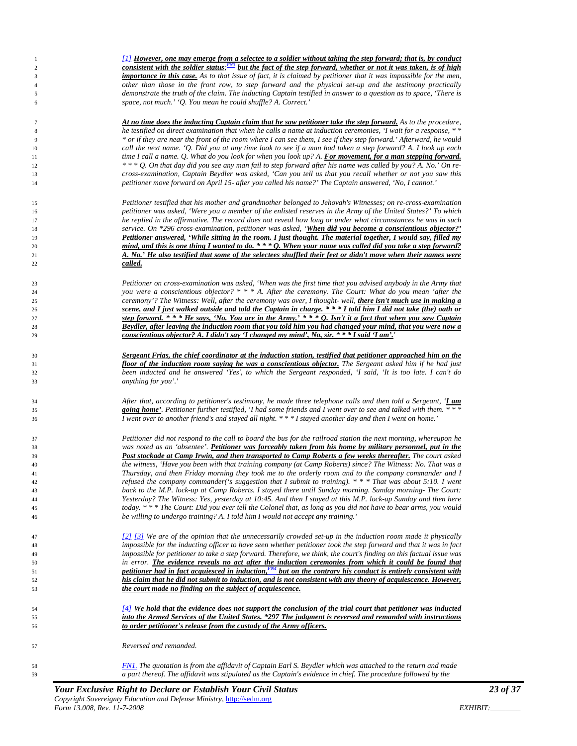*[1] **However, one may emerge from a selectee to a soldier without taking the step forward; that is, by conduct consistent with the soldier status;**[FN3] **but the fact of the step forward, whether or not it was taken, is of high importance in this case.** As to that issue of fact, it is claimed by petitioner that it was impossible for the men, other than those in the front row, to step forward and the physical set-up and the testimony practically demonstrate the truth of the claim. The inducting Captain testified in answer to a question as to space, 'There is space, not much.' 'Q. You mean he could shuffle? A. Correct.'*

***At no time does the inducting Captain claim that he saw petitioner take the step forward.** As to the procedure, he testified on direct examination that when he calls a name at induction ceremonies, 'I wait for a response, * * * or if they are near the front of the room where I can see them, I see if they step forward.' Afterward, he would call the next name. 'Q. Did you at any time look to see if a man had taken a step forward? A. I look up each time I call a name. Q. What do you look for when you look up? A. **For movement, for a man stepping forward.** * * * Q. On that day did you see any man fail to step forward after his name was called by you? A. No.' On re-cross-examination, Captain Beydler was asked, 'Can you tell us that you recall whether or not you saw this petitioner move forward on April 15- after you called his name?' The Captain answered, 'No, I cannot.'*

*Petitioner testified that his mother and grandmother belonged to Jehovah's Witnesses; on re-cross-examination petitioner was asked, 'Were you a member of the enlisted reserves in the Army of the United States?' To which he replied in the affirmative. The record does not reveal how long or under what circumstances he was in such service. On *296 cross-examination, petitioner was asked, '**When did you become a conscientious objector?' Petitioner answered, 'While sitting in the room. I just thought. The material together, I would say, filled my mind, and this is one thing I wanted to do. * * * Q. When your name was called did you take a step forward? A. No.' He also testified that some of the selectees shuffled their feet or didn't move when their names were called.***

*Petitioner on cross-examination was asked, 'When was the first time that you advised anybody in the Army that you were a conscientious objector? * * * A. After the ceremony. The Court: What do you mean 'after the ceremony'? The Witness: Well, after the ceremony was over, I thought- well, **there isn't much use in making a scene, and I just walked outside and told the Captain in charge. * * * I told him I did not take (the) oath or step forward. * * * He says, 'No. You are in the Army.' * * * Q. Isn't it a fact that when you saw Captain Beydler, after leaving the induction room that you told him you had changed your mind, that you were now a conscientious objector? A. I didn't say 'I changed my mind', No, sir. * * * I said 'I am'.**'*

***Sergeant Frias, the chief coordinator at the induction station, testified that petitioner approached him on the floor of the induction room saying he was a conscientious objector.** The Sergeant asked him if he had just been inducted and he answered 'Yes', to which the Sergeant responded, 'I said, 'It is too late. I can't do anything for you'.'*

*After that, according to petitioner's testimony, he made three telephone calls and then told a Sergeant, '**I am going home'**. Petitioner further testified, 'I had some friends and I went over to see and talked with them. * * * I went over to another friend's and stayed all night. * * * I stayed another day and then I went on home.'*

*Petitioner did not respond to the call to board the bus for the railroad station the next morning, whereupon he was noted as an 'absentee'. **Petitioner was forceably taken from his home by military personnel, put in the Post stockade at Camp Irwin, and then transported to Camp Roberts a few weeks thereafter.** The court asked the witness, 'Have you been with that training company (at Camp Roberts) since? The Witness: No. That was a Thursday, and then Friday morning they took me to the orderly room and to the company commander and I refused the company commander('s suggestion that I submit to training). * * * That was about 5:10. I went back to the M.P. lock-up at Camp Roberts. I stayed there until Sunday morning. Sunday morning- The Court: Yesterday? The Witness: Yes, yesterday at 10:45. And then I stayed at this M.P. lock-up Sunday and then here today. * * * The Court: Did you ever tell the Colonel that, as long as you did not have to bear arms, you would be willing to undergo training? A. I told him I would not accept any training.'*

*[2] [3] We are of the opinion that the unnecessarily crowded set-up in the induction room made it physically impossible for the inducting officer to have seen whether petitioner took the step forward and that it was in fact impossible for petitioner to take a step forward. Therefore, we think, the court's finding on this factual issue was in error. **The evidence reveals no act after the induction ceremonies from which it could be found that petitioner had in fact acquiesced in induction,**[FN4] **but on the contrary his conduct is entirely consistent with his claim that he did not submit to induction, and is not consistent with any theory of acquiescence. However, the court made no finding on the subject of acquiescence.***

*[4] **We hold that the evidence does not support the conclusion of the trial court that petitioner was inducted into the Armed Services of the United States. *297 The judgment is reversed and remanded with instructions to order petitioner's release from the custody of the Army officers.***

*Reversed and remanded.*

*FN1. The quotation is from the affidavit of Captain Earl S. Beydler which was attached to the return and made a part thereof. The affidavit was stipulated as the Captain's evidence in chief. The procedure followed by the*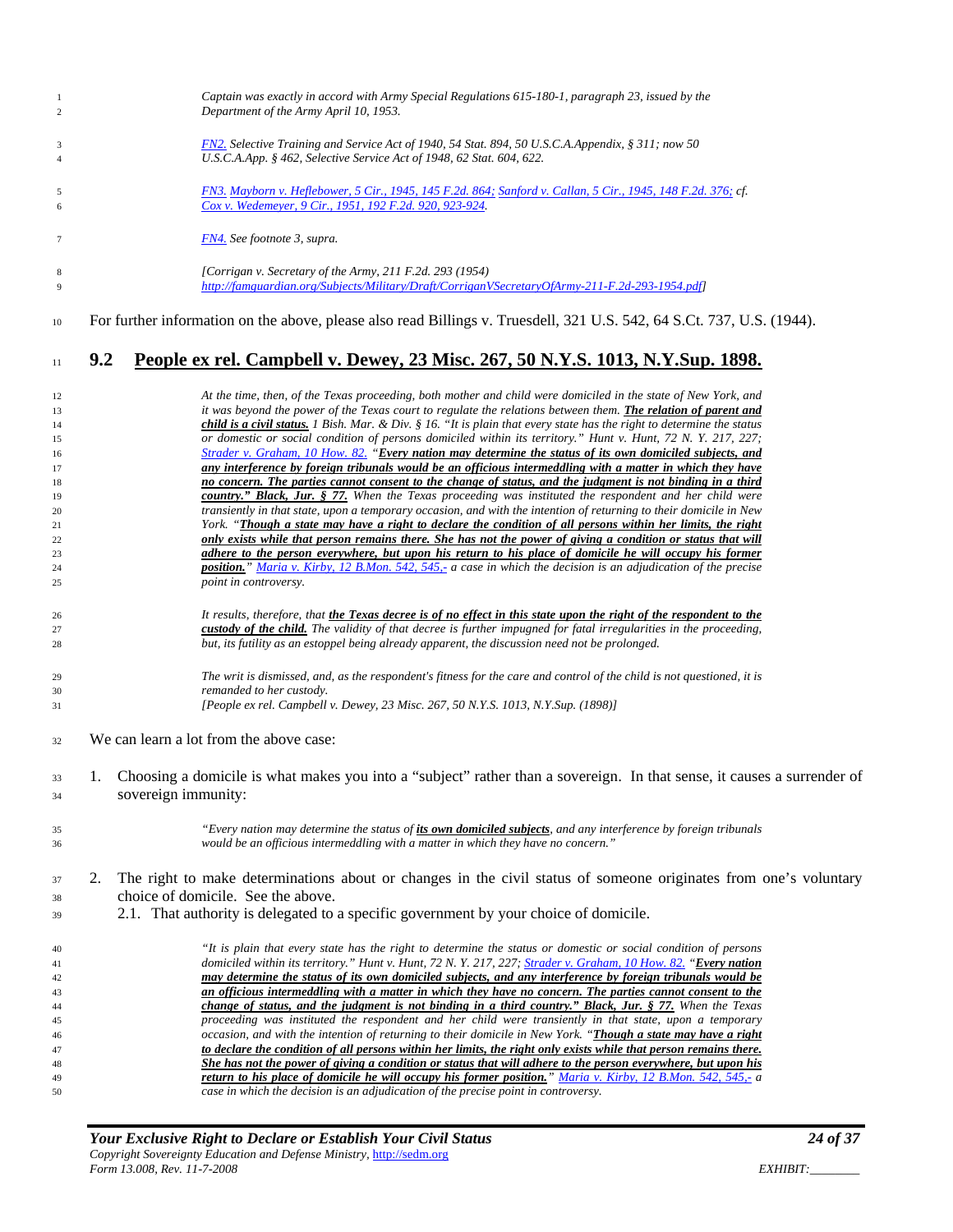*Captain was exactly in accord with Army Special Regulations 615-180-1, paragraph 23, issued by the Department of the Army April 10, 1953.*

*FN2. Selective Training and Service Act of 1940, 54 Stat. 894, 50 U.S.C.A.Appendix, § 311; now 50 U.S.C.A.App. § 462, Selective Service Act of 1948, 62 Stat. 604, 622.*

*FN3. Mayborn v. Heflebower, 5 Cir., 1945, 145 F.2d. 864; Sanford v. Callan, 5 Cir., 1945, 148 F.2d. 376; cf. Cox v. Wedemeyer, 9 Cir., 1951, 192 F.2d. 920, 923-924.*

*FN4. See footnote 3, supra.*

*[Corrigan v. Secretary of the Army, 211 F.2d. 293 (1954) http://famguardian.org/Subjects/Military/Draft/CorriganVSecretaryOfArmy-211-F.2d-293-1954.pdf]*

For further information on the above, please also read Billings v. Truesdell, 321 U.S. 542, 64 S.Ct. 737, U.S. (1944).

## 9.2 People ex rel. Campbell v. Dewey, 23 Misc. 267, 50 N.Y.S. 1013, N.Y.Sup. 1898.

*At the time, then, of the Texas proceeding, both mother and child were domiciled in the state of New York, and it was beyond the power of the Texas court to regulate the relations between them.* ***The relation of parent and child is a civil status.*** *1 Bish. Mar. & Div. § 16. "It is plain that every state has the right to determine the status or domestic or social condition of persons domiciled within its territory." Hunt v. Hunt, 72 N. Y. 217, 227; Strader v. Graham, 10 How. 82. "****Every nation may determine the status of its own domiciled subjects, and any interference by foreign tribunals would be an officious intermeddling with a matter in which they have no concern. The parties cannot consent to the change of status, and the judgment is not binding in a third country." Black, Jur. § 77.*** *When the Texas proceeding was instituted the respondent and her child were transiently in that state, upon a temporary occasion, and with the intention of returning to their domicile in New York. "****Though a state may have a right to declare the condition of all persons within her limits, the right only exists while that person remains there. She has not the power of giving a condition or status that will adhere to the person everywhere, but upon his return to his place of domicile he will occupy his former position.****" Maria v. Kirby, 12 B.Mon. 542, 545,- a case in which the decision is an adjudication of the precise point in controversy.*

*It results, therefore, that* ***the Texas decree is of no effect in this state upon the right of the respondent to the custody of the child.*** *The validity of that decree is further impugned for fatal irregularities in the proceeding, but, its futility as an estoppel being already apparent, the discussion need not be prolonged.*

*The writ is dismissed, and, as the respondent's fitness for the care and control of the child is not questioned, it is remanded to her custody.*
*[People ex rel. Campbell v. Dewey, 23 Misc. 267, 50 N.Y.S. 1013, N.Y.Sup. (1898)]*

We can learn a lot from the above case:

1. Choosing a domicile is what makes you into a "subject" rather than a sovereign. In that sense, it causes a surrender of sovereign immunity:

   *"Every nation may determine the status of* ***its own domiciled subjects****, and any interference by foreign tribunals would be an officious intermeddling with a matter in which they have no concern."*

2. The right to make determinations about or changes in the civil status of someone originates from one's voluntary choice of domicile. See the above.
   2.1. That authority is delegated to a specific government by your choice of domicile.

   *"It is plain that every state has the right to determine the status or domestic or social condition of persons domiciled within its territory." Hunt v. Hunt, 72 N. Y. 217, 227; Strader v. Graham, 10 How. 82. "****Every nation may determine the status of its own domiciled subjects, and any interference by foreign tribunals would be an officious intermeddling with a matter in which they have no concern. The parties cannot consent to the change of status, and the judgment is not binding in a third country." Black, Jur. § 77.*** *When the Texas proceeding was instituted the respondent and her child were transiently in that state, upon a temporary occasion, and with the intention of returning to their domicile in New York. "****Though a state may have a right to declare the condition of all persons within her limits, the right only exists while that person remains there. She has not the power of giving a condition or status that will adhere to the person everywhere, but upon his return to his place of domicile he will occupy his former position.****" Maria v. Kirby, 12 B.Mon. 542, 545,- a case in which the decision is an adjudication of the precise point in controversy.*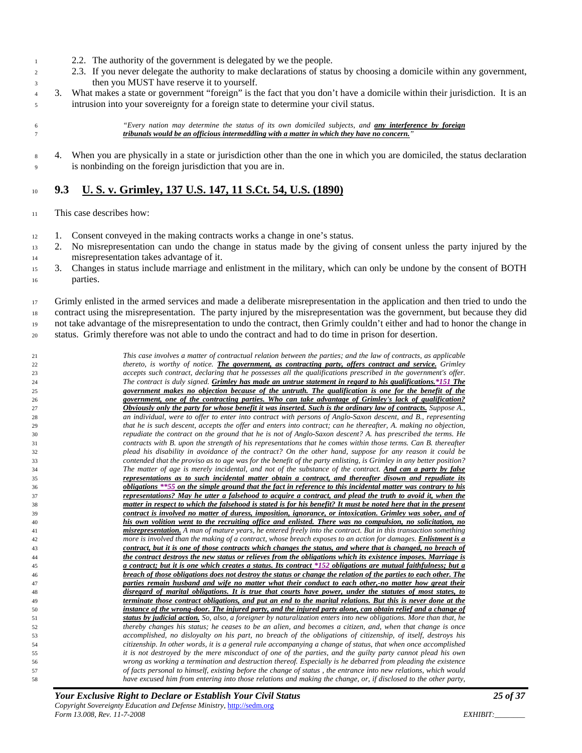2.2. The authority of the government is delegated by we the people.
   2.3. If you never delegate the authority to make declarations of status by choosing a domicile within any government, then you MUST have reserve it to yourself.
3. What makes a state or government "foreign" is the fact that you don't have a domicile within their jurisdiction. It is an intrusion into your sovereignty for a foreign state to determine your civil status.

> *"Every nation may determine the status of its own domiciled subjects, and **any interference by foreign tribunals would be an officious intermeddling with a matter in which they have no concern.**"*

4. When you are physically in a state or jurisdiction other than the one in which you are domiciled, the status declaration is nonbinding on the foreign jurisdiction that you are in.

## 9.3 U. S. v. Grimley, 137 U.S. 147, 11 S.Ct. 54, U.S. (1890)

This case describes how:

1. Consent conveyed in the making contracts works a change in one's status.
2. No misrepresentation can undo the change in status made by the giving of consent unless the party injured by the misrepresentation takes advantage of it.
3. Changes in status include marriage and enlistment in the military, which can only be undone by the consent of BOTH parties.

Grimly enlisted in the armed services and made a deliberate misrepresentation in the application and then tried to undo the contract using the misrepresentation. The party injured by the misrepresentation was the government, but because they did not take advantage of the misrepresentation to undo the contract, then Grimly couldn't either and had to honor the change in status. Grimly therefore was not able to undo the contract and had to do time in prison for desertion.

> *This case involves a matter of contractual relation between the parties; and the law of contracts, as applicable thereto, is worthy of notice. **The government, as contracting party, offers contract and service.** Grimley accepts such contract, declaring that he possesses all the qualifications prescribed in the government's offer. The contract is duly signed. **Grimley has made an untrue statement in regard to his qualifications.\*151 The government makes no objection because of the untruth. The qualification is one for the benefit of the government, one of the contracting parties. Who can take advantage of Grimley's lack of qualification? Obviously only the party for whose benefit it was inserted. Such is the ordinary law of contracts.** Suppose A., an individual, were to offer to enter into contract with persons of Anglo-Saxon descent, and B., representing that he is such descent, accepts the offer and enters into contract; can he thereafter, A. making no objection, repudiate the contract on the ground that he is not of Anglo-Saxon descent? A. has prescribed the terms. He contracts with B. upon the strength of his representations that he comes within those terms. Can B. thereafter plead his disability in avoidance of the contract? On the other hand, suppose for any reason it could be contended that the proviso as to age was for the benefit of the party enlisting, is Grimley in any better position? The matter of age is merely incidental, and not of the substance of the contract. **And can a party by false representations as to such incidental matter obtain a contract, and thereafter disown and repudiate its obligations \*\*55 on the simple ground that the fact in reference to this incidental matter was contrary to his representations? May he utter a falsehood to acquire a contract, and plead the truth to avoid it, when the matter in respect to which the falsehood is stated is for his benefit? It must be noted here that in the present contract is involved no matter of duress, imposition, ignorance, or intoxication. Grimley was sober, and of his own volition went to the recruiting office and enlisted. There was no compulsion, no solicitation, no misrepresentation.** A man of mature years, he entered freely into the contract. But in this transaction something more is involved than the making of a contract, whose breach exposes to an action for damages. **Enlistment is a contract, but it is one of those contracts which changes the status, and where that is changed, no breach of the contract destroys the new status or relieves from the obligations which its existence imposes. Marriage is a contract; but it is one which creates a status. Its contract \*152 obligations are mutual faithfulness; but a breach of those obligations does not destroy the status or change the relation of the parties to each other. The parties remain husband and wife no matter what their conduct to each other,-no matter how great their disregard of marital obligations. It is true that courts have power, under the statutes of most states, to terminate those contract obligations, and put an end to the marital relations. But this is never done at the instance of the wrong-door. The injured party, and the injured party alone, can obtain relief and a change of status by judicial action.** So, also, a foreigner by naturalization enters into new obligations. More than that, he thereby changes his status; he ceases to be an alien, and becomes a citizen, and, when that change is once accomplished, no disloyalty on his part, no breach of the obligations of citizenship, of itself, destroys his citizenship. In other words, it is a general rule accompanying a change of status, that when once accomplished it is not destroyed by the mere misconduct of one of the parties, and the guilty party cannot plead his own wrong as working a termination and destruction thereof. Especially is he debarred from pleading the existence of facts personal to himself, existing before the change of status , the entrance into new relations, which would have excused him from entering into those relations and making the change, or, if disclosed to the other party,*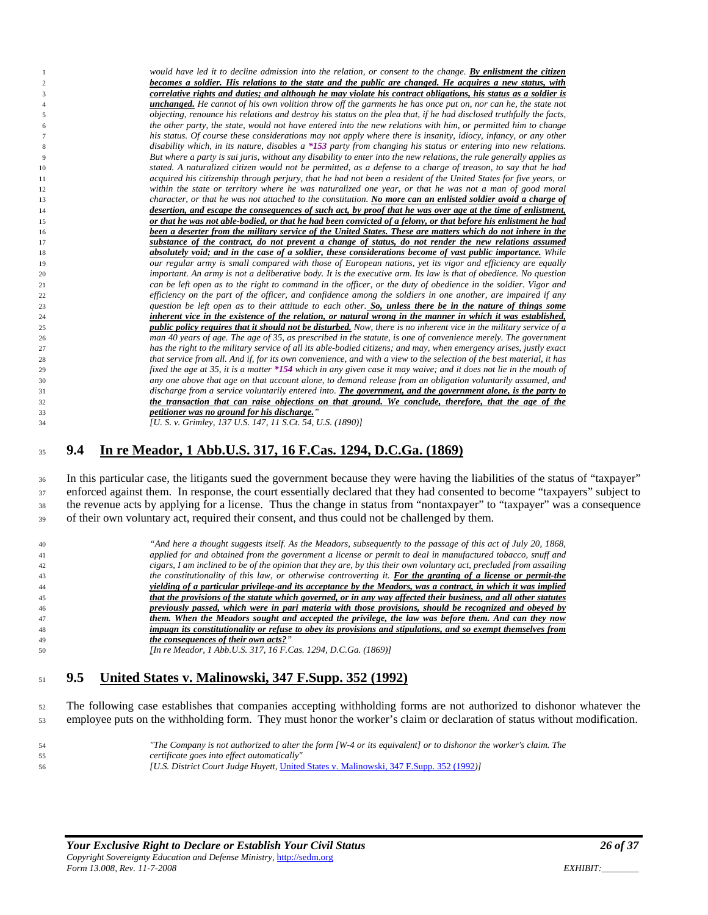> *would have led it to decline admission into the relation, or consent to the change.* ***By enlistment the citizen becomes a soldier. His relations to the state and the public are changed. He acquires a new status, with correlative rights and duties; and although he may violate his contract obligations, his status as a soldier is unchanged.*** *He cannot of his own volition throw off the garments he has once put on, nor can he, the state not objecting, renounce his relations and destroy his status on the plea that, if he had disclosed truthfully the facts, the other party, the state, would not have entered into the new relations with him, or permitted him to change his status. Of course these considerations may not apply where there is insanity, idiocy, infancy, or any other disability which, in its nature, disables a* ***\*153*** *party from changing his status or entering into new relations. But where a party is sui juris, without any disability to enter into the new relations, the rule generally applies as stated. A naturalized citizen would not be permitted, as a defense to a charge of treason, to say that he had acquired his citizenship through perjury, that he had not been a resident of the United States for five years, or within the state or territory where he was naturalized one year, or that he was not a man of good moral character, or that he was not attached to the constitution.* ***No more can an enlisted soldier avoid a charge of desertion, and escape the consequences of such act, by proof that he was over age at the time of enlistment, or that he was not able-bodied, or that he had been convicted of a felony, or that before his enlistment he had been a deserter from the military service of the United States. These are matters which do not inhere in the substance of the contract, do not prevent a change of status, do not render the new relations assumed absolutely void; and in the case of a soldier, these considerations become of vast public importance.*** *While our regular army is small compared with those of European nations, yet its vigor and efficiency are equally important. An army is not a deliberative body. It is the executive arm. Its law is that of obedience. No question can be left open as to the right to command in the officer, or the duty of obedience in the soldier. Vigor and efficiency on the part of the officer, and confidence among the soldiers in one another, are impaired if any question be left open as to their attitude to each other.* ***So, unless there be in the nature of things some inherent vice in the existence of the relation, or natural wrong in the manner in which it was established, public policy requires that it should not be disturbed.*** *Now, there is no inherent vice in the military service of a man 40 years of age. The age of 35, as prescribed in the statute, is one of convenience merely. The government has the right to the military service of all its able-bodied citizens; and may, when emergency arises, justly exact that service from all. And if, for its own convenience, and with a view to the selection of the best material, it has fixed the age at 35, it is a matter* ***\*154*** *which in any given case it may waive; and it does not lie in the mouth of any one above that age on that account alone, to demand release from an obligation voluntarily assumed, and discharge from a service voluntarily entered into.* ***The government, and the government alone, is the party to the transaction that can raise objections on that ground. We conclude, therefore, that the age of the petitioner was no ground for his discharge.****"*
> *[U. S. v. Grimley, 137 U.S. 147, 11 S.Ct. 54, U.S. (1890)]*

## 9.4 In re Meador, 1 Abb.U.S. 317, 16 F.Cas. 1294, D.C.Ga. (1869)

In this particular case, the litigants sued the government because they were having the liabilities of the status of "taxpayer" enforced against them. In response, the court essentially declared that they had consented to become "taxpayers" subject to the revenue acts by applying for a license. Thus the change in status from "nontaxpayer" to "taxpayer" was a consequence of their own voluntary act, required their consent, and thus could not be challenged by them.

> *"And here a thought suggests itself. As the Meadors, subsequently to the passage of this act of July 20, 1868, applied for and obtained from the government a license or permit to deal in manufactured tobacco, snuff and cigars, I am inclined to be of the opinion that they are, by this their own voluntary act, precluded from assailing the constitutionality of this law, or otherwise controverting it.* ***For the granting of a license or permit-the yielding of a particular privilege-and its acceptance by the Meadors, was a contract, in which it was implied that the provisions of the statute which governed, or in any way affected their business, and all other statutes previously passed, which were in pari materia with those provisions, should be recognized and obeyed by them. When the Meadors sought and accepted the privilege, the law was before them. And can they now impugn its constitutionality or refuse to obey its provisions and stipulations, and so exempt themselves from the consequences of their own acts?****"*
> *[In re Meador, 1 Abb.U.S. 317, 16 F.Cas. 1294, D.C.Ga. (1869)]*

## 9.5 United States v. Malinowski, 347 F.Supp. 352 (1992)

The following case establishes that companies accepting withholding forms are not authorized to dishonor whatever the employee puts on the withholding form. They must honor the worker's claim or declaration of status without modification.

> *"The Company is not authorized to alter the form [W-4 or its equivalent] or to dishonor the worker's claim. The certificate goes into effect automatically"*
> *[U.S. District Court Judge Huyett, United States v. Malinowski, 347 F.Supp. 352 (1992)]*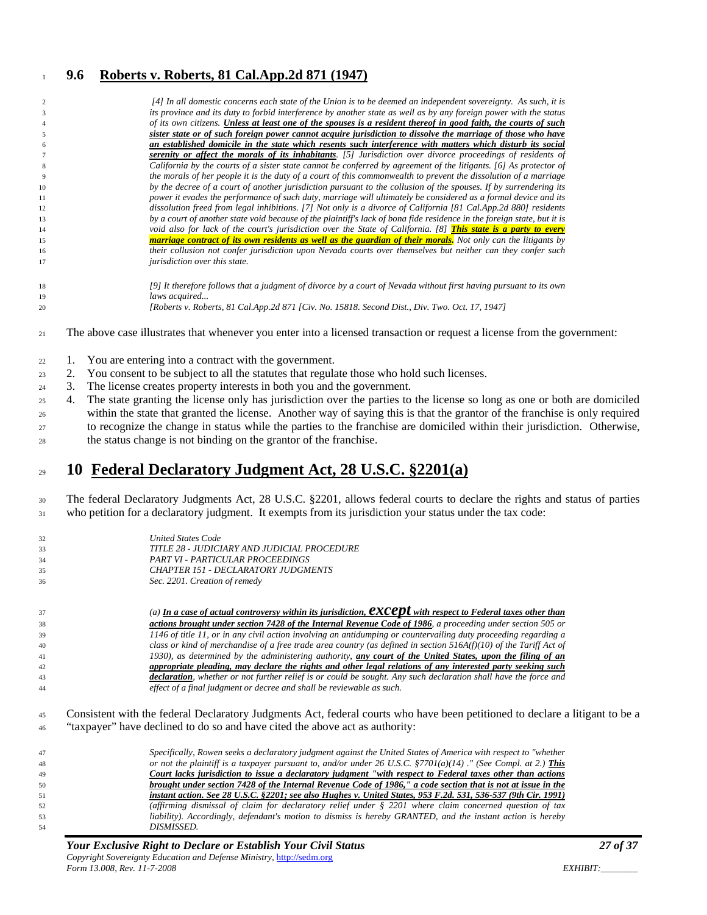## 9.6 Roberts v. Roberts, 81 Cal.App.2d 871 (1947)

> *[4] In all domestic concerns each state of the Union is to be deemed an independent sovereignty. As such, it is its province and its duty to forbid interference by another state as well as by any foreign power with the status of its own citizens. **Unless at least one of the spouses is a resident thereof in good faith, the courts of such sister state or of such foreign power cannot acquire jurisdiction to dissolve the marriage of those who have an established domicile in the state which resents such interference with matters which disturb its social serenity or affect the morals of its inhabitants**. [5] Jurisdiction over divorce proceedings of residents of California by the courts of a sister state cannot be conferred by agreement of the litigants. [6] As protector of the morals of her people it is the duty of a court of this commonwealth to prevent the dissolution of a marriage by the decree of a court of another jurisdiction pursuant to the collusion of the spouses. If by surrendering its power it evades the performance of such duty, marriage will ultimately be considered as a formal device and its dissolution freed from legal inhibitions. [7] Not only is a divorce of California [81 Cal.App.2d 880] residents by a court of another state void because of the plaintiff's lack of bona fide residence in the foreign state, but it is void also for lack of the court's jurisdiction over the State of California. [8] **This state is a party to every marriage contract of its own residents as well as the guardian of their morals.** Not only can the litigants by their collusion not confer jurisdiction upon Nevada courts over themselves but neither can they confer such jurisdiction over this state.*
>
> *[9] It therefore follows that a judgment of divorce by a court of Nevada without first having pursuant to its own laws acquired...*
>
> *[Roberts v. Roberts, 81 Cal.App.2d 871 [Civ. No. 15818. Second Dist., Div. Two. Oct. 17, 1947]*

The above case illustrates that whenever you enter into a licensed transaction or request a license from the government:

1. You are entering into a contract with the government.
2. You consent to be subject to all the statutes that regulate those who hold such licenses.
3. The license creates property interests in both you and the government.
4. The state granting the license only has jurisdiction over the parties to the license so long as one or both are domiciled within the state that granted the license. Another way of saying this is that the grantor of the franchise is only required to recognize the change in status while the parties to the franchise are domiciled within their jurisdiction. Otherwise, the status change is not binding on the grantor of the franchise.

# 10 Federal Declaratory Judgment Act, 28 U.S.C. §2201(a)

The federal Declaratory Judgments Act, 28 U.S.C. §2201, allows federal courts to declare the rights and status of parties who petition for a declaratory judgment. It exempts from its jurisdiction your status under the tax code:

> *United States Code*
> *TITLE 28 - JUDICIARY AND JUDICIAL PROCEDURE*
> *PART VI - PARTICULAR PROCEEDINGS*
> *CHAPTER 151 - DECLARATORY JUDGMENTS*
> *Sec. 2201. Creation of remedy*
>
> *(a) **In a case of actual controversy within its jurisdiction, EXCEPT with respect to Federal taxes other than actions brought under section 7428 of the Internal Revenue Code of 1986**, a proceeding under section 505 or 1146 of title 11, or in any civil action involving an antidumping or countervailing duty proceeding regarding a class or kind of merchandise of a free trade area country (as defined in section 516A(f)(10) of the Tariff Act of 1930), as determined by the administering authority, **any court of the United States, upon the filing of an appropriate pleading, may declare the rights and other legal relations of any interested party seeking such declaration**, whether or not further relief is or could be sought. Any such declaration shall have the force and effect of a final judgment or decree and shall be reviewable as such.*

Consistent with the federal Declaratory Judgments Act, federal courts who have been petitioned to declare a litigant to be a "taxpayer" have declined to do so and have cited the above act as authority:

> *Specifically, Rowen seeks a declaratory judgment against the United States of America with respect to "whether or not the plaintiff is a taxpayer pursuant to, and/or under 26 U.S.C. §7701(a)(14) ." (See Compl. at 2.) **This Court lacks jurisdiction to issue a declaratory judgment "with respect to Federal taxes other than actions brought under section 7428 of the Internal Revenue Code of 1986," a code section that is not at issue in the instant action. See 28 U.S.C. §2201; see also Hughes v. United States, 953 F.2d. 531, 536-537 (9th Cir. 1991)** (affirming dismissal of claim for declaratory relief under § 2201 where claim concerned question of tax liability). Accordingly, defendant's motion to dismiss is hereby GRANTED, and the instant action is hereby DISMISSED.*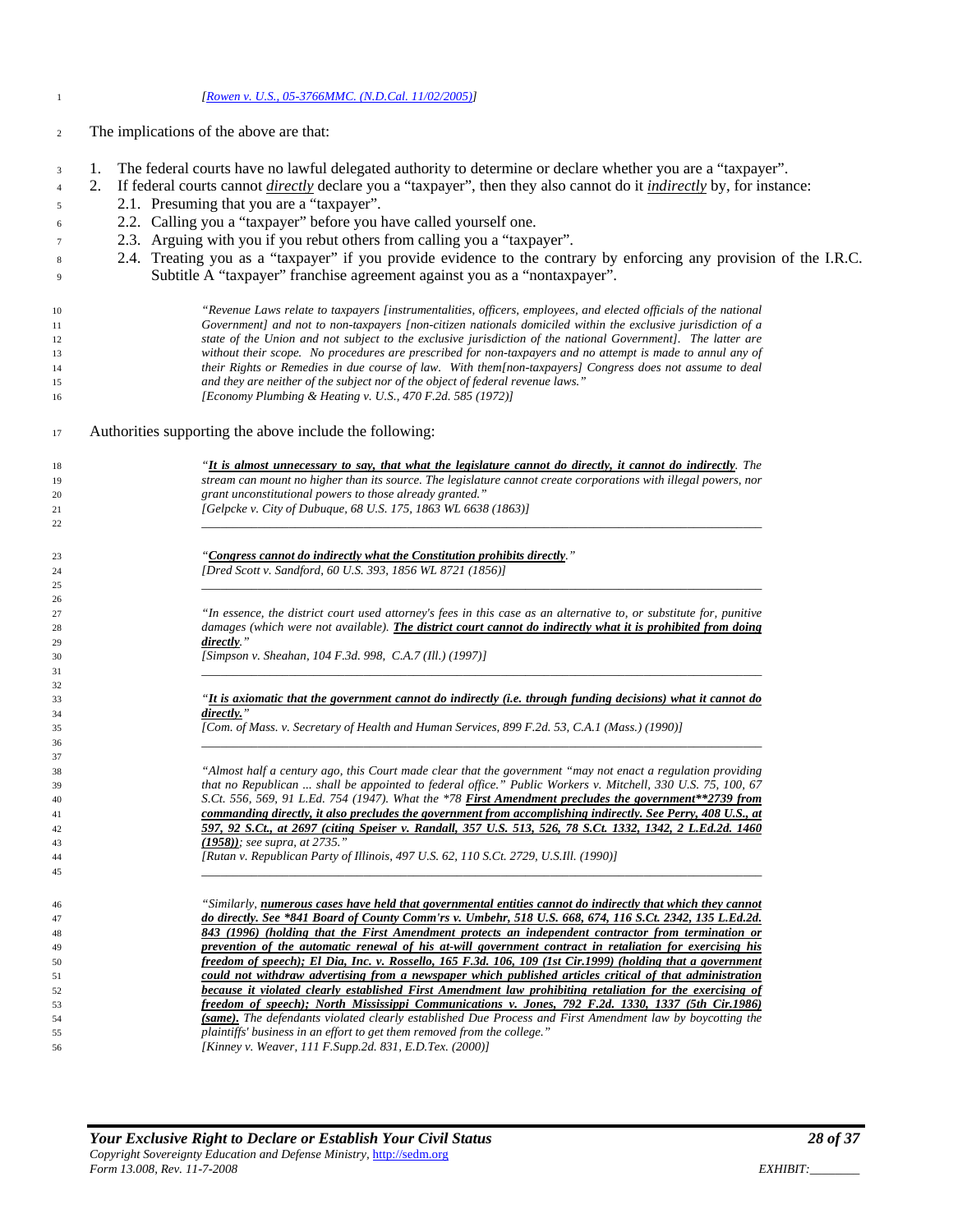[*Rowen v. U.S., 05-3766MMC. (N.D.Cal. 11/02/2005)*]

The implications of the above are that:

1. The federal courts have no lawful delegated authority to determine or declare whether you are a "taxpayer".
2. If federal courts cannot *directly* declare you a "taxpayer", then they also cannot do it *indirectly* by, for instance:
   2.1. Presuming that you are a "taxpayer".
   2.2. Calling you a "taxpayer" before you have called yourself one.
   2.3. Arguing with you if you rebut others from calling you a "taxpayer".
   2.4. Treating you as a "taxpayer" if you provide evidence to the contrary by enforcing any provision of the I.R.C. Subtitle A "taxpayer" franchise agreement against you as a "nontaxpayer".

> *"Revenue Laws relate to taxpayers [instrumentalities, officers, employees, and elected officials of the national Government] and not to non-taxpayers [non-citizen nationals domiciled within the exclusive jurisdiction of a state of the Union and not subject to the exclusive jurisdiction of the national Government]. The latter are without their scope. No procedures are prescribed for non-taxpayers and no attempt is made to annul any of their Rights or Remedies in due course of law. With them[non-taxpayers] Congress does not assume to deal and they are neither of the subject nor of the object of federal revenue laws."*
> *[Economy Plumbing & Heating v. U.S., 470 F.2d. 585 (1972)]*

Authorities supporting the above include the following:

> *"**It is almost unnecessary to say, that what the legislature cannot do directly, it cannot do indirectly**. The stream can mount no higher than its source. The legislature cannot create corporations with illegal powers, nor grant unconstitutional powers to those already granted."*
> *[Gelpcke v. City of Dubuque, 68 U.S. 175, 1863 WL 6638 (1863)]*

---

> *"**Congress cannot do indirectly what the Constitution prohibits directly**."*
> *[Dred Scott v. Sandford, 60 U.S. 393, 1856 WL 8721 (1856)]*

---

> *"In essence, the district court used attorney's fees in this case as an alternative to, or substitute for, punitive damages (which were not available). **The district court cannot do indirectly what it is prohibited from doing directly**."*
> *[Simpson v. Sheahan, 104 F.3d. 998, C.A.7 (Ill.) (1997)]*

---

> *"**It is axiomatic that the government cannot do indirectly (i.e. through funding decisions) what it cannot do directly.**"*
> *[Com. of Mass. v. Secretary of Health and Human Services, 899 F.2d. 53, C.A.1 (Mass.) (1990)]*

---

> *"Almost half a century ago, this Court made clear that the government "may not enact a regulation providing that no Republican ... shall be appointed to federal office." Public Workers v. Mitchell, 330 U.S. 75, 100, 67 S.Ct. 556, 569, 91 L.Ed. 754 (1947). What the \*78 **First Amendment precludes the government\*\*2739 from commanding directly, it also precludes the government from accomplishing indirectly. See Perry, 408 U.S., at 597, 92 S.Ct., at 2697 (citing Speiser v. Randall, 357 U.S. 513, 526, 78 S.Ct. 1332, 1342, 2 L.Ed.2d. 1460 (1958))**; see supra, at 2735."*
> *[Rutan v. Republican Party of Illinois, 497 U.S. 62, 110 S.Ct. 2729, U.S.Ill. (1990)]*

---

> *"Similarly, **numerous cases have held that governmental entities cannot do indirectly that which they cannot do directly. See \*841 Board of County Comm'rs v. Umbehr, 518 U.S. 668, 674, 116 S.Ct. 2342, 135 L.Ed.2d. 843 (1996) (holding that the First Amendment protects an independent contractor from termination or prevention of the automatic renewal of his at-will government contract in retaliation for exercising his freedom of speech); El Dia, Inc. v. Rossello, 165 F.3d. 106, 109 (1st Cir.1999) (holding that a government could not withdraw advertising from a newspaper which published articles critical of that administration because it violated clearly established First Amendment law prohibiting retaliation for the exercising of freedom of speech); North Mississippi Communications v. Jones, 792 F.2d. 1330, 1337 (5th Cir.1986) (same).** The defendants violated clearly established Due Process and First Amendment law by boycotting the plaintiffs' business in an effort to get them removed from the college."*
> *[Kinney v. Weaver, 111 F.Supp.2d. 831, E.D.Tex. (2000)]*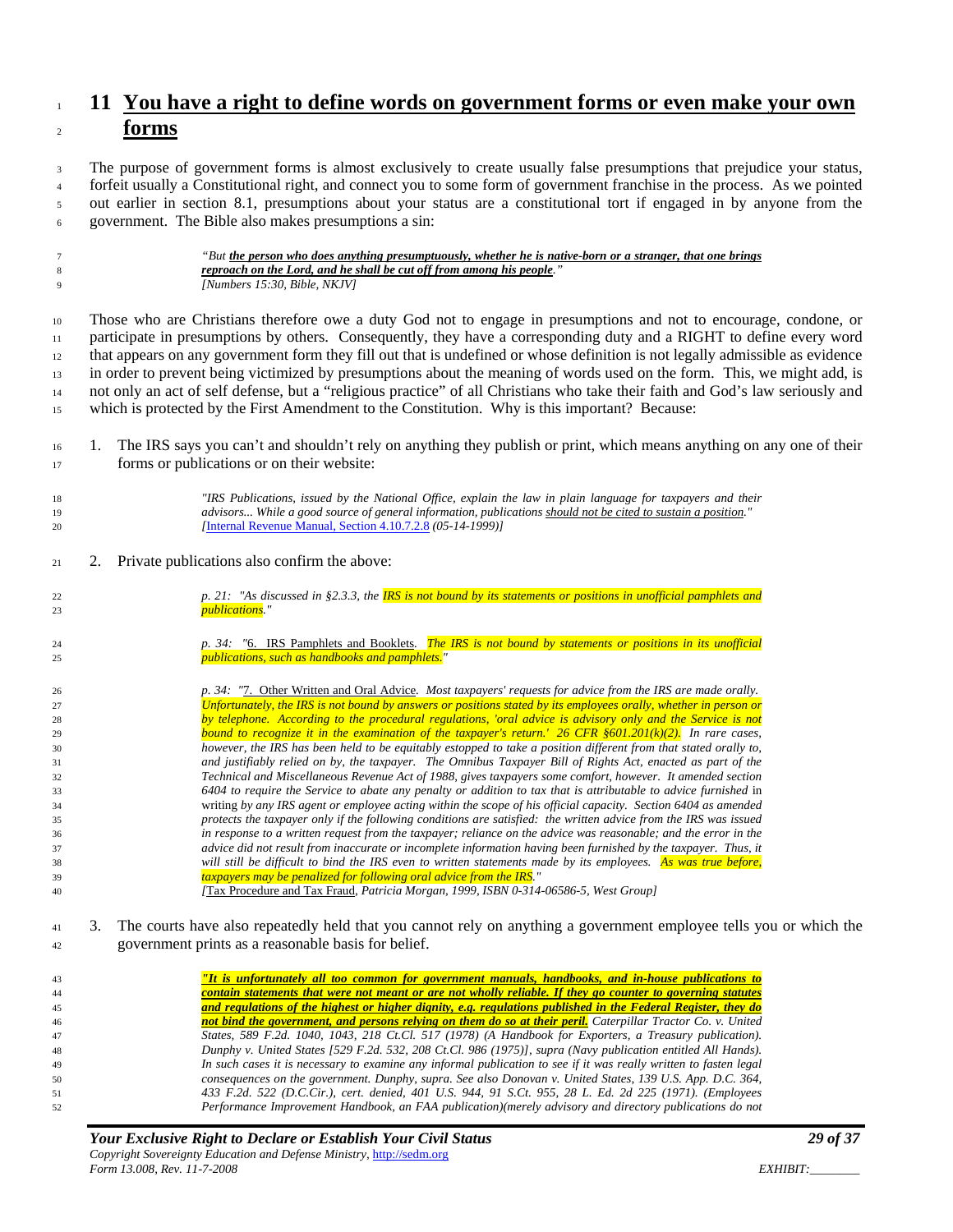# 11 You have a right to define words on government forms or even make your own forms

The purpose of government forms is almost exclusively to create usually false presumptions that prejudice your status, forfeit usually a Constitutional right, and connect you to some form of government franchise in the process. As we pointed out earlier in section 8.1, presumptions about your status are a constitutional tort if engaged in by anyone from the government. The Bible also makes presumptions a sin:

> *"But **the person who does anything presumptuously, whether he is native-born or a stranger, that one brings reproach on the Lord, and he shall be cut off from among his people**."*
> *[Numbers 15:30, Bible, NKJV]*

Those who are Christians therefore owe a duty God not to engage in presumptions and not to encourage, condone, or participate in presumptions by others. Consequently, they have a corresponding duty and a RIGHT to define every word that appears on any government form they fill out that is undefined or whose definition is not legally admissible as evidence in order to prevent being victimized by presumptions about the meaning of words used on the form. This, we might add, is not only an act of self defense, but a "religious practice" of all Christians who take their faith and God's law seriously and which is protected by the First Amendment to the Constitution. Why is this important? Because:

1. The IRS says you can't and shouldn't rely on anything they publish or print, which means anything on any one of their forms or publications or on their website:

> *"IRS Publications, issued by the National Office, explain the law in plain language for taxpayers and their advisors... While a good source of general information, publications should not be cited to sustain a position."*
> *[Internal Revenue Manual, Section 4.10.7.2.8 (05-14-1999)]*

2. Private publications also confirm the above:

> *p. 21: "As discussed in §2.3.3, the **IRS is not bound by its statements or positions in unofficial pamphlets and publications**."*

> *p. 34: "6. IRS Pamphlets and Booklets. **The IRS is not bound by statements or positions in its unofficial publications, such as handbooks and pamphlets.**"*

> *p. 34: "7. Other Written and Oral Advice. Most taxpayers' requests for advice from the IRS are made orally. **Unfortunately, the IRS is not bound by answers or positions stated by its employees orally, whether in person or by telephone. According to the procedural regulations, 'oral advice is advisory only and the Service is not bound to recognize it in the examination of the taxpayer's return.' 26 CFR §601.201(k)(2).** In rare cases, however, the IRS has been held to be equitably estopped to take a position different from that stated orally to, and justifiably relied on by, the taxpayer. The Omnibus Taxpayer Bill of Rights Act, enacted as part of the Technical and Miscellaneous Revenue Act of 1988, gives taxpayers some comfort, however. It amended section 6404 to require the Service to abate any penalty or addition to tax that is attributable to advice furnished in* writing *by any IRS agent or employee acting within the scope of his official capacity. Section 6404 as amended protects the taxpayer only if the following conditions are satisfied: the written advice from the IRS was issued in response to a written request from the taxpayer; reliance on the advice was reasonable; and the error in the advice did not result from inaccurate or incomplete information having been furnished by the taxpayer. Thus, it will still be difficult to bind the IRS even to written statements made by its employees. **As was true before, taxpayers may be penalized for following oral advice from the IRS.**"*
> *[Tax Procedure and Tax Fraud, Patricia Morgan, 1999, ISBN 0-314-06586-5, West Group]*

3. The courts have also repeatedly held that you cannot rely on anything a government employee tells you or which the government prints as a reasonable basis for belief.

> ***"It is unfortunately all too common for government manuals, handbooks, and in-house publications to contain statements that were not meant or are not wholly reliable. If they go counter to governing statutes and regulations of the highest or higher dignity, e.g. regulations published in the Federal Register, they do not bind the government, and persons relying on them do so at their peril.*** *Caterpillar Tractor Co. v. United States, 589 F.2d. 1040, 1043, 218 Ct.Cl. 517 (1978) (A Handbook for Exporters, a Treasury publication). Dunphy v. United States [529 F.2d. 532, 208 Ct.Cl. 986 (1975)], supra (Navy publication entitled All Hands). In such cases it is necessary to examine any informal publication to see if it was really written to fasten legal consequences on the government. Dunphy, supra. See also Donovan v. United States, 139 U.S. App. D.C. 364, 433 F.2d. 522 (D.C.Cir.), cert. denied, 401 U.S. 944, 91 S.Ct. 955, 28 L. Ed. 2d 225 (1971). (Employees Performance Improvement Handbook, an FAA publication)(merely advisory and directory publications do not*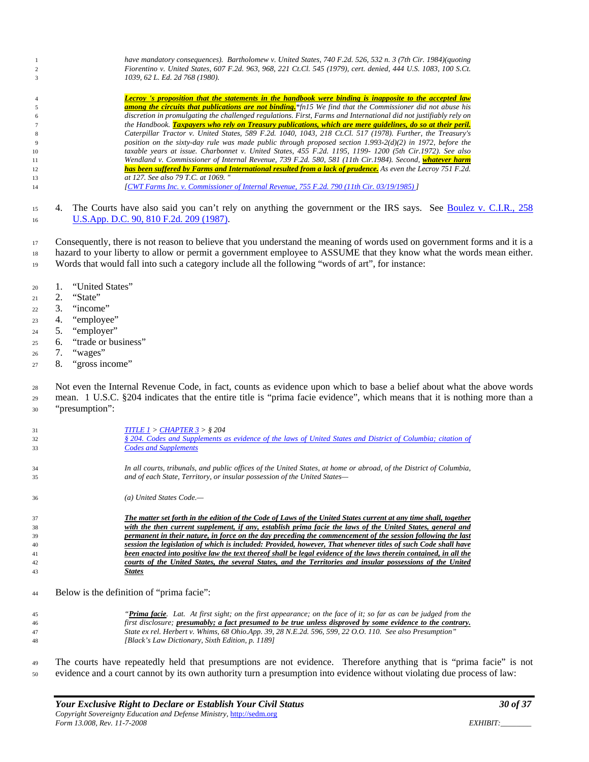> *have mandatory consequences). Bartholomew v. United States, 740 F.2d. 526, 532 n. 3 (7th Cir. 1984)(quoting Fiorentino v. United States, 607 F.2d. 963, 968, 221 Ct.Cl. 545 (1979), cert. denied, 444 U.S. 1083, 100 S.Ct. 1039, 62 L. Ed. 2d 768 (1980).*
>
> ***Lecroy 's proposition that the statements in the handbook were binding is inapposite to the accepted law among the circuits that publications are not binding.*** **fn15 We find that the Commissioner did not abuse his discretion in promulgating the challenged regulations. First, Farms and International did not justifiably rely on the Handbook.* ***Taxpayers who rely on Treasury publications, which are mere guidelines, do so at their peril.*** *Caterpillar Tractor v. United States, 589 F.2d. 1040, 1043, 218 Ct.Cl. 517 (1978). Further, the Treasury's position on the sixty-day rule was made public through proposed section 1.993-2(d)(2) in 1972, before the taxable years at issue. Charbonnet v. United States, 455 F.2d. 1195, 1199- 1200 (5th Cir.1972). See also Wendland v. Commissioner of Internal Revenue, 739 F.2d. 580, 581 (11th Cir.1984). Second,* ***whatever harm has been suffered by Farms and International resulted from a lack of prudence.*** *As even the Lecroy 751 F.2d. at 127. See also 79 T.C. at 1069. "*
> *[CWT Farms Inc. v. Commissioner of Internal Revenue, 755 F.2d. 790 (11th Cir. 03/19/1985) ]*

4. The Courts have also said you can't rely on anything the government or the IRS says. See Boulez v. C.I.R., 258 U.S.App. D.C. 90, 810 F.2d. 209 (1987).

Consequently, there is not reason to believe that you understand the meaning of words used on government forms and it is a hazard to your liberty to allow or permit a government employee to ASSUME that they know what the words mean either. Words that would fall into such a category include all the following "words of art", for instance:

1. "United States"
2. "State"
3. "income"
4. "employee"
5. "employer"
6. "trade or business"
7. "wages"
8. "gross income"

Not even the Internal Revenue Code, in fact, counts as evidence upon which to base a belief about what the above words mean. 1 U.S.C. §204 indicates that the entire title is "prima facie evidence", which means that it is nothing more than a "presumption":

> *TITLE 1 > CHAPTER 3 > § 204*
> *§ 204. Codes and Supplements as evidence of the laws of United States and District of Columbia; citation of Codes and Supplements*
>
> *In all courts, tribunals, and public offices of the United States, at home or abroad, of the District of Columbia, and of each State, Territory, or insular possession of the United States—*
>
> *(a) United States Code.—*
>
> ***The matter set forth in the edition of the Code of Laws of the United States current at any time shall, together with the then current supplement, if any, establish prima facie the laws of the United States, general and permanent in their nature, in force on the day preceding the commencement of the session following the last session the legislation of which is included: Provided, however, That whenever titles of such Code shall have been enacted into positive law the text thereof shall be legal evidence of the laws therein contained, in all the courts of the United States, the several States, and the Territories and insular possessions of the United States***

Below is the definition of "prima facie":

> *"**Prima facie**. Lat. At first sight; on the first appearance; on the face of it; so far as can be judged from the first disclosure;* ***presumably; a fact presumed to be true unless disproved by some evidence to the contrary.*** *State ex rel. Herbert v. Whims, 68 Ohio.App. 39, 28 N.E.2d. 596, 599, 22 O.O. 110. See also Presumption"*
> *[Black's Law Dictionary, Sixth Edition, p. 1189]*

The courts have repeatedly held that presumptions are not evidence. Therefore anything that is "prima facie" is not evidence and a court cannot by its own authority turn a presumption into evidence without violating due process of law: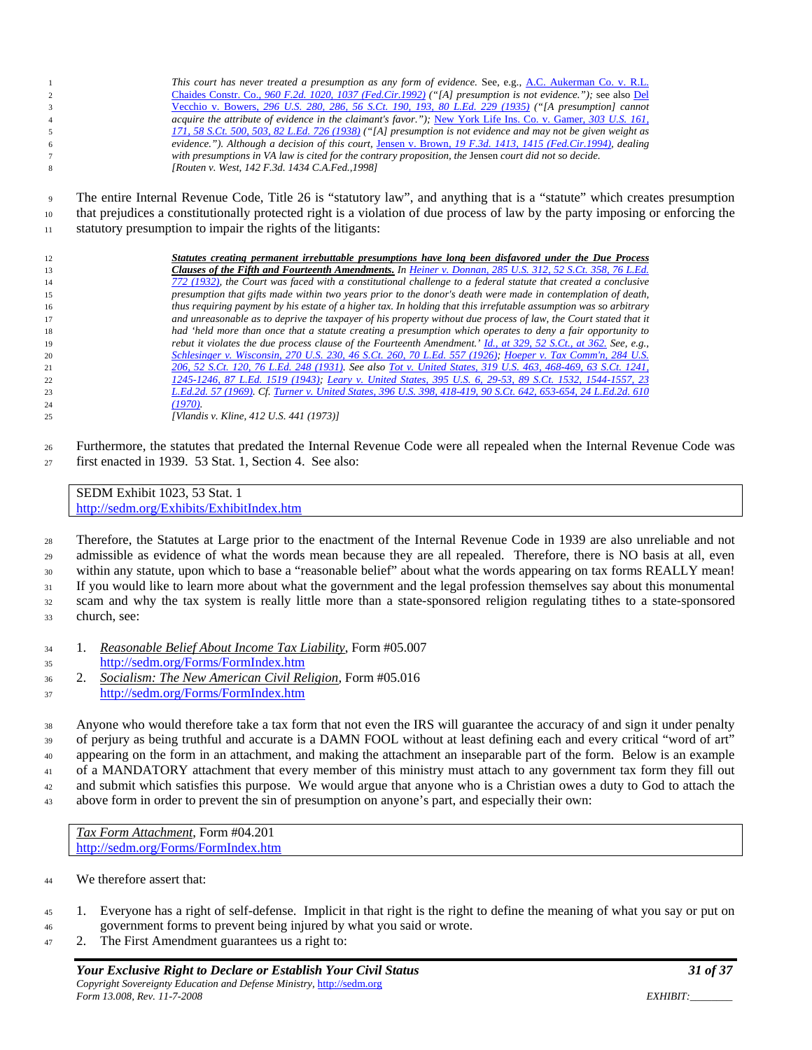> *This court has never treated a presumption as any form of evidence.* See, e.g., *A.C. Aukerman Co. v. R.L. Chaides Constr. Co., 960 F.2d. 1020, 1037 (Fed.Cir.1992)* *("[A] presumption is not evidence.");* see also *Del Vecchio v. Bowers, 296 U.S. 280, 286, 56 S.Ct. 190, 193, 80 L.Ed. 229 (1935)* *("[A presumption] cannot acquire the attribute of evidence in the claimant's favor.");* *New York Life Ins. Co. v. Gamer, 303 U.S. 161, 171, 58 S.Ct. 500, 503, 82 L.Ed. 726 (1938)* *("[A] presumption is not evidence and may not be given weight as evidence."). Although a decision of this court,* *Jensen v. Brown, 19 F.3d. 1413, 1415 (Fed.Cir.1994)*, *dealing with presumptions in VA law is cited for the contrary proposition, the* Jensen *court did not so decide.*
> *[Routen v. West, 142 F.3d. 1434 C.A.Fed.,1998]*

The entire Internal Revenue Code, Title 26 is "statutory law", and anything that is a "statute" which creates presumption that prejudices a constitutionally protected right is a violation of due process of law by the party imposing or enforcing the statutory presumption to impair the rights of the litigants:

> ***Statutes creating permanent irrebuttable presumptions have long been disfavored under the Due Process Clauses of the Fifth and Fourteenth Amendments.*** *In Heiner v. Donnan, 285 U.S. 312, 52 S.Ct. 358, 76 L.Ed. 772 (1932), the Court was faced with a constitutional challenge to a federal statute that created a conclusive presumption that gifts made within two years prior to the donor's death were made in contemplation of death, thus requiring payment by his estate of a higher tax. In holding that this irrefutable assumption was so arbitrary and unreasonable as to deprive the taxpayer of his property without due process of law, the Court stated that it had 'held more than once that a statute creating a presumption which operates to deny a fair opportunity to rebut it violates the due process clause of the Fourteenth Amendment.' Id., at 329, 52 S.Ct., at 362. See, e.g., Schlesinger v. Wisconsin, 270 U.S. 230, 46 S.Ct. 260, 70 L.Ed. 557 (1926); Hoeper v. Tax Comm'n, 284 U.S. 206, 52 S.Ct. 120, 76 L.Ed. 248 (1931). See also Tot v. United States, 319 U.S. 463, 468-469, 63 S.Ct. 1241, 1245-1246, 87 L.Ed. 1519 (1943); Leary v. United States, 395 U.S. 6, 29-53, 89 S.Ct. 1532, 1544-1557, 23 L.Ed.2d. 57 (1969). Cf. Turner v. United States, 396 U.S. 398, 418-419, 90 S.Ct. 642, 653-654, 24 L.Ed.2d. 610 (1970).*
> *[Vlandis v. Kline, 412 U.S. 441 (1973)]*

Furthermore, the statutes that predated the Internal Revenue Code were all repealed when the Internal Revenue Code was first enacted in 1939. 53 Stat. 1, Section 4. See also:

| SEDM Exhibit 1023, 53 Stat. 1 <br> http://sedm.org/Exhibits/ExhibitIndex.htm |
|---|

Therefore, the Statutes at Large prior to the enactment of the Internal Revenue Code in 1939 are also unreliable and not admissible as evidence of what the words mean because they are all repealed. Therefore, there is NO basis at all, even within any statute, upon which to base a "reasonable belief" about what the words appearing on tax forms REALLY mean! If you would like to learn more about what the government and the legal profession themselves say about this monumental scam and why the tax system is really little more than a state-sponsored religion regulating tithes to a state-sponsored church, see:

1. *Reasonable Belief About Income Tax Liability*, Form #05.007
   http://sedm.org/Forms/FormIndex.htm
2. *Socialism: The New American Civil Religion*, Form #05.016
   http://sedm.org/Forms/FormIndex.htm

Anyone who would therefore take a tax form that not even the IRS will guarantee the accuracy of and sign it under penalty of perjury as being truthful and accurate is a DAMN FOOL without at least defining each and every critical "word of art" appearing on the form in an attachment, and making the attachment an inseparable part of the form. Below is an example of a MANDATORY attachment that every member of this ministry must attach to any government tax form they fill out and submit which satisfies this purpose. We would argue that anyone who is a Christian owes a duty to God to attach the above form in order to prevent the sin of presumption on anyone's part, and especially their own:

| *Tax Form Attachment*, Form #04.201 <br> http://sedm.org/Forms/FormIndex.htm |
|---|

We therefore assert that:

1. Everyone has a right of self-defense. Implicit in that right is the right to define the meaning of what you say or put on government forms to prevent being injured by what you said or wrote.
2. The First Amendment guarantees us a right to: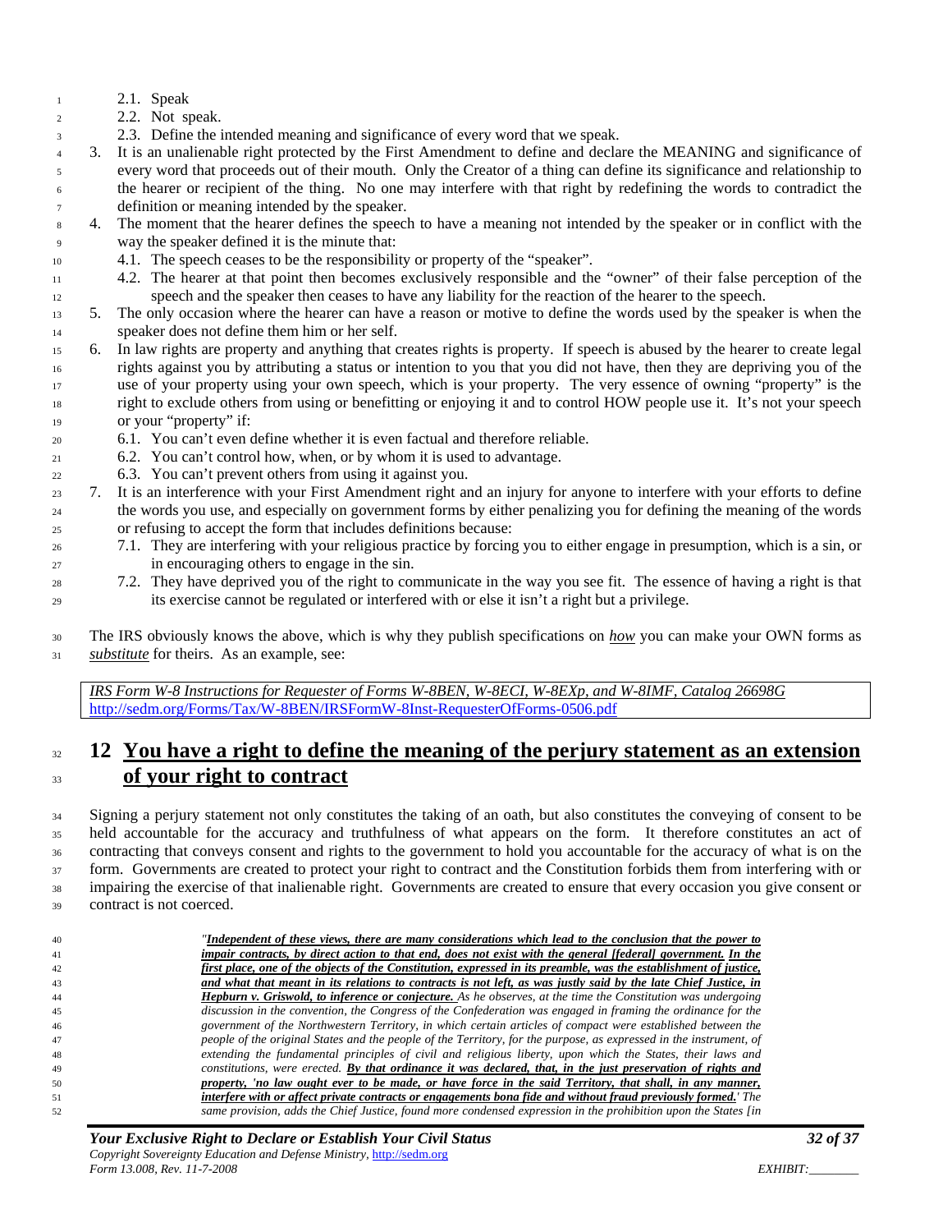2.1. Speak
2.2. Not speak.
2.3. Define the intended meaning and significance of every word that we speak.

3. It is an unalienable right protected by the First Amendment to define and declare the MEANING and significance of every word that proceeds out of their mouth. Only the Creator of a thing can define its significance and relationship to the hearer or recipient of the thing. No one may interfere with that right by redefining the words to contradict the definition or meaning intended by the speaker.
4. The moment that the hearer defines the speech to have a meaning not intended by the speaker or in conflict with the way the speaker defined it is the minute that:
   4.1. The speech ceases to be the responsibility or property of the "speaker".
   4.2. The hearer at that point then becomes exclusively responsible and the "owner" of their false perception of the speech and the speaker then ceases to have any liability for the reaction of the hearer to the speech.
5. The only occasion where the hearer can have a reason or motive to define the words used by the speaker is when the speaker does not define them him or her self.
6. In law rights are property and anything that creates rights is property. If speech is abused by the hearer to create legal rights against you by attributing a status or intention to you that you did not have, then they are depriving you of the use of your property using your own speech, which is your property. The very essence of owning "property" is the right to exclude others from using or benefitting or enjoying it and to control HOW people use it. It's not your speech or your "property" if:
   6.1. You can't even define whether it is even factual and therefore reliable.
   6.2. You can't control how, when, or by whom it is used to advantage.
   6.3. You can't prevent others from using it against you.
7. It is an interference with your First Amendment right and an injury for anyone to interfere with your efforts to define the words you use, and especially on government forms by either penalizing you for defining the meaning of the words or refusing to accept the form that includes definitions because:
   7.1. They are interfering with your religious practice by forcing you to either engage in presumption, which is a sin, or in encouraging others to engage in the sin.
   7.2. They have deprived you of the right to communicate in the way you see fit. The essence of having a right is that its exercise cannot be regulated or interfered with or else it isn't a right but a privilege.

The IRS obviously knows the above, which is why they publish specifications on *__how__* you can make your OWN forms as *__substitute__* for theirs. As an example, see:

> *__IRS Form W-8 Instructions for Requester of Forms W-8BEN, W-8ECI, W-8EXp, and W-8IMF, Catalog 26698G__*
> http://sedm.org/Forms/Tax/W-8BEN/IRSFormW-8Inst-RequesterOfForms-0506.pdf

# 12 __You have a right to define the meaning of the perjury statement as an extension of your right to contract__

Signing a perjury statement not only constitutes the taking of an oath, but also constitutes the conveying of consent to be held accountable for the accuracy and truthfulness of what appears on the form. It therefore constitutes an act of contracting that conveys consent and rights to the government to hold you accountable for the accuracy of what is on the form. Governments are created to protect your right to contract and the Constitution forbids them from interfering with or impairing the exercise of that inalienable right. Governments are created to ensure that every occasion you give consent or contract is not coerced.

> *"__**Independent of these views, there are many considerations which lead to the conclusion that the power to impair contracts, by direct action to that end, does not exist with the general [federal] government. In the first place, one of the objects of the Constitution, expressed in its preamble, was the establishment of justice, and what that meant in its relations to contracts is not left, as was justly said by the late Chief Justice, in Hepburn v. Griswold, to inference or conjecture.**__ As he observes, at the time the Constitution was undergoing discussion in the convention, the Congress of the Confederation was engaged in framing the ordinance for the government of the Northwestern Territory, in which certain articles of compact were established between the people of the original States and the people of the Territory, for the purpose, as expressed in the instrument, of extending the fundamental principles of civil and religious liberty, upon which the States, their laws and constitutions, were erected. __**By that ordinance it was declared, that, in the just preservation of rights and property, 'no law ought ever to be made, or have force in the said Territory, that shall, in any manner, interfere with or affect private contracts or engagements bona fide and without fraud previously formed.'**__ The same provision, adds the Chief Justice, found more condensed expression in the prohibition upon the States [in*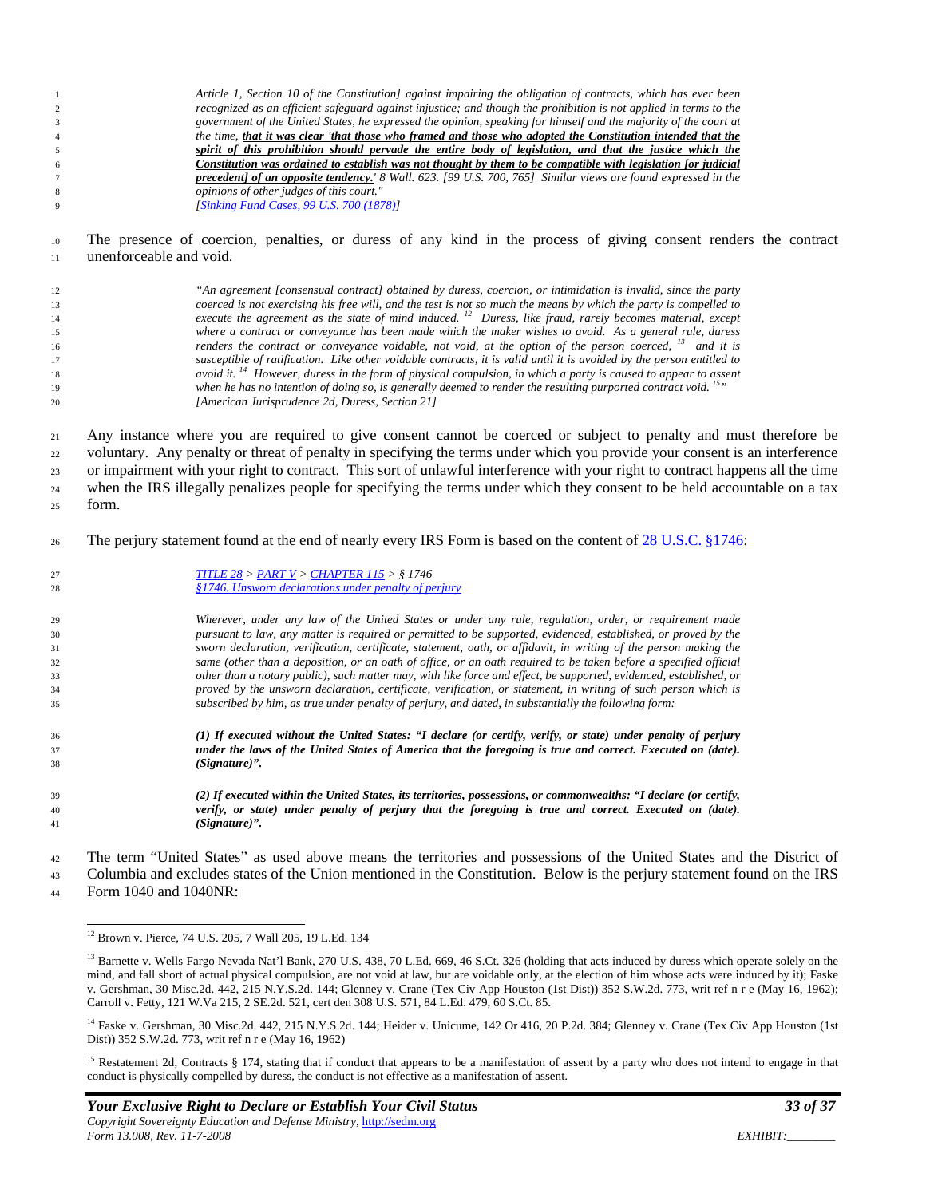> *Article 1, Section 10 of the Constitution] against impairing the obligation of contracts, which has ever been recognized as an efficient safeguard against injustice; and though the prohibition is not applied in terms to the government of the United States, he expressed the opinion, speaking for himself and the majority of the court at the time, **that it was clear 'that those who framed and those who adopted the Constitution intended that the spirit of this prohibition should pervade the entire body of legislation, and that the justice which the Constitution was ordained to establish was not thought by them to be compatible with legislation [or judicial precedent] of an opposite tendency.'** 8 Wall. 623. [99 U.S. 700, 765] Similar views are found expressed in the opinions of other judges of this court."*
> *[Sinking Fund Cases, 99 U.S. 700 (1878)]*

The presence of coercion, penalties, or duress of any kind in the process of giving consent renders the contract unenforceable and void.

> *"An agreement [consensual contract] obtained by duress, coercion, or intimidation is invalid, since the party coerced is not exercising his free will, and the test is not so much the means by which the party is compelled to execute the agreement as the state of mind induced.* [12] *Duress, like fraud, rarely becomes material, except where a contract or conveyance has been made which the maker wishes to avoid. As a general rule, duress renders the contract or conveyance voidable, not void, at the option of the person coerced,* [13] *and it is susceptible of ratification. Like other voidable contracts, it is valid until it is avoided by the person entitled to avoid it.* [14] *However, duress in the form of physical compulsion, in which a party is caused to appear to assent when he has no intention of doing so, is generally deemed to render the resulting purported contract void.* [15]*"*
> *[American Jurisprudence 2d, Duress, Section 21]*

Any instance where you are required to give consent cannot be coerced or subject to penalty and must therefore be voluntary. Any penalty or threat of penalty in specifying the terms under which you provide your consent is an interference or impairment with your right to contract. This sort of unlawful interference with your right to contract happens all the time when the IRS illegally penalizes people for specifying the terms under which they consent to be held accountable on a tax form.

The perjury statement found at the end of nearly every IRS Form is based on the content of 28 U.S.C. §1746:

> *TITLE 28 > PART V > CHAPTER 115 > § 1746*
> *§1746. Unsworn declarations under penalty of perjury*
>
> *Wherever, under any law of the United States or under any rule, regulation, order, or requirement made pursuant to law, any matter is required or permitted to be supported, evidenced, established, or proved by the sworn declaration, verification, certificate, statement, oath, or affidavit, in writing of the person making the same (other than a deposition, or an oath of office, or an oath required to be taken before a specified official other than a notary public), such matter may, with like force and effect, be supported, evidenced, established, or proved by the unsworn declaration, certificate, verification, or statement, in writing of such person which is subscribed by him, as true under penalty of perjury, and dated, in substantially the following form:*
>
> ***(1) If executed without the United States: "I declare (or certify, verify, or state) under penalty of perjury under the laws of the United States of America that the foregoing is true and correct. Executed on (date). (Signature)".***
>
> ***(2) If executed within the United States, its territories, possessions, or commonwealths: "I declare (or certify, verify, or state) under penalty of perjury that the foregoing is true and correct. Executed on (date). (Signature)".***

The term "United States" as used above means the territories and possessions of the United States and the District of Columbia and excludes states of the Union mentioned in the Constitution. Below is the perjury statement found on the IRS Form 1040 and 1040NR:

---

[12] Brown v. Pierce, 74 U.S. 205, 7 Wall 205, 19 L.Ed. 134

[13] Barnette v. Wells Fargo Nevada Nat'l Bank, 270 U.S. 438, 70 L.Ed. 669, 46 S.Ct. 326 (holding that acts induced by duress which operate solely on the mind, and fall short of actual physical compulsion, are not void at law, but are voidable only, at the election of him whose acts were induced by it); Faske v. Gershman, 30 Misc.2d. 442, 215 N.Y.S.2d. 144; Glenney v. Crane (Tex Civ App Houston (1st Dist)) 352 S.W.2d. 773, writ ref n r e (May 16, 1962); Carroll v. Fetty, 121 W.Va 215, 2 SE.2d. 521, cert den 308 U.S. 571, 84 L.Ed. 479, 60 S.Ct. 85.

[14] Faske v. Gershman, 30 Misc.2d. 442, 215 N.Y.S.2d. 144; Heider v. Unicume, 142 Or 416, 20 P.2d. 384; Glenney v. Crane (Tex Civ App Houston (1st Dist)) 352 S.W.2d. 773, writ ref n r e (May 16, 1962)

[15] Restatement 2d, Contracts § 174, stating that if conduct that appears to be a manifestation of assent by a party who does not intend to engage in that conduct is physically compelled by duress, the conduct is not effective as a manifestation of assent.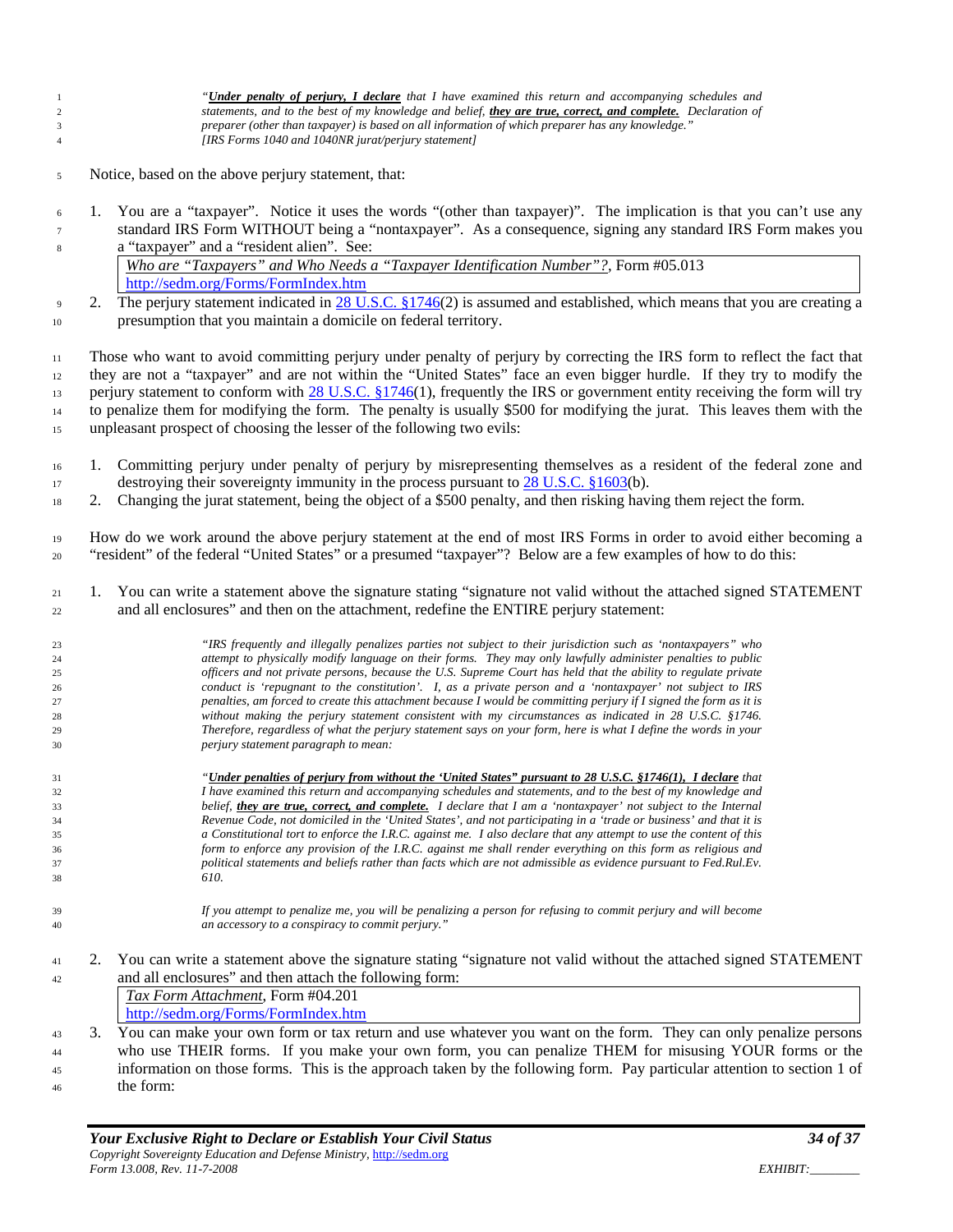> *"**Under penalty of perjury, I declare** that I have examined this return and accompanying schedules and statements, and to the best of my knowledge and belief, **they are true, correct, and complete.** Declaration of preparer (other than taxpayer) is based on all information of which preparer has any knowledge."*
> *[IRS Forms 1040 and 1040NR jurat/perjury statement]*

Notice, based on the above perjury statement, that:

1. You are a "taxpayer". Notice it uses the words "(other than taxpayer)". The implication is that you can't use any standard IRS Form WITHOUT being a "nontaxpayer". As a consequence, signing any standard IRS Form makes you a "taxpayer" and a "resident alien". See:

   | *Who are "Taxpayers" and Who Needs a "Taxpayer Identification Number"?*, Form #05.013<br>http://sedm.org/Forms/FormIndex.htm |
   |---|

2. The perjury statement indicated in 28 U.S.C. §1746(2) is assumed and established, which means that you are creating a presumption that you maintain a domicile on federal territory.

Those who want to avoid committing perjury under penalty of perjury by correcting the IRS form to reflect the fact that they are not a "taxpayer" and are not within the "United States" face an even bigger hurdle. If they try to modify the perjury statement to conform with 28 U.S.C. §1746(1), frequently the IRS or government entity receiving the form will try to penalize them for modifying the form. The penalty is usually $500 for modifying the jurat. This leaves them with the unpleasant prospect of choosing the lesser of the following two evils:

1. Committing perjury under penalty of perjury by misrepresenting themselves as a resident of the federal zone and destroying their sovereignty immunity in the process pursuant to 28 U.S.C. §1603(b).
2. Changing the jurat statement, being the object of a $500 penalty, and then risking having them reject the form.

How do we work around the above perjury statement at the end of most IRS Forms in order to avoid either becoming a "resident" of the federal "United States" or a presumed "taxpayer"? Below are a few examples of how to do this:

1. You can write a statement above the signature stating "signature not valid without the attached signed STATEMENT and all enclosures" and then on the attachment, redefine the ENTIRE perjury statement:

   > *"IRS frequently and illegally penalizes parties not subject to their jurisdiction such as 'nontaxpayers" who attempt to physically modify language on their forms. They may only lawfully administer penalties to public officers and not private persons, because the U.S. Supreme Court has held that the ability to regulate private conduct is 'repugnant to the constitution'. I, as a private person and a 'nontaxpayer' not subject to IRS penalties, am forced to create this attachment because I would be committing perjury if I signed the form as it is without making the perjury statement consistent with my circumstances as indicated in 28 U.S.C. §1746. Therefore, regardless of what the perjury statement says on your form, here is what I define the words in your perjury statement paragraph to mean:*
   >
   > *"**Under penalties of perjury from without the 'United States" pursuant to 28 U.S.C. §1746(1), I declare** that I have examined this return and accompanying schedules and statements, and to the best of my knowledge and belief, **they are true, correct, and complete.** I declare that I am a 'nontaxpayer' not subject to the Internal Revenue Code, not domiciled in the 'United States', and not participating in a 'trade or business' and that it is a Constitutional tort to enforce the I.R.C. against me. I also declare that any attempt to use the content of this form to enforce any provision of the I.R.C. against me shall render everything on this form as religious and political statements and beliefs rather than facts which are not admissible as evidence pursuant to Fed.Rul.Ev. 610.*
   >
   > *If you attempt to penalize me, you will be penalizing a person for refusing to commit perjury and will become an accessory to a conspiracy to commit perjury."*

2. You can write a statement above the signature stating "signature not valid without the attached signed STATEMENT and all enclosures" and then attach the following form:

   | *Tax Form Attachment*, Form #04.201<br>http://sedm.org/Forms/FormIndex.htm |
   |---|

3. You can make your own form or tax return and use whatever you want on the form. They can only penalize persons who use THEIR forms. If you make your own form, you can penalize THEM for misusing YOUR forms or the information on those forms. This is the approach taken by the following form. Pay particular attention to section 1 of the form: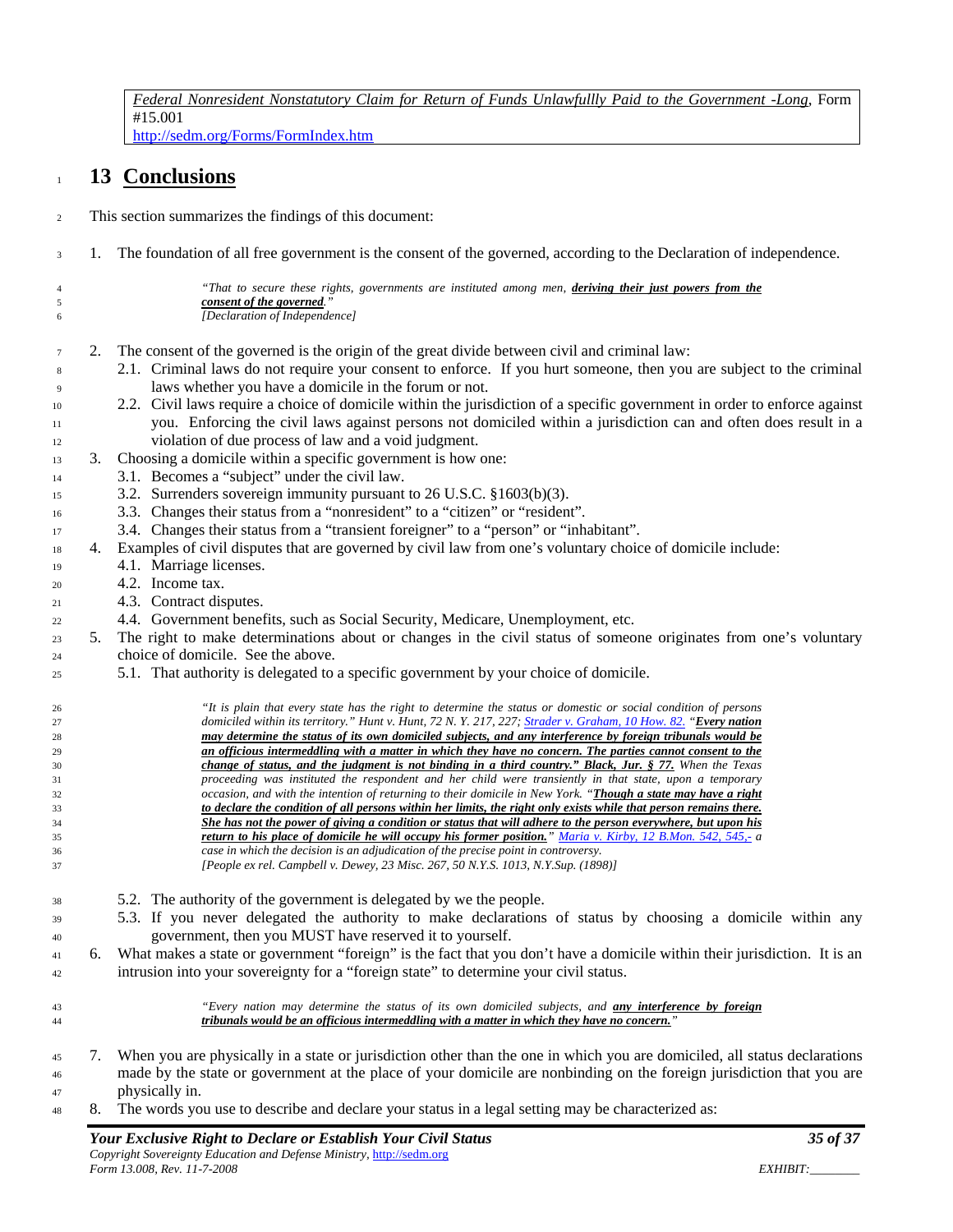*Federal Nonresident Nonstatutory Claim for Return of Funds Unlawfullly Paid to the Government -Long*, Form #15.001
http://sedm.org/Forms/FormIndex.htm

# 13 Conclusions

This section summarizes the findings of this document:

1. The foundation of all free government is the consent of the governed, according to the Declaration of independence.

> *"That to secure these rights, governments are instituted among men, **deriving their just powers from the consent of the governed**."*
> *[Declaration of Independence]*

2. The consent of the governed is the origin of the great divide between civil and criminal law:
   2.1. Criminal laws do not require your consent to enforce. If you hurt someone, then you are subject to the criminal laws whether you have a domicile in the forum or not.
   2.2. Civil laws require a choice of domicile within the jurisdiction of a specific government in order to enforce against you. Enforcing the civil laws against persons not domiciled within a jurisdiction can and often does result in a violation of due process of law and a void judgment.
3. Choosing a domicile within a specific government is how one:
   3.1. Becomes a "subject" under the civil law.
   3.2. Surrenders sovereign immunity pursuant to 26 U.S.C. §1603(b)(3).
   3.3. Changes their status from a "nonresident" to a "citizen" or "resident".
   3.4. Changes their status from a "transient foreigner" to a "person" or "inhabitant".
4. Examples of civil disputes that are governed by civil law from one's voluntary choice of domicile include:
   4.1. Marriage licenses.
   4.2. Income tax.
   4.3. Contract disputes.
   4.4. Government benefits, such as Social Security, Medicare, Unemployment, etc.
5. The right to make determinations about or changes in the civil status of someone originates from one's voluntary choice of domicile. See the above.
   5.1. That authority is delegated to a specific government by your choice of domicile.

> *"It is plain that every state has the right to determine the status or domestic or social condition of persons domiciled within its territory." Hunt v. Hunt, 72 N. Y. 217, 227; Strader v. Graham, 10 How. 82. "**Every nation may determine the status of its own domiciled subjects, and any interference by foreign tribunals would be an officious intermeddling with a matter in which they have no concern. The parties cannot consent to the change of status, and the judgment is not binding in a third country." Black, Jur. § 77.** When the Texas proceeding was instituted the respondent and her child were transiently in that state, upon a temporary occasion, and with the intention of returning to their domicile in New York. "**Though a state may have a right to declare the condition of all persons within her limits, the right only exists while that person remains there. She has not the power of giving a condition or status that will adhere to the person everywhere, but upon his return to his place of domicile he will occupy his former position.**" Maria v. Kirby, 12 B.Mon. 542, 545,- a case in which the decision is an adjudication of the precise point in controversy.*
> *[People ex rel. Campbell v. Dewey, 23 Misc. 267, 50 N.Y.S. 1013, N.Y.Sup. (1898)]*

   5.2. The authority of the government is delegated by we the people.
   5.3. If you never delegated the authority to make declarations of status by choosing a domicile within any government, then you MUST have reserved it to yourself.
6. What makes a state or government "foreign" is the fact that you don't have a domicile within their jurisdiction. It is an intrusion into your sovereignty for a "foreign state" to determine your civil status.

> *"Every nation may determine the status of its own domiciled subjects, and **any interference by foreign tribunals would be an officious intermeddling with a matter in which they have no concern.**"*

7. When you are physically in a state or jurisdiction other than the one in which you are domiciled, all status declarations made by the state or government at the place of your domicile are nonbinding on the foreign jurisdiction that you are physically in.
8. The words you use to describe and declare your status in a legal setting may be characterized as: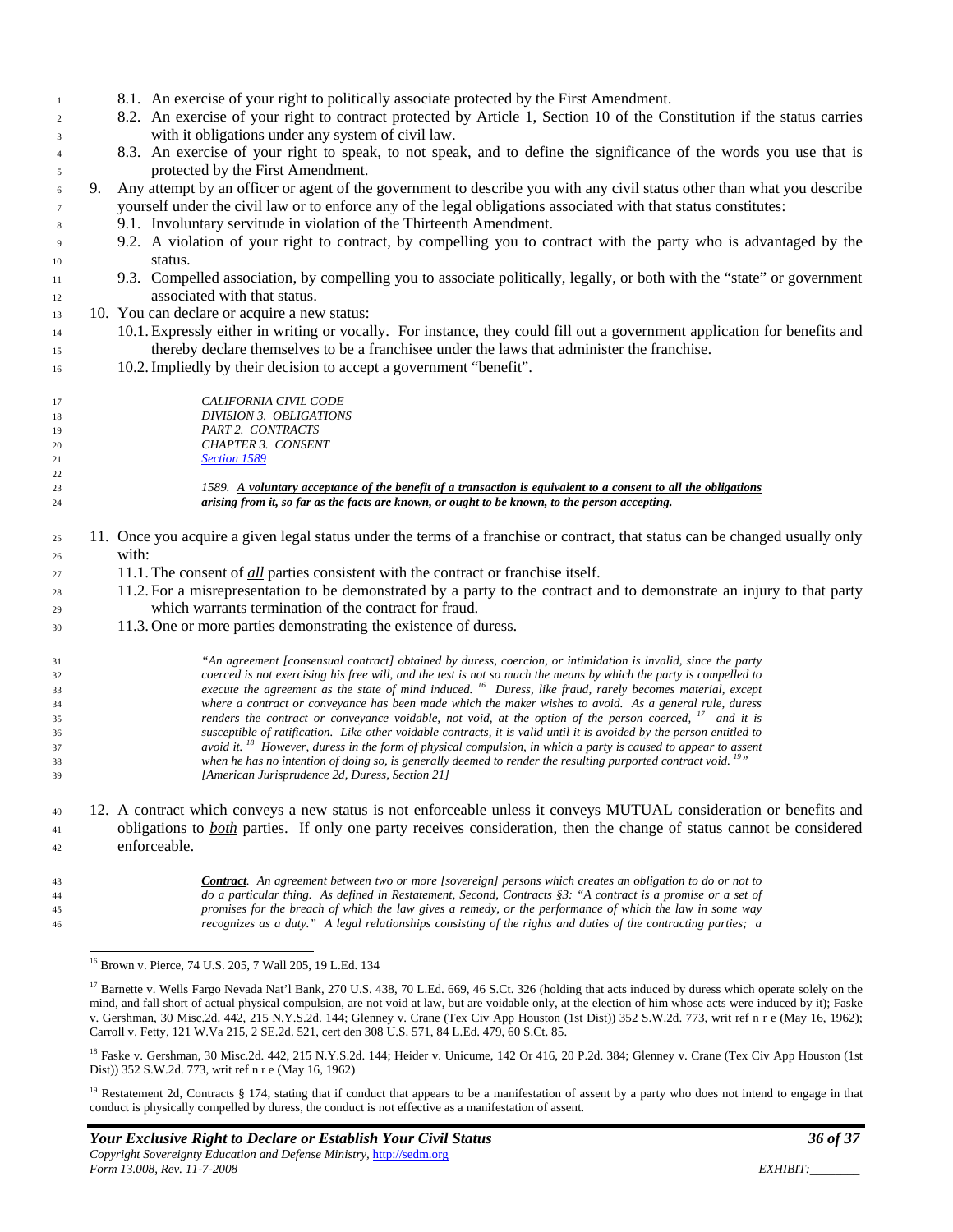8.1. An exercise of your right to politically associate protected by the First Amendment.

8.2. An exercise of your right to contract protected by Article 1, Section 10 of the Constitution if the status carries with it obligations under any system of civil law.

8.3. An exercise of your right to speak, to not speak, and to define the significance of the words you use that is protected by the First Amendment.

9. Any attempt by an officer or agent of the government to describe you with any civil status other than what you describe yourself under the civil law or to enforce any of the legal obligations associated with that status constitutes:

   9.1. Involuntary servitude in violation of the Thirteenth Amendment.

   9.2. A violation of your right to contract, by compelling you to contract with the party who is advantaged by the status.

   9.3. Compelled association, by compelling you to associate politically, legally, or both with the "state" or government associated with that status.

10. You can declare or acquire a new status:

   10.1. Expressly either in writing or vocally. For instance, they could fill out a government application for benefits and thereby declare themselves to be a franchisee under the laws that administer the franchise.

   10.2. Impliedly by their decision to accept a government "benefit".

> *CALIFORNIA CIVIL CODE*
> *DIVISION 3. OBLIGATIONS*
> *PART 2. CONTRACTS*
> *CHAPTER 3. CONSENT*
> *Section 1589*
>
> *1589. **A voluntary acceptance of the benefit of a transaction is equivalent to a consent to all the obligations arising from it, so far as the facts are known, or ought to be known, to the person accepting.***

11. Once you acquire a given legal status under the terms of a franchise or contract, that status can be changed usually only with:

   11.1. The consent of ***all*** parties consistent with the contract or franchise itself.

   11.2. For a misrepresentation to be demonstrated by a party to the contract and to demonstrate an injury to that party which warrants termination of the contract for fraud.

   11.3. One or more parties demonstrating the existence of duress.

> *"An agreement [consensual contract] obtained by duress, coercion, or intimidation is invalid, since the party coerced is not exercising his free will, and the test is not so much the means by which the party is compelled to execute the agreement as the state of mind induced.* [16] *Duress, like fraud, rarely becomes material, except where a contract or conveyance has been made which the maker wishes to avoid. As a general rule, duress renders the contract or conveyance voidable, not void, at the option of the person coerced,* [17] *and it is susceptible of ratification. Like other voidable contracts, it is valid until it is avoided by the person entitled to avoid it.* [18] *However, duress in the form of physical compulsion, in which a party is caused to appear to assent when he has no intention of doing so, is generally deemed to render the resulting purported contract void.* [19]*"*
> *[American Jurisprudence 2d, Duress, Section 21]*

12. A contract which conveys a new status is not enforceable unless it conveys MUTUAL consideration or benefits and obligations to ***both*** parties. If only one party receives consideration, then the change of status cannot be considered enforceable.

> ***Contract**. An agreement between two or more [sovereign] persons which creates an obligation to do or not to do a particular thing. As defined in Restatement, Second, Contracts §3: "A contract is a promise or a set of promises for the breach of which the law gives a remedy, or the performance of which the law in some way recognizes as a duty." A legal relationships consisting of the rights and duties of the contracting parties; a*

---

[16] Brown v. Pierce, 74 U.S. 205, 7 Wall 205, 19 L.Ed. 134

[17] Barnette v. Wells Fargo Nevada Nat'l Bank, 270 U.S. 438, 70 L.Ed. 669, 46 S.Ct. 326 (holding that acts induced by duress which operate solely on the mind, and fall short of actual physical compulsion, are not void at law, but are voidable only, at the election of him whose acts were induced by it); Faske v. Gershman, 30 Misc.2d. 442, 215 N.Y.S.2d. 144; Glenney v. Crane (Tex Civ App Houston (1st Dist)) 352 S.W.2d. 773, writ ref n r e (May 16, 1962); Carroll v. Fetty, 121 W.Va 215, 2 SE.2d. 521, cert den 308 U.S. 571, 84 L.Ed. 479, 60 S.Ct. 85.

[18] Faske v. Gershman, 30 Misc.2d. 442, 215 N.Y.S.2d. 144; Heider v. Unicume, 142 Or 416, 20 P.2d. 384; Glenney v. Crane (Tex Civ App Houston (1st Dist)) 352 S.W.2d. 773, writ ref n r e (May 16, 1962)

[19] Restatement 2d, Contracts § 174, stating that if conduct that appears to be a manifestation of assent by a party who does not intend to engage in that conduct is physically compelled by duress, the conduct is not effective as a manifestation of assent.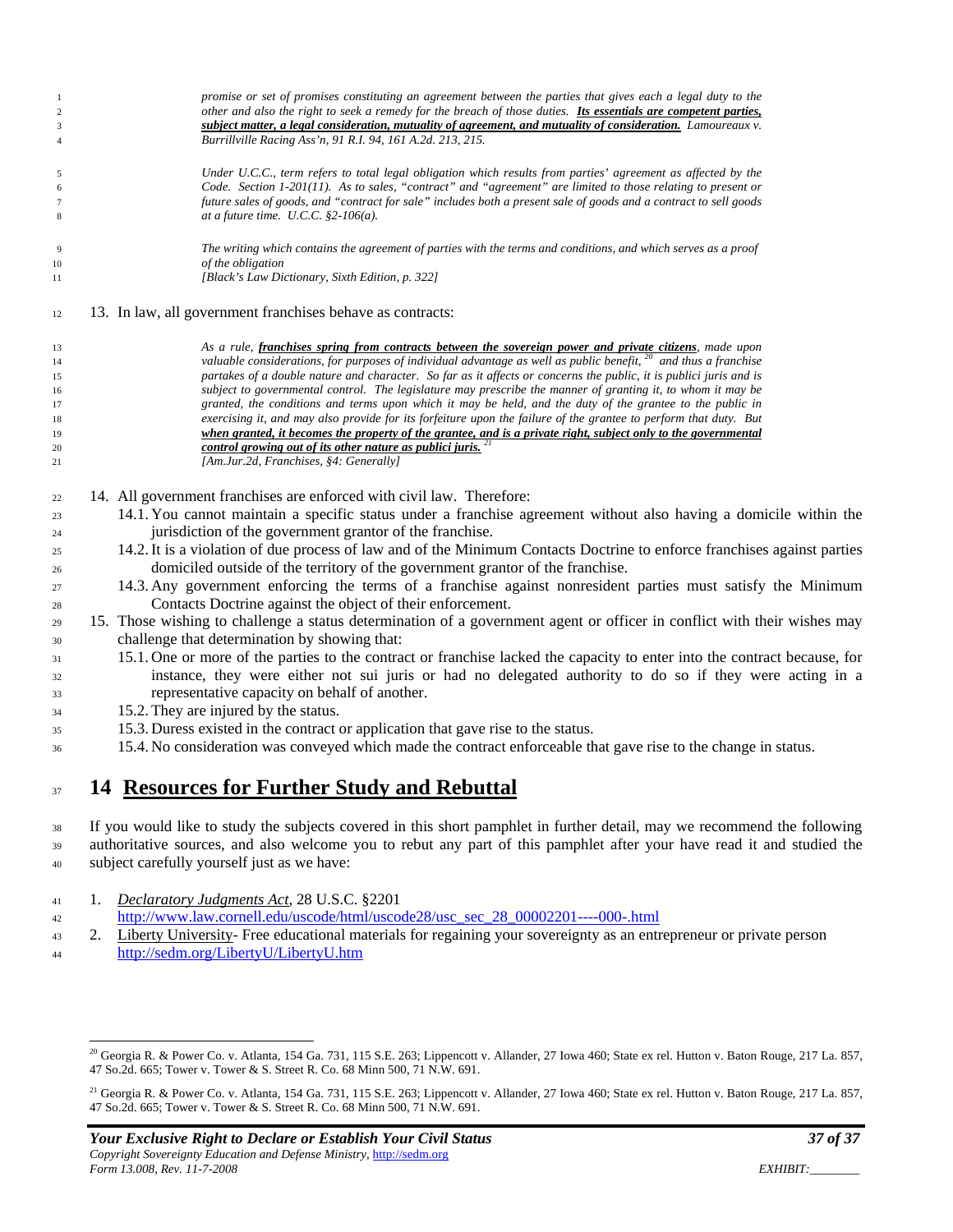*promise or set of promises constituting an agreement between the parties that gives each a legal duty to the other and also the right to seek a remedy for the breach of those duties. **Its essentials are competent parties, subject matter, a legal consideration, mutuality of agreement, and mutuality of consideration.** Lamoureaux v. Burrillville Racing Ass'n, 91 R.I. 94, 161 A.2d. 213, 215.*

*Under U.C.C., term refers to total legal obligation which results from parties' agreement as affected by the Code. Section 1-201(11). As to sales, "contract" and "agreement" are limited to those relating to present or future sales of goods, and "contract for sale" includes both a present sale of goods and a contract to sell goods at a future time. U.C.C. §2-106(a).*

*The writing which contains the agreement of parties with the terms and conditions, and which serves as a proof of the obligation*
*[Black's Law Dictionary, Sixth Edition, p. 322]*

13. In law, all government franchises behave as contracts:

> *As a rule, **franchises spring from contracts between the sovereign power and private citizens**, made upon valuable considerations, for purposes of individual advantage as well as public benefit,[20] and thus a franchise partakes of a double nature and character. So far as it affects or concerns the public, it is publici juris and is subject to governmental control. The legislature may prescribe the manner of granting it, to whom it may be granted, the conditions and terms upon which it may be held, and the duty of the grantee to the public in exercising it, and may also provide for its forfeiture upon the failure of the grantee to perform that duty. But **when granted, it becomes the property of the grantee, and is a private right, subject only to the governmental control growing out of its other nature as publici juris.**[21]*
> *[Am.Jur.2d, Franchises, §4: Generally]*

14. All government franchises are enforced with civil law. Therefore:
    14.1. You cannot maintain a specific status under a franchise agreement without also having a domicile within the jurisdiction of the government grantor of the franchise.
    14.2. It is a violation of due process of law and of the Minimum Contacts Doctrine to enforce franchises against parties domiciled outside of the territory of the government grantor of the franchise.
    14.3. Any government enforcing the terms of a franchise against nonresident parties must satisfy the Minimum Contacts Doctrine against the object of their enforcement.
15. Those wishing to challenge a status determination of a government agent or officer in conflict with their wishes may challenge that determination by showing that:
    15.1. One or more of the parties to the contract or franchise lacked the capacity to enter into the contract because, for instance, they were either not sui juris or had no delegated authority to do so if they were acting in a representative capacity on behalf of another.
    15.2. They are injured by the status.
    15.3. Duress existed in the contract or application that gave rise to the status.
    15.4. No consideration was conveyed which made the contract enforceable that gave rise to the change in status.

# 14 Resources for Further Study and Rebuttal

If you would like to study the subjects covered in this short pamphlet in further detail, may we recommend the following authoritative sources, and also welcome you to rebut any part of this pamphlet after your have read it and studied the subject carefully yourself just as we have:

1. *Declaratory Judgments Act*, 28 U.S.C. §2201
   http://www.law.cornell.edu/uscode/html/uscode28/usc_sec_28_00002201----000-.html
2. Liberty University- Free educational materials for regaining your sovereignty as an entrepreneur or private person
   http://sedm.org/LibertyU/LibertyU.htm

---

[20] Georgia R. & Power Co. v. Atlanta, 154 Ga. 731, 115 S.E. 263; Lippencott v. Allander, 27 Iowa 460; State ex rel. Hutton v. Baton Rouge, 217 La. 857, 47 So.2d. 665; Tower v. Tower & S. Street R. Co. 68 Minn 500, 71 N.W. 691.

[21] Georgia R. & Power Co. v. Atlanta, 154 Ga. 731, 115 S.E. 263; Lippencott v. Allander, 27 Iowa 460; State ex rel. Hutton v. Baton Rouge, 217 La. 857, 47 So.2d. 665; Tower v. Tower & S. Street R. Co. 68 Minn 500, 71 N.W. 691.